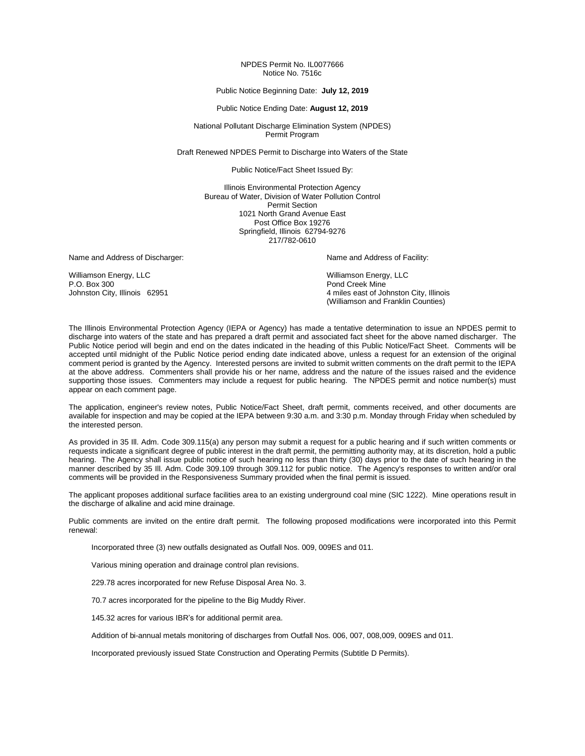NPDES Permit No. IL0077666
Notice No. 7516c

Public Notice Beginning Date: **July 12, 2019**

Public Notice Ending Date: **August 12, 2019**

National Pollutant Discharge Elimination System (NPDES)
Permit Program

Draft Renewed NPDES Permit to Discharge into Waters of the State

Public Notice/Fact Sheet Issued By:

Illinois Environmental Protection Agency
Bureau of Water, Division of Water Pollution Control
Permit Section
1021 North Grand Avenue East
Post Office Box 19276
Springfield, Illinois 62794-9276
217/782-0610

Name and Address of Discharger:

Williamson Energy, LLC
P.O. Box 300
Johnston City, Illinois 62951

Name and Address of Facility:

Williamson Energy, LLC
Pond Creek Mine
4 miles east of Johnston City, Illinois
(Williamson and Franklin Counties)

The Illinois Environmental Protection Agency (IEPA or Agency) has made a tentative determination to issue an NPDES permit to discharge into waters of the state and has prepared a draft permit and associated fact sheet for the above named discharger. The Public Notice period will begin and end on the dates indicated in the heading of this Public Notice/Fact Sheet. Comments will be accepted until midnight of the Public Notice period ending date indicated above, unless a request for an extension of the original comment period is granted by the Agency. Interested persons are invited to submit written comments on the draft permit to the IEPA at the above address. Commenters shall provide his or her name, address and the nature of the issues raised and the evidence supporting those issues. Commenters may include a request for public hearing. The NPDES permit and notice number(s) must appear on each comment page.

The application, engineer's review notes, Public Notice/Fact Sheet, draft permit, comments received, and other documents are available for inspection and may be copied at the IEPA between 9:30 a.m. and 3:30 p.m. Monday through Friday when scheduled by the interested person.

As provided in 35 Ill. Adm. Code 309.115(a) any person may submit a request for a public hearing and if such written comments or requests indicate a significant degree of public interest in the draft permit, the permitting authority may, at its discretion, hold a public hearing. The Agency shall issue public notice of such hearing no less than thirty (30) days prior to the date of such hearing in the manner described by 35 Ill. Adm. Code 309.109 through 309.112 for public notice. The Agency's responses to written and/or oral comments will be provided in the Responsiveness Summary provided when the final permit is issued.

The applicant proposes additional surface facilities area to an existing underground coal mine (SIC 1222). Mine operations result in the discharge of alkaline and acid mine drainage.

Public comments are invited on the entire draft permit. The following proposed modifications were incorporated into this Permit renewal:

Incorporated three (3) new outfalls designated as Outfall Nos. 009, 009ES and 011.

Various mining operation and drainage control plan revisions.

229.78 acres incorporated for new Refuse Disposal Area No. 3.

70.7 acres incorporated for the pipeline to the Big Muddy River.

145.32 acres for various IBR's for additional permit area.

Addition of bi-annual metals monitoring of discharges from Outfall Nos. 006, 007, 008,009, 009ES and 011.

Incorporated previously issued State Construction and Operating Permits (Subtitle D Permits).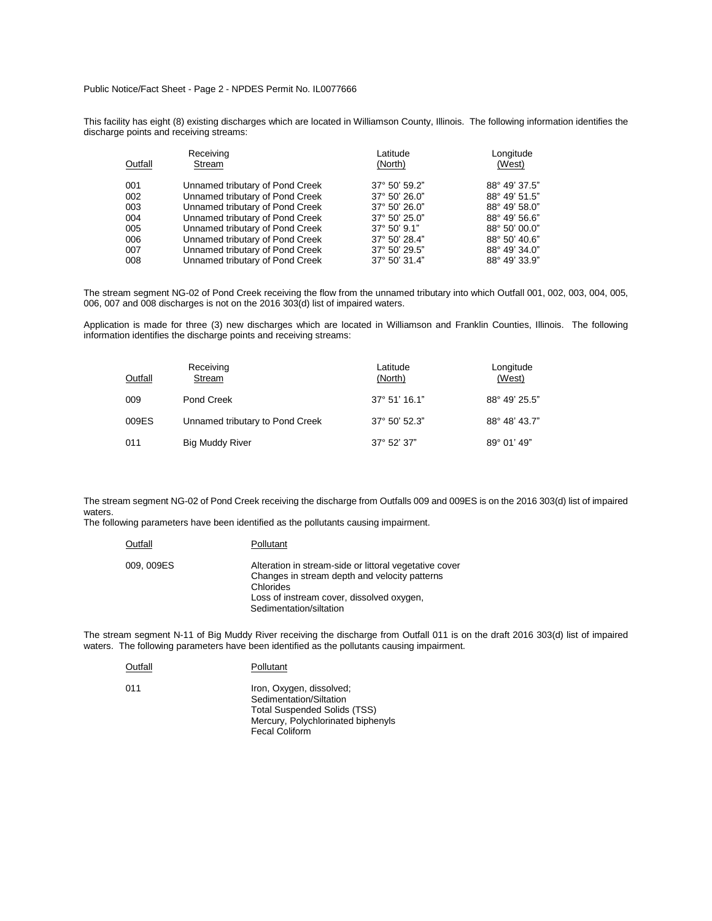This facility has eight (8) existing discharges which are located in Williamson County, Illinois. The following information identifies the discharge points and receiving streams:

| Outfall | Receiving Stream | Latitude (North) | Longitude (West) |
|---|---|---|---|
| 001 | Unnamed tributary of Pond Creek | 37° 50' 59.2" | 88° 49' 37.5" |
| 002 | Unnamed tributary of Pond Creek | 37° 50' 26.0" | 88° 49' 51.5" |
| 003 | Unnamed tributary of Pond Creek | 37° 50' 26.0" | 88° 49' 58.0" |
| 004 | Unnamed tributary of Pond Creek | 37° 50' 25.0" | 88° 49' 56.6" |
| 005 | Unnamed tributary of Pond Creek | 37° 50' 9.1" | 88° 50' 00.0" |
| 006 | Unnamed tributary of Pond Creek | 37° 50' 28.4" | 88° 50' 40.6" |
| 007 | Unnamed tributary of Pond Creek | 37° 50' 29.5" | 88° 49' 34.0" |
| 008 | Unnamed tributary of Pond Creek | 37° 50' 31.4" | 88° 49' 33.9" |

The stream segment NG-02 of Pond Creek receiving the flow from the unnamed tributary into which Outfall 001, 002, 003, 004, 005, 006, 007 and 008 discharges is not on the 2016 303(d) list of impaired waters.

Application is made for three (3) new discharges which are located in Williamson and Franklin Counties, Illinois. The following information identifies the discharge points and receiving streams:

| Outfall | Receiving Stream | Latitude (North) | Longitude (West) |
|---|---|---|---|
| 009 | Pond Creek | 37° 51' 16.1" | 88° 49' 25.5" |
| 009ES | Unnamed tributary to Pond Creek | 37° 50' 52.3" | 88° 48' 43.7" |
| 011 | Big Muddy River | 37° 52' 37" | 89° 01' 49" |

The stream segment NG-02 of Pond Creek receiving the discharge from Outfalls 009 and 009ES is on the 2016 303(d) list of impaired waters.
The following parameters have been identified as the pollutants causing impairment.

| Outfall | Pollutant |
|---|---|
| 009, 009ES | Alteration in stream-side or littoral vegetative cover<br>Changes in stream depth and velocity patterns<br>Chlorides<br>Loss of instream cover, dissolved oxygen,<br>Sedimentation/siltation |

The stream segment N-11 of Big Muddy River receiving the discharge from Outfall 011 is on the draft 2016 303(d) list of impaired waters. The following parameters have been identified as the pollutants causing impairment.

| Outfall | Pollutant |
|---|---|
| 011 | Iron, Oxygen, dissolved;<br>Sedimentation/Siltation<br>Total Suspended Solids (TSS)<br>Mercury, Polychlorinated biphenyls<br>Fecal Coliform |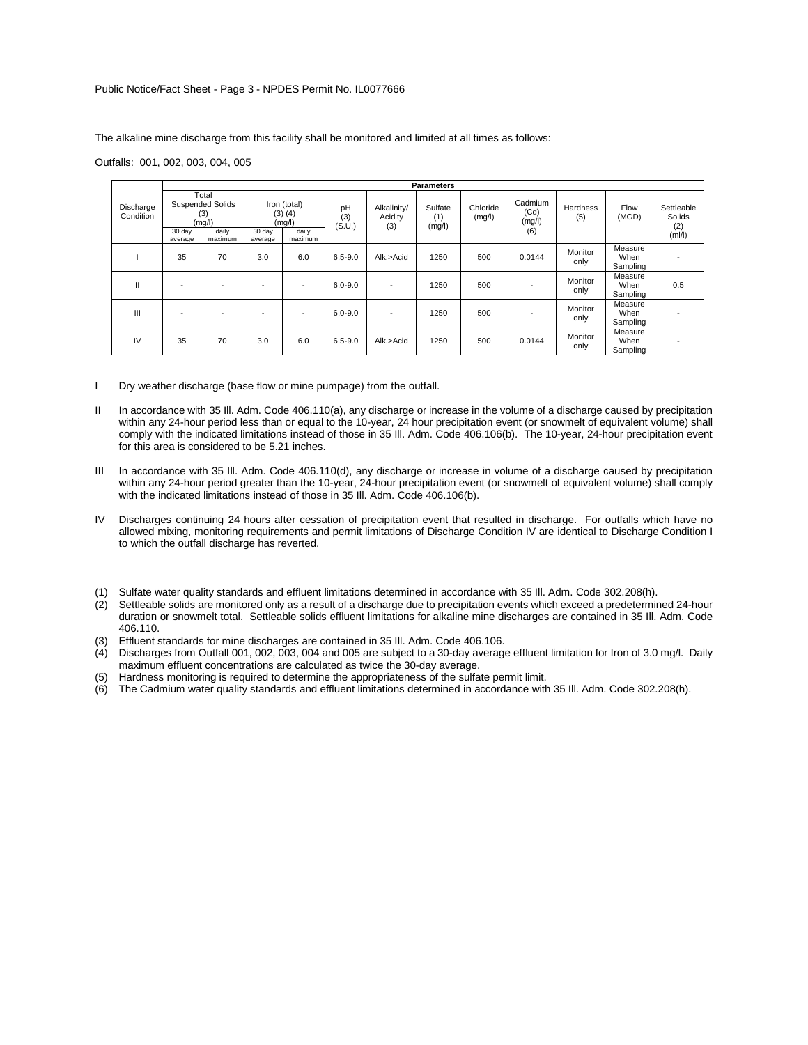The alkaline mine discharge from this facility shall be monitored and limited at all times as follows:

Outfalls: 001, 002, 003, 004, 005

| Discharge Condition | Total Suspended Solids (3) (mg/l) | | Iron (total) (3) (4) (mg/l) | | pH (3) (S.U.) | Alkalinity/ Acidity (3) | Sulfate (1) (mg/l) | Chloride (mg/l) | Cadmium (Cd) (mg/l) (6) | Hardness (5) | Flow (MGD) | Settleable Solids (2) (ml/l) |
|---|---|---|---|---|---|---|---|---|---|---|---|---|
| | 30 day average | daily maximum | 30 day average | daily maximum | | | | | | | | |
| I | 35 | 70 | 3.0 | 6.0 | 6.5-9.0 | Alk.>Acid | 1250 | 500 | 0.0144 | Monitor only | Measure When Sampling | - |
| II | - | - | - | - | 6.0-9.0 | - | 1250 | 500 | - | Monitor only | Measure When Sampling | 0.5 |
| III | - | - | - | - | 6.0-9.0 | - | 1250 | 500 | - | Monitor only | Measure When Sampling | - |
| IV | 35 | 70 | 3.0 | 6.0 | 6.5-9.0 | Alk.>Acid | 1250 | 500 | 0.0144 | Monitor only | Measure When Sampling | - |

I Dry weather discharge (base flow or mine pumpage) from the outfall.

II In accordance with 35 Ill. Adm. Code 406.110(a), any discharge or increase in the volume of a discharge caused by precipitation within any 24-hour period less than or equal to the 10-year, 24 hour precipitation event (or snowmelt of equivalent volume) shall comply with the indicated limitations instead of those in 35 Ill. Adm. Code 406.106(b). The 10-year, 24-hour precipitation event for this area is considered to be 5.21 inches.

III In accordance with 35 Ill. Adm. Code 406.110(d), any discharge or increase in volume of a discharge caused by precipitation within any 24-hour period greater than the 10-year, 24-hour precipitation event (or snowmelt of equivalent volume) shall comply with the indicated limitations instead of those in 35 Ill. Adm. Code 406.106(b).

IV Discharges continuing 24 hours after cessation of precipitation event that resulted in discharge. For outfalls which have no allowed mixing, monitoring requirements and permit limitations of Discharge Condition IV are identical to Discharge Condition I to which the outfall discharge has reverted.

(1) Sulfate water quality standards and effluent limitations determined in accordance with 35 Ill. Adm. Code 302.208(h).
(2) Settleable solids are monitored only as a result of a discharge due to precipitation events which exceed a predetermined 24-hour duration or snowmelt total. Settleable solids effluent limitations for alkaline mine discharges are contained in 35 Ill. Adm. Code 406.110.
(3) Effluent standards for mine discharges are contained in 35 Ill. Adm. Code 406.106.
(4) Discharges from Outfall 001, 002, 003, 004 and 005 are subject to a 30-day average effluent limitation for Iron of 3.0 mg/l. Daily maximum effluent concentrations are calculated as twice the 30-day average.
(5) Hardness monitoring is required to determine the appropriateness of the sulfate permit limit.
(6) The Cadmium water quality standards and effluent limitations determined in accordance with 35 Ill. Adm. Code 302.208(h).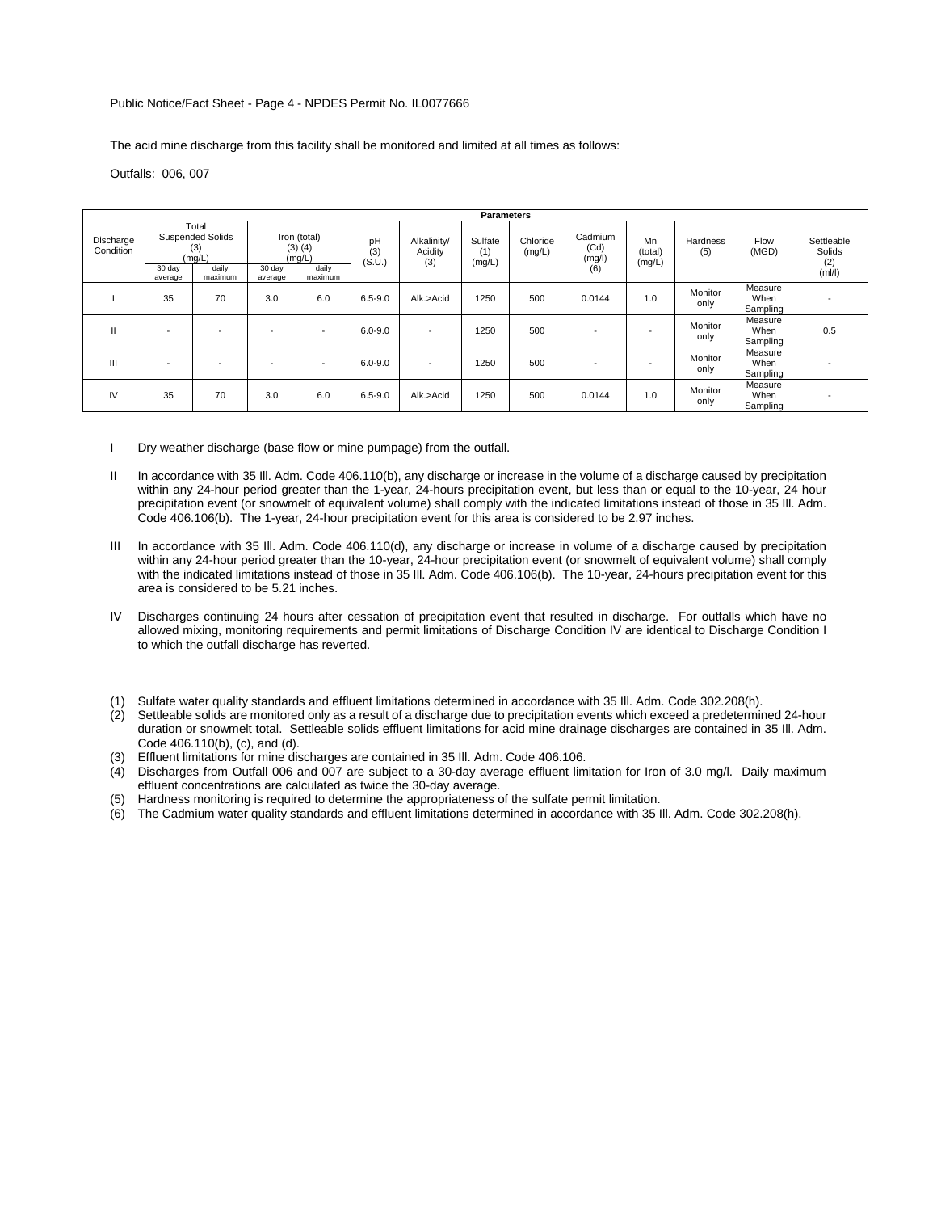Public Notice/Fact Sheet - Page 4 - NPDES Permit No. IL0077666

The acid mine discharge from this facility shall be monitored and limited at all times as follows:

Outfalls: 006, 007

| Discharge Condition | Total Suspended Solids (3) (mg/L) | | Iron (total) (3) (4) (mg/L) | | pH (3) (S.U.) | Alkalinity/ Acidity (3) | Sulfate (1) (mg/L) | Chloride (mg/L) | Cadmium (Cd) (mg/l) (6) | Mn (total) (mg/L) | Hardness (5) | Flow (MGD) | Settleable Solids (2) (ml/l) |
|---|---|---|---|---|---|---|---|---|---|---|---|---|---|
| | 30 day average | daily maximum | 30 day average | daily maximum | | | | | | | | | |
| I | 35 | 70 | 3.0 | 6.0 | 6.5-9.0 | Alk.>Acid | 1250 | 500 | 0.0144 | 1.0 | Monitor only | Measure When Sampling | - |
| II | - | - | - | - | 6.0-9.0 | - | 1250 | 500 | - | - | Monitor only | Measure When Sampling | 0.5 |
| III | - | - | - | - | 6.0-9.0 | - | 1250 | 500 | - | - | Monitor only | Measure When Sampling | - |
| IV | 35 | 70 | 3.0 | 6.0 | 6.5-9.0 | Alk.>Acid | 1250 | 500 | 0.0144 | 1.0 | Monitor only | Measure When Sampling | - |

I Dry weather discharge (base flow or mine pumpage) from the outfall.

II In accordance with 35 Ill. Adm. Code 406.110(b), any discharge or increase in the volume of a discharge caused by precipitation within any 24-hour period greater than the 1-year, 24-hours precipitation event, but less than or equal to the 10-year, 24 hour precipitation event (or snowmelt of equivalent volume) shall comply with the indicated limitations instead of those in 35 Ill. Adm. Code 406.106(b). The 1-year, 24-hour precipitation event for this area is considered to be 2.97 inches.

III In accordance with 35 Ill. Adm. Code 406.110(d), any discharge or increase in volume of a discharge caused by precipitation within any 24-hour period greater than the 10-year, 24-hour precipitation event (or snowmelt of equivalent volume) shall comply with the indicated limitations instead of those in 35 Ill. Adm. Code 406.106(b). The 10-year, 24-hours precipitation event for this area is considered to be 5.21 inches.

IV Discharges continuing 24 hours after cessation of precipitation event that resulted in discharge. For outfalls which have no allowed mixing, monitoring requirements and permit limitations of Discharge Condition IV are identical to Discharge Condition I to which the outfall discharge has reverted.

(1) Sulfate water quality standards and effluent limitations determined in accordance with 35 Ill. Adm. Code 302.208(h).
(2) Settleable solids are monitored only as a result of a discharge due to precipitation events which exceed a predetermined 24-hour duration or snowmelt total. Settleable solids effluent limitations for acid mine drainage discharges are contained in 35 Ill. Adm. Code 406.110(b), (c), and (d).
(3) Effluent limitations for mine discharges are contained in 35 Ill. Adm. Code 406.106.
(4) Discharges from Outfall 006 and 007 are subject to a 30-day average effluent limitation for Iron of 3.0 mg/l. Daily maximum effluent concentrations are calculated as twice the 30-day average.
(5) Hardness monitoring is required to determine the appropriateness of the sulfate permit limitation.
(6) The Cadmium water quality standards and effluent limitations determined in accordance with 35 Ill. Adm. Code 302.208(h).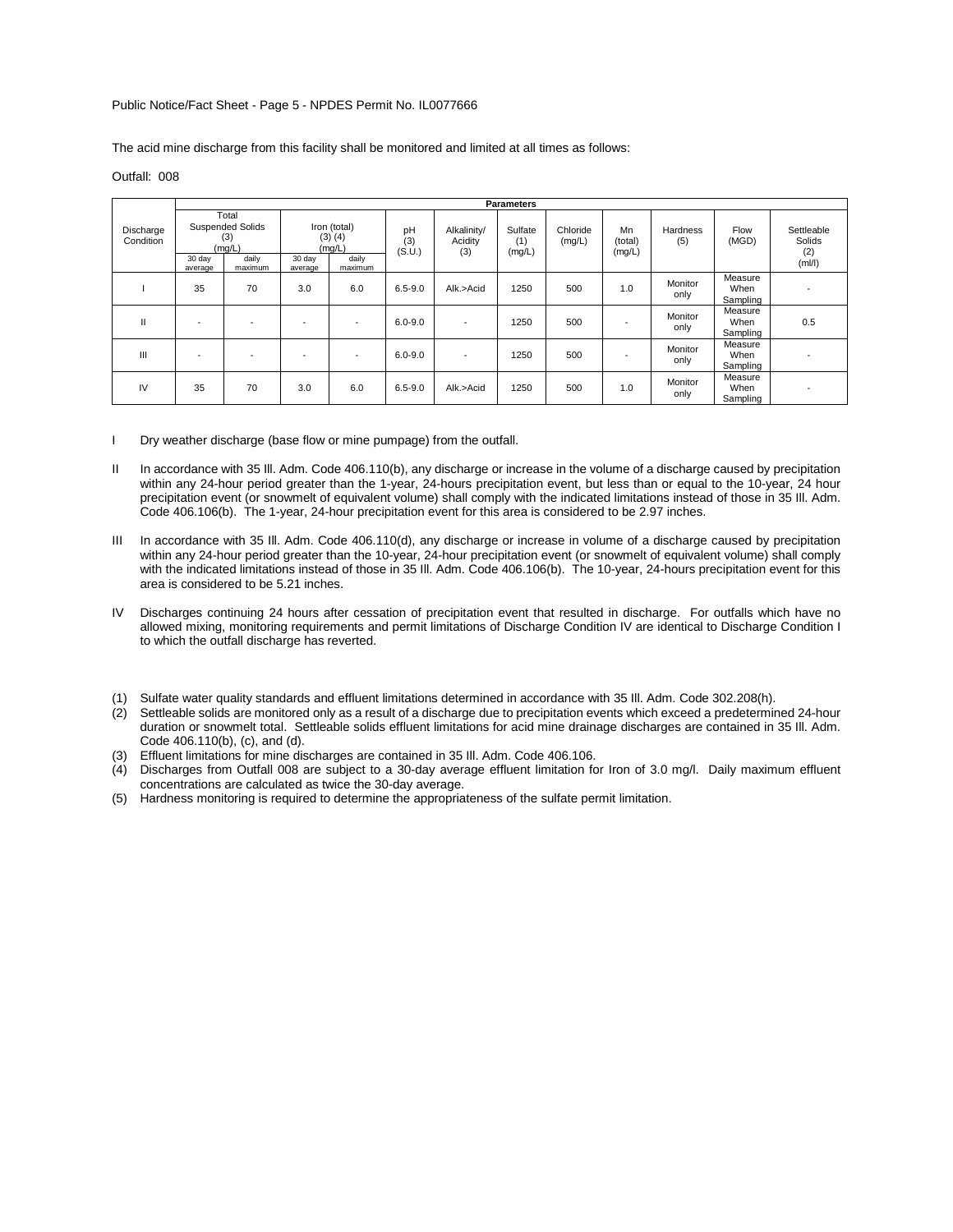Public Notice/Fact Sheet - Page 5 - NPDES Permit No. IL0077666

The acid mine discharge from this facility shall be monitored and limited at all times as follows:

Outfall: 008

| Discharge Condition | Parameters | | | | | | | | | | | |
|---|---|---|---|---|---|---|---|---|---|---|---|---|
| | Total Suspended Solids (3) (mg/L) | | Iron (total) (3) (4) (mg/L) | | pH (3) (S.U.) | Alkalinity/ Acidity (3) | Sulfate (1) (mg/L) | Chloride (mg/L) | Mn (total) (mg/L) | Hardness (5) | Flow (MGD) | Settleable Solids (2) (ml/l) |
| | 30 day average | daily maximum | 30 day average | daily maximum | | | | | | | | |
| I | 35 | 70 | 3.0 | 6.0 | 6.5-9.0 | Alk.>Acid | 1250 | 500 | 1.0 | Monitor only | Measure When Sampling | - |
| II | - | - | - | - | 6.0-9.0 | - | 1250 | 500 | - | Monitor only | Measure When Sampling | 0.5 |
| III | - | - | - | - | 6.0-9.0 | - | 1250 | 500 | - | Monitor only | Measure When Sampling | - |
| IV | 35 | 70 | 3.0 | 6.0 | 6.5-9.0 | Alk.>Acid | 1250 | 500 | 1.0 | Monitor only | Measure When Sampling | - |

I Dry weather discharge (base flow or mine pumpage) from the outfall.

II In accordance with 35 Ill. Adm. Code 406.110(b), any discharge or increase in the volume of a discharge caused by precipitation within any 24-hour period greater than the 1-year, 24-hours precipitation event, but less than or equal to the 10-year, 24 hour precipitation event (or snowmelt of equivalent volume) shall comply with the indicated limitations instead of those in 35 Ill. Adm. Code 406.106(b). The 1-year, 24-hour precipitation event for this area is considered to be 2.97 inches.

III In accordance with 35 Ill. Adm. Code 406.110(d), any discharge or increase in volume of a discharge caused by precipitation within any 24-hour period greater than the 10-year, 24-hour precipitation event (or snowmelt of equivalent volume) shall comply with the indicated limitations instead of those in 35 Ill. Adm. Code 406.106(b). The 10-year, 24-hours precipitation event for this area is considered to be 5.21 inches.

IV Discharges continuing 24 hours after cessation of precipitation event that resulted in discharge. For outfalls which have no allowed mixing, monitoring requirements and permit limitations of Discharge Condition IV are identical to Discharge Condition I to which the outfall discharge has reverted.

(1) Sulfate water quality standards and effluent limitations determined in accordance with 35 Ill. Adm. Code 302.208(h).
(2) Settleable solids are monitored only as a result of a discharge due to precipitation events which exceed a predetermined 24-hour duration or snowmelt total. Settleable solids effluent limitations for acid mine drainage discharges are contained in 35 Ill. Adm. Code 406.110(b), (c), and (d).
(3) Effluent limitations for mine discharges are contained in 35 Ill. Adm. Code 406.106.
(4) Discharges from Outfall 008 are subject to a 30-day average effluent limitation for Iron of 3.0 mg/l. Daily maximum effluent concentrations are calculated as twice the 30-day average.
(5) Hardness monitoring is required to determine the appropriateness of the sulfate permit limitation.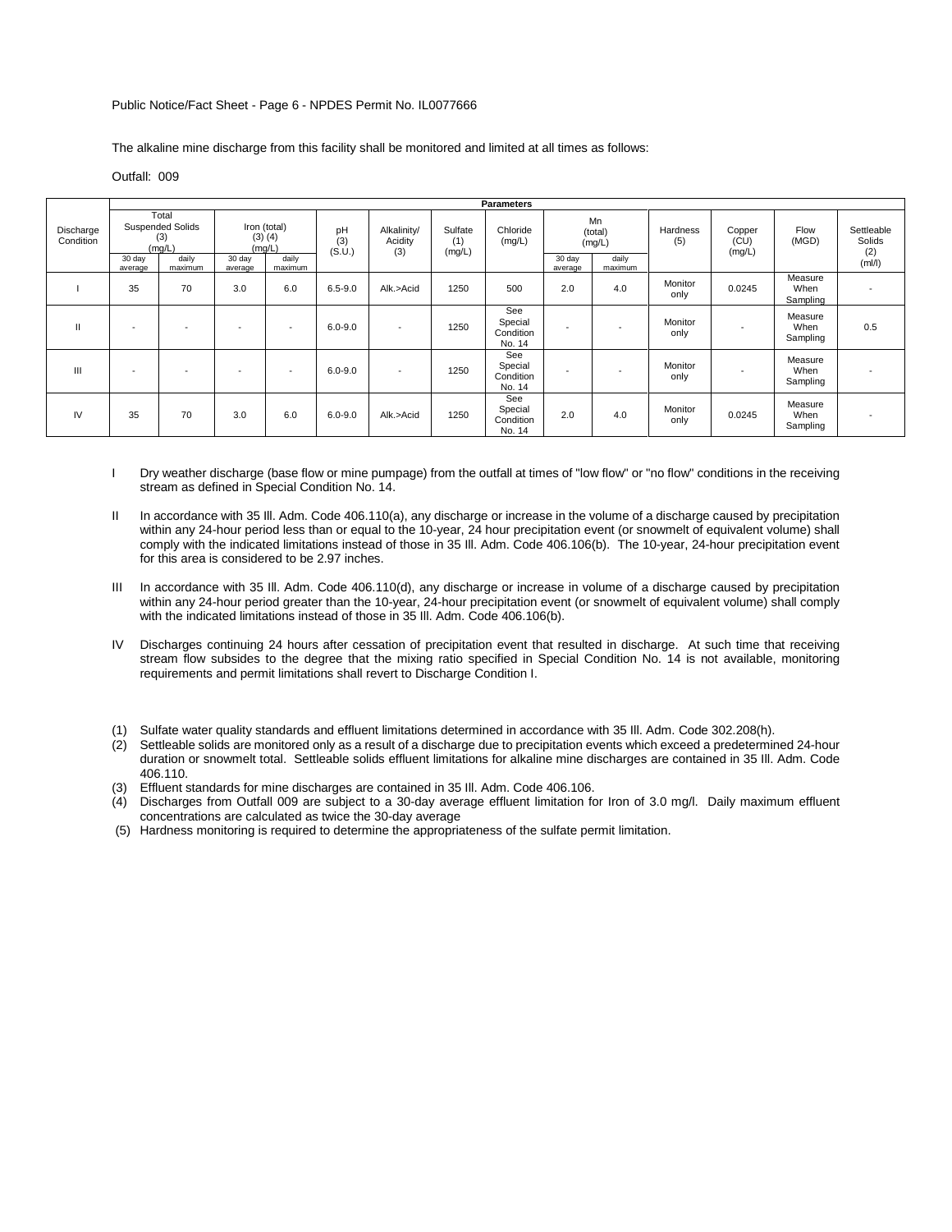Public Notice/Fact Sheet - Page 6 - NPDES Permit No. IL0077666

The alkaline mine discharge from this facility shall be monitored and limited at all times as follows:

Outfall: 009

| Discharge Condition | Parameters | | | | | | | | | | | | | |
|---|---|---|---|---|---|---|---|---|---|---|---|---|---|---|
| | Total Suspended Solids (3) (mg/L) | | Iron (total) (3) (4) (mg/L) | | pH (3) (S.U.) | Alkalinity/ Acidity (3) | Sulfate (1) (mg/L) | Chloride (mg/L) | Mn (total) (mg/L) | | Hardness (5) | Copper (CU) (mg/L) | Flow (MGD) | Settleable Solids (2) (ml/l) |
| | 30 day average | daily maximum | 30 day average | daily maximum | | | | | 30 day average | daily maximum | | | | |
| I | 35 | 70 | 3.0 | 6.0 | 6.5-9.0 | Alk.>Acid | 1250 | 500 | 2.0 | 4.0 | Monitor only | 0.0245 | Measure When Sampling | - |
| II | - | - | - | - | 6.0-9.0 | - | 1250 | See Special Condition No. 14 | - | - | Monitor only | - | Measure When Sampling | 0.5 |
| III | - | - | - | - | 6.0-9.0 | - | 1250 | See Special Condition No. 14 | - | - | Monitor only | - | Measure When Sampling | - |
| IV | 35 | 70 | 3.0 | 6.0 | 6.0-9.0 | Alk.>Acid | 1250 | See Special Condition No. 14 | 2.0 | 4.0 | Monitor only | 0.0245 | Measure When Sampling | - |

I Dry weather discharge (base flow or mine pumpage) from the outfall at times of "low flow" or "no flow" conditions in the receiving stream as defined in Special Condition No. 14.

II In accordance with 35 Ill. Adm. Code 406.110(a), any discharge or increase in the volume of a discharge caused by precipitation within any 24-hour period less than or equal to the 10-year, 24 hour precipitation event (or snowmelt of equivalent volume) shall comply with the indicated limitations instead of those in 35 Ill. Adm. Code 406.106(b). The 10-year, 24-hour precipitation event for this area is considered to be 2.97 inches.

III In accordance with 35 Ill. Adm. Code 406.110(d), any discharge or increase in volume of a discharge caused by precipitation within any 24-hour period greater than the 10-year, 24-hour precipitation event (or snowmelt of equivalent volume) shall comply with the indicated limitations instead of those in 35 Ill. Adm. Code 406.106(b).

IV Discharges continuing 24 hours after cessation of precipitation event that resulted in discharge. At such time that receiving stream flow subsides to the degree that the mixing ratio specified in Special Condition No. 14 is not available, monitoring requirements and permit limitations shall revert to Discharge Condition I.

(1) Sulfate water quality standards and effluent limitations determined in accordance with 35 Ill. Adm. Code 302.208(h).
(2) Settleable solids are monitored only as a result of a discharge due to precipitation events which exceed a predetermined 24-hour duration or snowmelt total. Settleable solids effluent limitations for alkaline mine discharges are contained in 35 Ill. Adm. Code 406.110.
(3) Effluent standards for mine discharges are contained in 35 Ill. Adm. Code 406.106.
(4) Discharges from Outfall 009 are subject to a 30-day average effluent limitation for Iron of 3.0 mg/l. Daily maximum effluent concentrations are calculated as twice the 30-day average
(5) Hardness monitoring is required to determine the appropriateness of the sulfate permit limitation.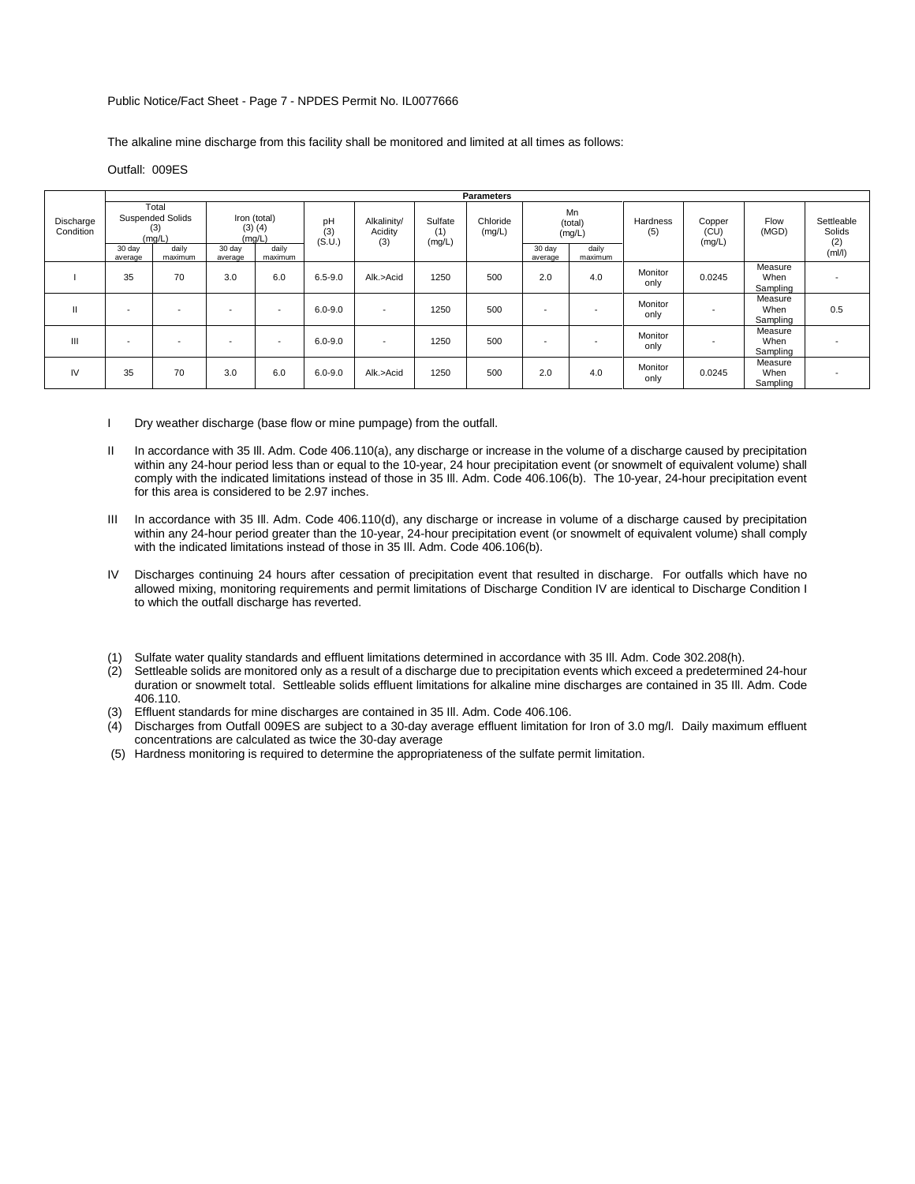Public Notice/Fact Sheet - Page 7 - NPDES Permit No. IL0077666

The alkaline mine discharge from this facility shall be monitored and limited at all times as follows:

Outfall: 009ES

| Discharge Condition | Parameters | | | | | | | | | | | | | |
|---|---|---|---|---|---|---|---|---|---|---|---|---|---|---|
| | Total Suspended Solids (3) (mg/L) | | Iron (total) (3) (4) (mg/L) | | pH (3) (S.U.) | Alkalinity/ Acidity (3) | Sulfate (1) (mg/L) | Chloride (mg/L) | Mn (total) (mg/L) | | Hardness (5) | Copper (CU) (mg/L) | Flow (MGD) | Settleable Solids (2) (ml/l) |
| | 30 day average | daily maximum | 30 day average | daily maximum | | | | | 30 day average | daily maximum | | | | |
| I | 35 | 70 | 3.0 | 6.0 | 6.5-9.0 | Alk.>Acid | 1250 | 500 | 2.0 | 4.0 | Monitor only | 0.0245 | Measure When Sampling | - |
| II | - | - | - | - | 6.0-9.0 | - | 1250 | 500 | - | - | Monitor only | - | Measure When Sampling | 0.5 |
| III | - | - | - | - | 6.0-9.0 | - | 1250 | 500 | - | - | Monitor only | - | Measure When Sampling | - |
| IV | 35 | 70 | 3.0 | 6.0 | 6.0-9.0 | Alk.>Acid | 1250 | 500 | 2.0 | 4.0 | Monitor only | 0.0245 | Measure When Sampling | - |

I Dry weather discharge (base flow or mine pumpage) from the outfall.

II In accordance with 35 Ill. Adm. Code 406.110(a), any discharge or increase in the volume of a discharge caused by precipitation within any 24-hour period less than or equal to the 10-year, 24 hour precipitation event (or snowmelt of equivalent volume) shall comply with the indicated limitations instead of those in 35 Ill. Adm. Code 406.106(b). The 10-year, 24-hour precipitation event for this area is considered to be 2.97 inches.

III In accordance with 35 Ill. Adm. Code 406.110(d), any discharge or increase in volume of a discharge caused by precipitation within any 24-hour period greater than the 10-year, 24-hour precipitation event (or snowmelt of equivalent volume) shall comply with the indicated limitations instead of those in 35 Ill. Adm. Code 406.106(b).

IV Discharges continuing 24 hours after cessation of precipitation event that resulted in discharge. For outfalls which have no allowed mixing, monitoring requirements and permit limitations of Discharge Condition IV are identical to Discharge Condition I to which the outfall discharge has reverted.

(1) Sulfate water quality standards and effluent limitations determined in accordance with 35 Ill. Adm. Code 302.208(h).
(2) Settleable solids are monitored only as a result of a discharge due to precipitation events which exceed a predetermined 24-hour duration or snowmelt total. Settleable solids effluent limitations for alkaline mine discharges are contained in 35 Ill. Adm. Code 406.110.
(3) Effluent standards for mine discharges are contained in 35 Ill. Adm. Code 406.106.
(4) Discharges from Outfall 009ES are subject to a 30-day average effluent limitation for Iron of 3.0 mg/l. Daily maximum effluent concentrations are calculated as twice the 30-day average
(5) Hardness monitoring is required to determine the appropriateness of the sulfate permit limitation.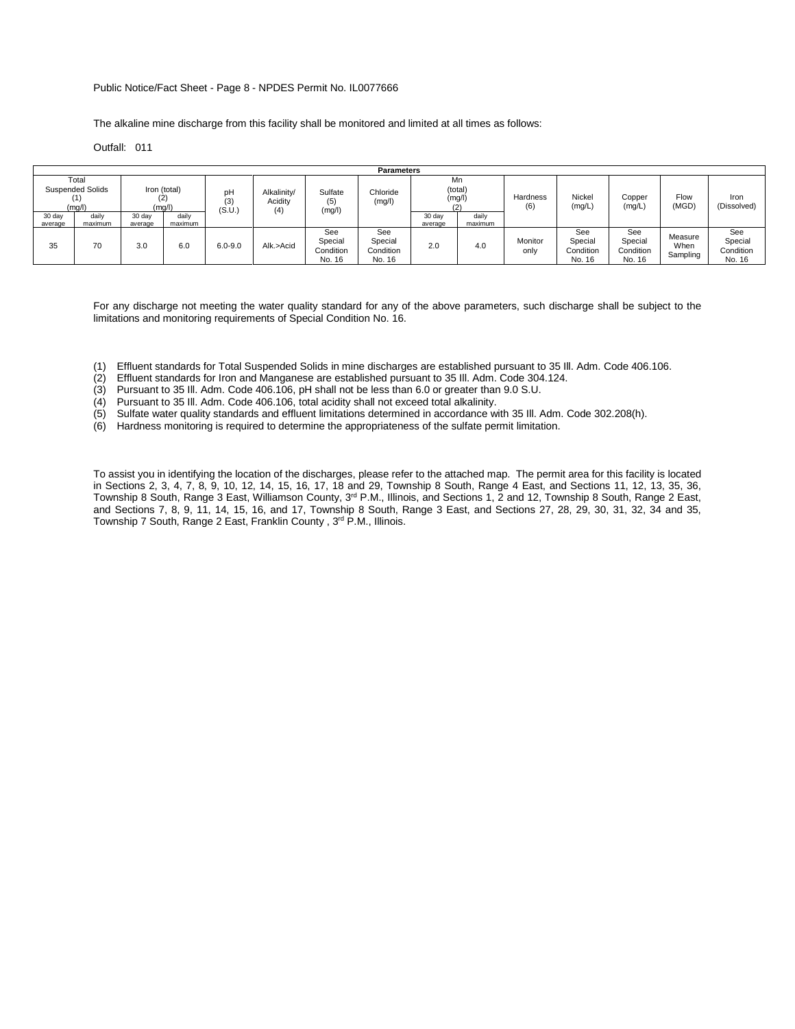Public Notice/Fact Sheet - Page 8 - NPDES Permit No. IL0077666

The alkaline mine discharge from this facility shall be monitored and limited at all times as follows:

Outfall: 011

| Parameters | | | | | | | | | | | | | | | |
|---|---|---|---|---|---|---|---|---|---|---|---|---|---|---|---|
| Total Suspended Solids (1) (mg/l) | | Iron (total) (2) (mg/l) | | pH (3) (S.U.) | Alkalinity/ Acidity (4) | Sulfate (5) (mg/l) | Chloride (mg/l) | Mn (total) (mg/l) (2) | | Hardness (6) | Nickel (mg/L) | Copper (mg/L) | Flow (MGD) | Iron (Dissolved) |
| 30 day average | daily maximum | 30 day average | daily maximum | | | | | 30 day average | daily maximum | | | | | |
| 35 | 70 | 3.0 | 6.0 | 6.0-9.0 | Alk.>Acid | See Special Condition No. 16 | See Special Condition No. 16 | 2.0 | 4.0 | Monitor only | See Special Condition No. 16 | See Special Condition No. 16 | Measure When Sampling | See Special Condition No. 16 |

For any discharge not meeting the water quality standard for any of the above parameters, such discharge shall be subject to the limitations and monitoring requirements of Special Condition No. 16.

(1) Effluent standards for Total Suspended Solids in mine discharges are established pursuant to 35 Ill. Adm. Code 406.106.
(2) Effluent standards for Iron and Manganese are established pursuant to 35 Ill. Adm. Code 304.124.
(3) Pursuant to 35 Ill. Adm. Code 406.106, pH shall not be less than 6.0 or greater than 9.0 S.U.
(4) Pursuant to 35 Ill. Adm. Code 406.106, total acidity shall not exceed total alkalinity.
(5) Sulfate water quality standards and effluent limitations determined in accordance with 35 Ill. Adm. Code 302.208(h).
(6) Hardness monitoring is required to determine the appropriateness of the sulfate permit limitation.

To assist you in identifying the location of the discharges, please refer to the attached map. The permit area for this facility is located in Sections 2, 3, 4, 7, 8, 9, 10, 12, 14, 15, 16, 17, 18 and 29, Township 8 South, Range 4 East, and Sections 11, 12, 13, 35, 36, Township 8 South, Range 3 East, Williamson County, 3rd P.M., Illinois, and Sections 1, 2 and 12, Township 8 South, Range 2 East, and Sections 7, 8, 9, 11, 14, 15, 16, and 17, Township 8 South, Range 3 East, and Sections 27, 28, 29, 30, 31, 32, 34 and 35, Township 7 South, Range 2 East, Franklin County , 3rd P.M., Illinois.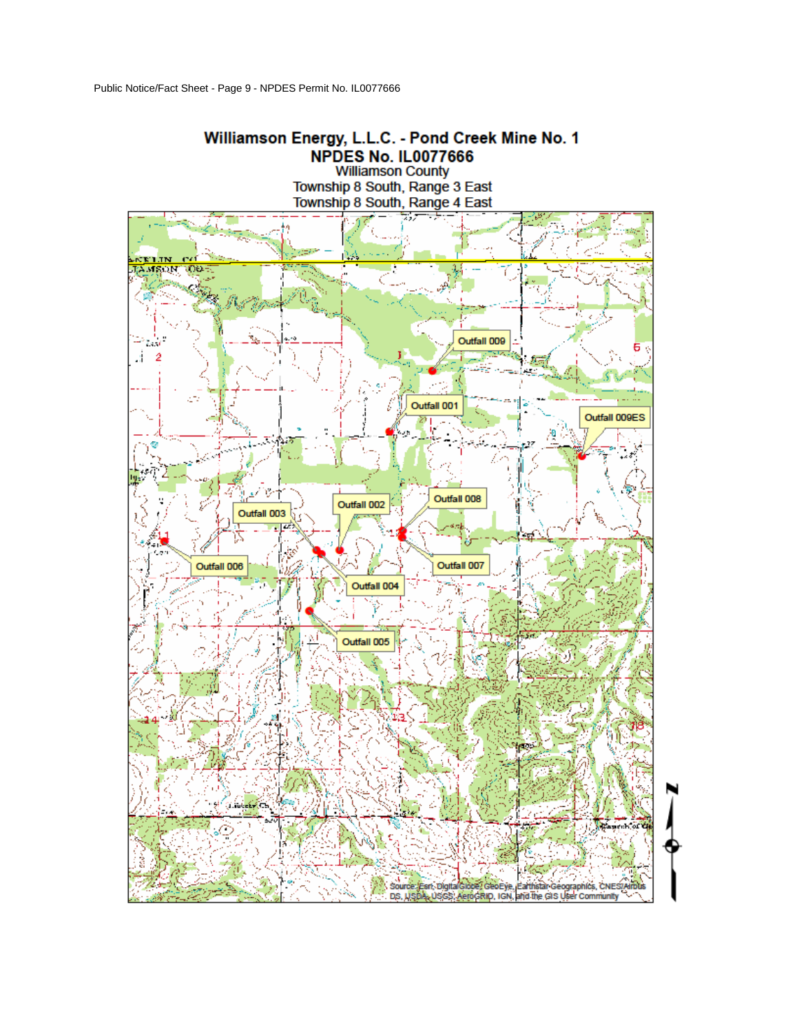## Williamson Energy, L.L.C. - Pond Creek Mine No. 1
## NPDES No. IL0077666

Williamson County
Township 8 South, Range 3 East
Township 8 South, Range 4 East

Outfall 009
Outfall 001
Outfall 009ES
Outfall 003
Outfall 002
Outfall 008
Outfall 006
Outfall 004
Outfall 007
Outfall 005

Source: Esri, DigitalGlobe, GeoEye, Earthstar Geographics, CNES/Airbus DS, USDA, USGS, AeroGRID, IGN, and the GIS User Community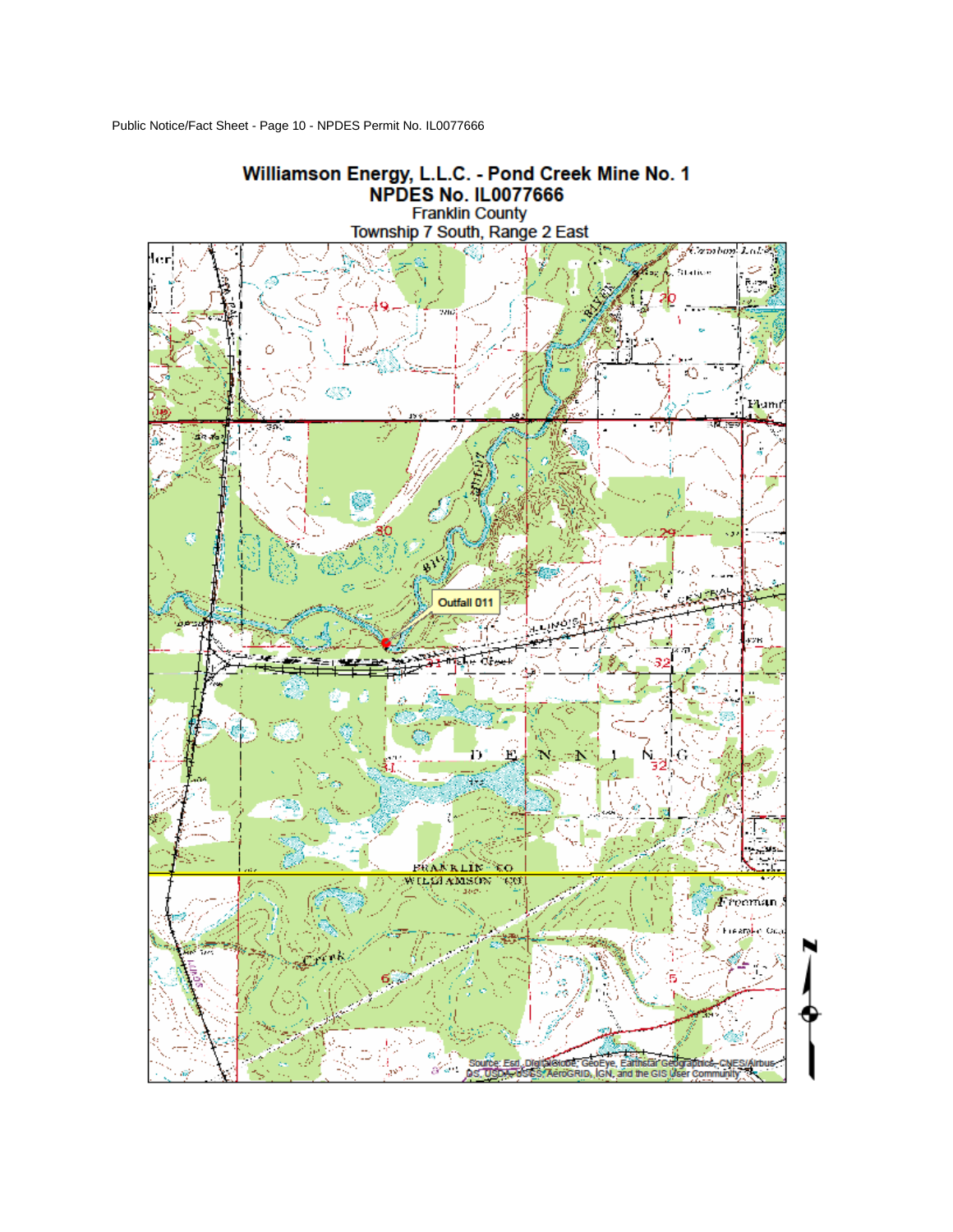# Williamson Energy, L.L.C. - Pond Creek Mine No. 1

## NPDES No. IL0077666

Franklin County

Township 7 South, Range 2 East

Outfall 011

Source: Esri, DigitalGlobe, GeoEye, Earthstar Geographics, CNES/Airbus DS, USDA, USGS, AeroGRID, IGN, and the GIS User Community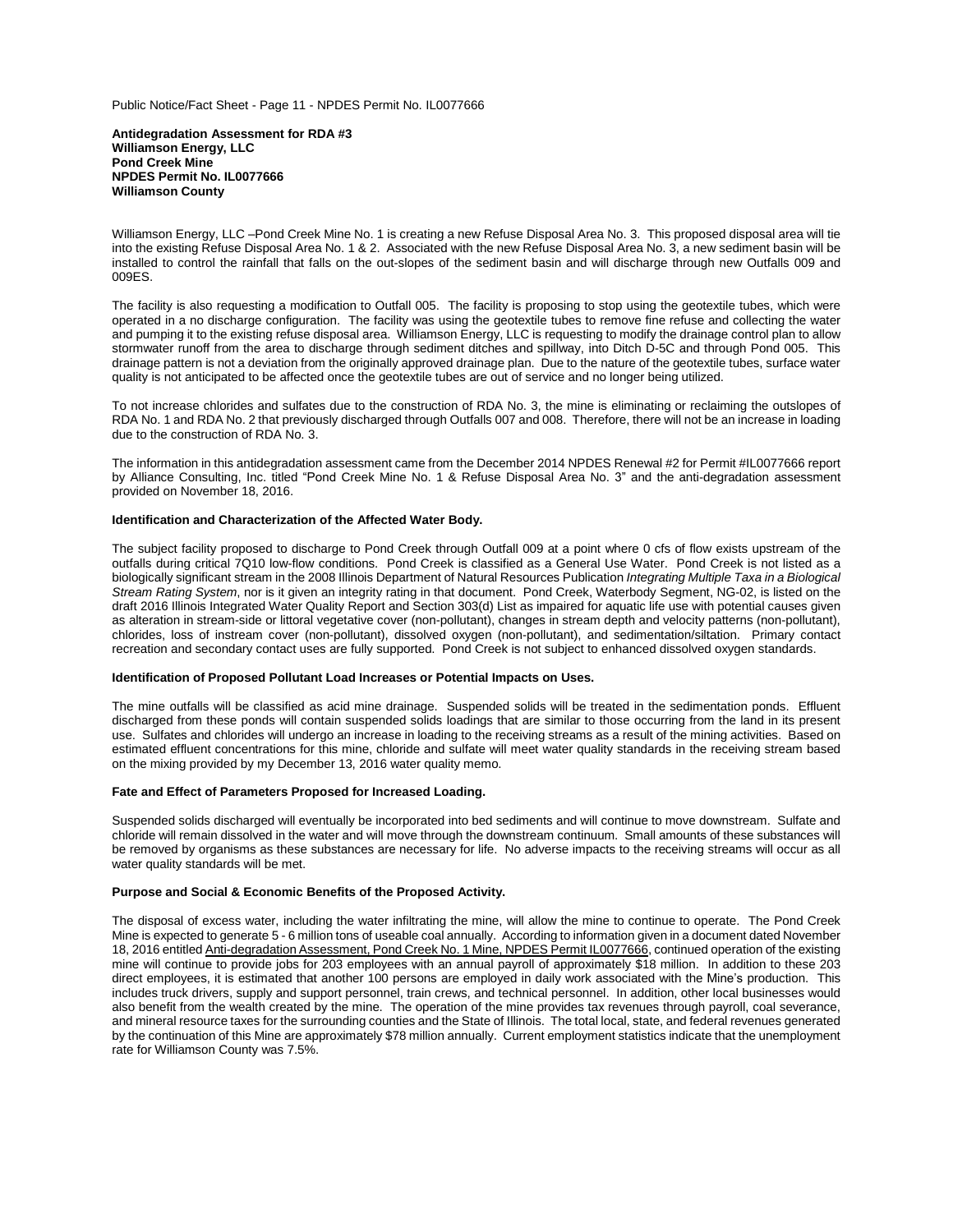**Antidegradation Assessment for RDA #3**
**Williamson Energy, LLC**
**Pond Creek Mine**
**NPDES Permit No. IL0077666**
**Williamson County**

Williamson Energy, LLC –Pond Creek Mine No. 1 is creating a new Refuse Disposal Area No. 3. This proposed disposal area will tie into the existing Refuse Disposal Area No. 1 & 2. Associated with the new Refuse Disposal Area No. 3, a new sediment basin will be installed to control the rainfall that falls on the out-slopes of the sediment basin and will discharge through new Outfalls 009 and 009ES.

The facility is also requesting a modification to Outfall 005. The facility is proposing to stop using the geotextile tubes, which were operated in a no discharge configuration. The facility was using the geotextile tubes to remove fine refuse and collecting the water and pumping it to the existing refuse disposal area. Williamson Energy, LLC is requesting to modify the drainage control plan to allow stormwater runoff from the area to discharge through sediment ditches and spillway, into Ditch D-5C and through Pond 005. This drainage pattern is not a deviation from the originally approved drainage plan. Due to the nature of the geotextile tubes, surface water quality is not anticipated to be affected once the geotextile tubes are out of service and no longer being utilized.

To not increase chlorides and sulfates due to the construction of RDA No. 3, the mine is eliminating or reclaiming the outslopes of RDA No. 1 and RDA No. 2 that previously discharged through Outfalls 007 and 008. Therefore, there will not be an increase in loading due to the construction of RDA No. 3.

The information in this antidegradation assessment came from the December 2014 NPDES Renewal #2 for Permit #IL0077666 report by Alliance Consulting, Inc. titled "Pond Creek Mine No. 1 & Refuse Disposal Area No. 3" and the anti-degradation assessment provided on November 18, 2016.

**Identification and Characterization of the Affected Water Body.**

The subject facility proposed to discharge to Pond Creek through Outfall 009 at a point where 0 cfs of flow exists upstream of the outfalls during critical 7Q10 low-flow conditions. Pond Creek is classified as a General Use Water. Pond Creek is not listed as a biologically significant stream in the 2008 Illinois Department of Natural Resources Publication *Integrating Multiple Taxa in a Biological Stream Rating System*, nor is it given an integrity rating in that document. Pond Creek, Waterbody Segment, NG-02, is listed on the draft 2016 Illinois Integrated Water Quality Report and Section 303(d) List as impaired for aquatic life use with potential causes given as alteration in stream-side or littoral vegetative cover (non-pollutant), changes in stream depth and velocity patterns (non-pollutant), chlorides, loss of instream cover (non-pollutant), dissolved oxygen (non-pollutant), and sedimentation/siltation. Primary contact recreation and secondary contact uses are fully supported. Pond Creek is not subject to enhanced dissolved oxygen standards.

**Identification of Proposed Pollutant Load Increases or Potential Impacts on Uses.**

The mine outfalls will be classified as acid mine drainage. Suspended solids will be treated in the sedimentation ponds. Effluent discharged from these ponds will contain suspended solids loadings that are similar to those occurring from the land in its present use. Sulfates and chlorides will undergo an increase in loading to the receiving streams as a result of the mining activities. Based on estimated effluent concentrations for this mine, chloride and sulfate will meet water quality standards in the receiving stream based on the mixing provided by my December 13, 2016 water quality memo.

**Fate and Effect of Parameters Proposed for Increased Loading.**

Suspended solids discharged will eventually be incorporated into bed sediments and will continue to move downstream. Sulfate and chloride will remain dissolved in the water and will move through the downstream continuum. Small amounts of these substances will be removed by organisms as these substances are necessary for life. No adverse impacts to the receiving streams will occur as all water quality standards will be met.

**Purpose and Social & Economic Benefits of the Proposed Activity.**

The disposal of excess water, including the water infiltrating the mine, will allow the mine to continue to operate. The Pond Creek Mine is expected to generate 5 - 6 million tons of useable coal annually. According to information given in a document dated November 18, 2016 entitled Anti-degradation Assessment, Pond Creek No. 1 Mine, NPDES Permit IL0077666, continued operation of the existing mine will continue to provide jobs for 203 employees with an annual payroll of approximately $18 million. In addition to these 203 direct employees, it is estimated that another 100 persons are employed in daily work associated with the Mine's production. This includes truck drivers, supply and support personnel, train crews, and technical personnel. In addition, other local businesses would also benefit from the wealth created by the mine. The operation of the mine provides tax revenues through payroll, coal severance, and mineral resource taxes for the surrounding counties and the State of Illinois. The total local, state, and federal revenues generated by the continuation of this Mine are approximately $78 million annually. Current employment statistics indicate that the unemployment rate for Williamson County was 7.5%.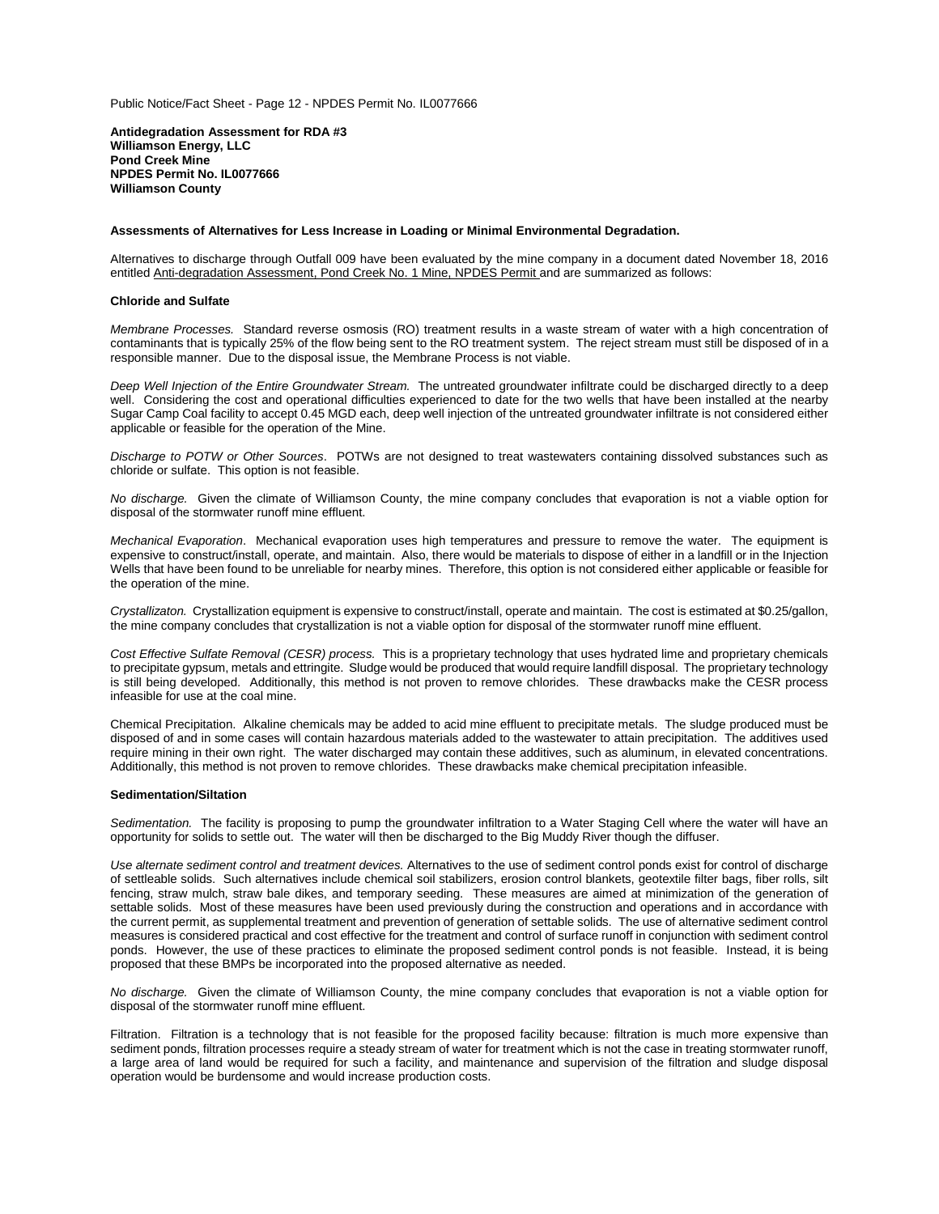**Antidegradation Assessment for RDA #3**
**Williamson Energy, LLC**
**Pond Creek Mine**
**NPDES Permit No. IL0077666**
**Williamson County**

**Assessments of Alternatives for Less Increase in Loading or Minimal Environmental Degradation.**

Alternatives to discharge through Outfall 009 have been evaluated by the mine company in a document dated November 18, 2016 entitled Anti-degradation Assessment, Pond Creek No. 1 Mine, NPDES Permit and are summarized as follows:

**Chloride and Sulfate**

*Membrane Processes.* Standard reverse osmosis (RO) treatment results in a waste stream of water with a high concentration of contaminants that is typically 25% of the flow being sent to the RO treatment system. The reject stream must still be disposed of in a responsible manner. Due to the disposal issue, the Membrane Process is not viable.

*Deep Well Injection of the Entire Groundwater Stream.* The untreated groundwater infiltrate could be discharged directly to a deep well. Considering the cost and operational difficulties experienced to date for the two wells that have been installed at the nearby Sugar Camp Coal facility to accept 0.45 MGD each, deep well injection of the untreated groundwater infiltrate is not considered either applicable or feasible for the operation of the Mine.

*Discharge to POTW or Other Sources*. POTWs are not designed to treat wastewaters containing dissolved substances such as chloride or sulfate. This option is not feasible.

*No discharge.* Given the climate of Williamson County, the mine company concludes that evaporation is not a viable option for disposal of the stormwater runoff mine effluent.

*Mechanical Evaporation*. Mechanical evaporation uses high temperatures and pressure to remove the water. The equipment is expensive to construct/install, operate, and maintain. Also, there would be materials to dispose of either in a landfill or in the Injection Wells that have been found to be unreliable for nearby mines. Therefore, this option is not considered either applicable or feasible for the operation of the mine.

*Crystallizaton.* Crystallization equipment is expensive to construct/install, operate and maintain. The cost is estimated at $0.25/gallon, the mine company concludes that crystallization is not a viable option for disposal of the stormwater runoff mine effluent.

*Cost Effective Sulfate Removal (CESR) process.* This is a proprietary technology that uses hydrated lime and proprietary chemicals to precipitate gypsum, metals and ettringite. Sludge would be produced that would require landfill disposal. The proprietary technology is still being developed. Additionally, this method is not proven to remove chlorides. These drawbacks make the CESR process infeasible for use at the coal mine.

Chemical Precipitation. Alkaline chemicals may be added to acid mine effluent to precipitate metals. The sludge produced must be disposed of and in some cases will contain hazardous materials added to the wastewater to attain precipitation. The additives used require mining in their own right. The water discharged may contain these additives, such as aluminum, in elevated concentrations. Additionally, this method is not proven to remove chlorides. These drawbacks make chemical precipitation infeasible.

**Sedimentation/Siltation**

*Sedimentation.* The facility is proposing to pump the groundwater infiltration to a Water Staging Cell where the water will have an opportunity for solids to settle out. The water will then be discharged to the Big Muddy River though the diffuser.

*Use alternate sediment control and treatment devices.* Alternatives to the use of sediment control ponds exist for control of discharge of settleable solids. Such alternatives include chemical soil stabilizers, erosion control blankets, geotextile filter bags, fiber rolls, silt fencing, straw mulch, straw bale dikes, and temporary seeding. These measures are aimed at minimization of the generation of settable solids. Most of these measures have been used previously during the construction and operations and in accordance with the current permit, as supplemental treatment and prevention of generation of settable solids. The use of alternative sediment control measures is considered practical and cost effective for the treatment and control of surface runoff in conjunction with sediment control ponds. However, the use of these practices to eliminate the proposed sediment control ponds is not feasible. Instead, it is being proposed that these BMPs be incorporated into the proposed alternative as needed.

*No discharge.* Given the climate of Williamson County, the mine company concludes that evaporation is not a viable option for disposal of the stormwater runoff mine effluent.

Filtration. Filtration is a technology that is not feasible for the proposed facility because: filtration is much more expensive than sediment ponds, filtration processes require a steady stream of water for treatment which is not the case in treating stormwater runoff, a large area of land would be required for such a facility, and maintenance and supervision of the filtration and sludge disposal operation would be burdensome and would increase production costs.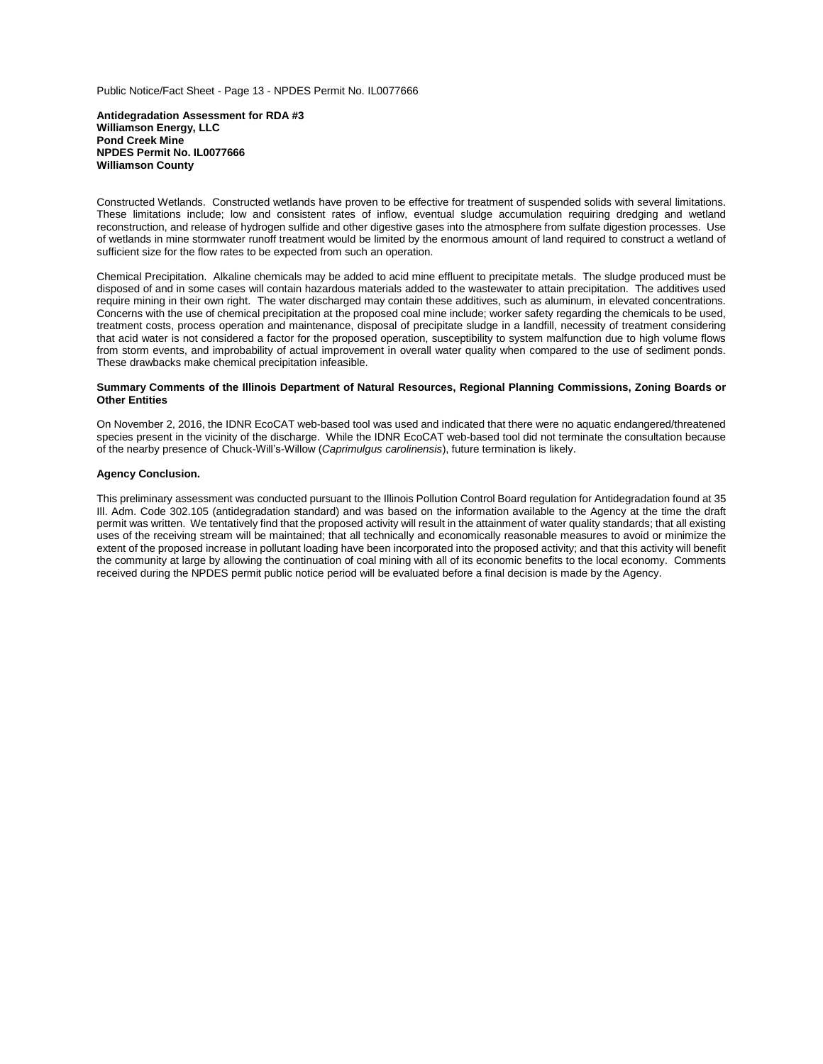**Antidegradation Assessment for RDA #3**
**Williamson Energy, LLC**
**Pond Creek Mine**
**NPDES Permit No. IL0077666**
**Williamson County**

Constructed Wetlands. Constructed wetlands have proven to be effective for treatment of suspended solids with several limitations. These limitations include; low and consistent rates of inflow, eventual sludge accumulation requiring dredging and wetland reconstruction, and release of hydrogen sulfide and other digestive gases into the atmosphere from sulfate digestion processes. Use of wetlands in mine stormwater runoff treatment would be limited by the enormous amount of land required to construct a wetland of sufficient size for the flow rates to be expected from such an operation.

Chemical Precipitation. Alkaline chemicals may be added to acid mine effluent to precipitate metals. The sludge produced must be disposed of and in some cases will contain hazardous materials added to the wastewater to attain precipitation. The additives used require mining in their own right. The water discharged may contain these additives, such as aluminum, in elevated concentrations. Concerns with the use of chemical precipitation at the proposed coal mine include; worker safety regarding the chemicals to be used, treatment costs, process operation and maintenance, disposal of precipitate sludge in a landfill, necessity of treatment considering that acid water is not considered a factor for the proposed operation, susceptibility to system malfunction due to high volume flows from storm events, and improbability of actual improvement in overall water quality when compared to the use of sediment ponds. These drawbacks make chemical precipitation infeasible.

**Summary Comments of the Illinois Department of Natural Resources, Regional Planning Commissions, Zoning Boards or Other Entities**

On November 2, 2016, the IDNR EcoCAT web-based tool was used and indicated that there were no aquatic endangered/threatened species present in the vicinity of the discharge. While the IDNR EcoCAT web-based tool did not terminate the consultation because of the nearby presence of Chuck-Will's-Willow (*Caprimulgus carolinensis*), future termination is likely.

**Agency Conclusion.**

This preliminary assessment was conducted pursuant to the Illinois Pollution Control Board regulation for Antidegradation found at 35 Ill. Adm. Code 302.105 (antidegradation standard) and was based on the information available to the Agency at the time the draft permit was written. We tentatively find that the proposed activity will result in the attainment of water quality standards; that all existing uses of the receiving stream will be maintained; that all technically and economically reasonable measures to avoid or minimize the extent of the proposed increase in pollutant loading have been incorporated into the proposed activity; and that this activity will benefit the community at large by allowing the continuation of coal mining with all of its economic benefits to the local economy. Comments received during the NPDES permit public notice period will be evaluated before a final decision is made by the Agency.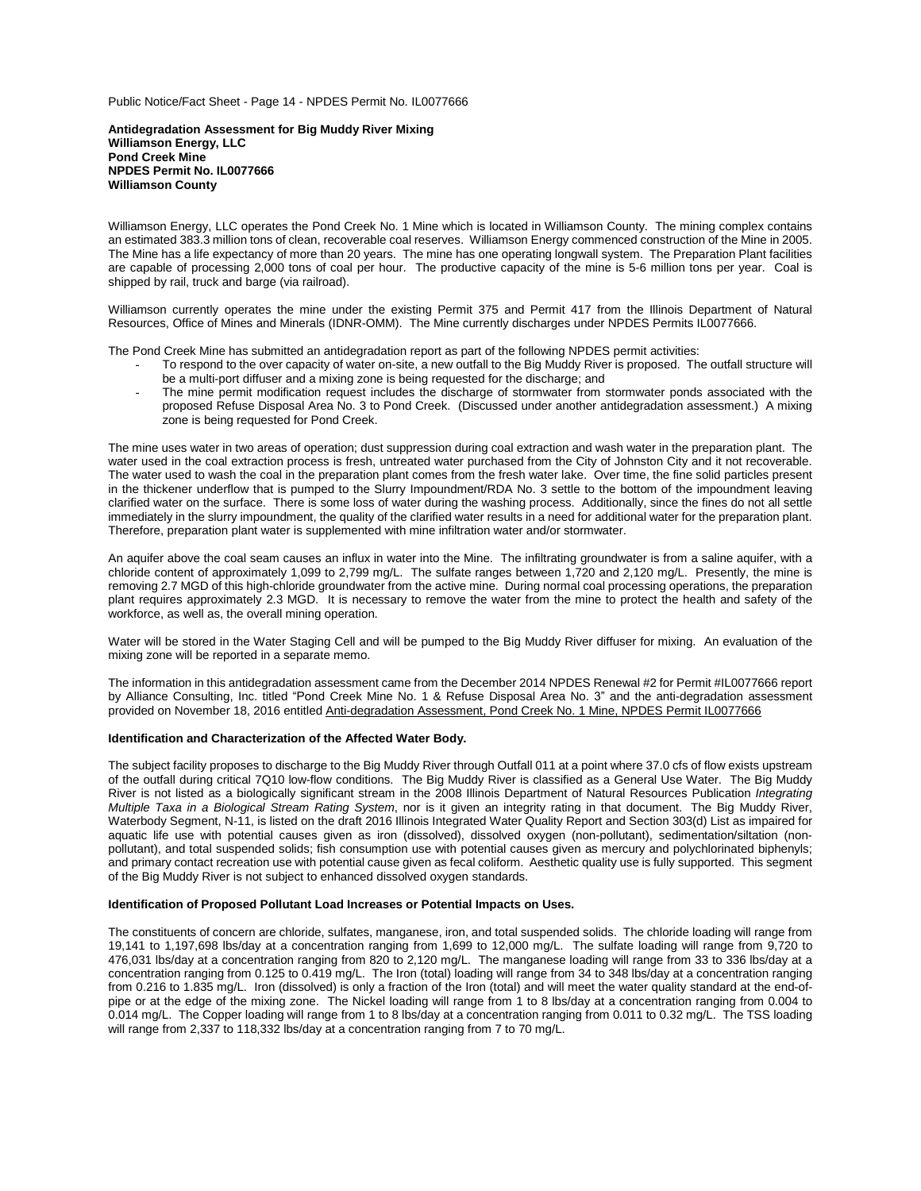**Antidegradation Assessment for Big Muddy River Mixing**
**Williamson Energy, LLC**
**Pond Creek Mine**
**NPDES Permit No. IL0077666**
**Williamson County**

Williamson Energy, LLC operates the Pond Creek No. 1 Mine which is located in Williamson County. The mining complex contains an estimated 383.3 million tons of clean, recoverable coal reserves. Williamson Energy commenced construction of the Mine in 2005. The Mine has a life expectancy of more than 20 years. The mine has one operating longwall system. The Preparation Plant facilities are capable of processing 2,000 tons of coal per hour. The productive capacity of the mine is 5-6 million tons per year. Coal is shipped by rail, truck and barge (via railroad).

Williamson currently operates the mine under the existing Permit 375 and Permit 417 from the Illinois Department of Natural Resources, Office of Mines and Minerals (IDNR-OMM). The Mine currently discharges under NPDES Permits IL0077666.

The Pond Creek Mine has submitted an antidegradation report as part of the following NPDES permit activities:

- To respond to the over capacity of water on-site, a new outfall to the Big Muddy River is proposed. The outfall structure will be a multi-port diffuser and a mixing zone is being requested for the discharge; and
- The mine permit modification request includes the discharge of stormwater from stormwater ponds associated with the proposed Refuse Disposal Area No. 3 to Pond Creek. (Discussed under another antidegradation assessment.) A mixing zone is being requested for Pond Creek.

The mine uses water in two areas of operation; dust suppression during coal extraction and wash water in the preparation plant. The water used in the coal extraction process is fresh, untreated water purchased from the City of Johnston City and it not recoverable. The water used to wash the coal in the preparation plant comes from the fresh water lake. Over time, the fine solid particles present in the thickener underflow that is pumped to the Slurry Impoundment/RDA No. 3 settle to the bottom of the impoundment leaving clarified water on the surface. There is some loss of water during the washing process. Additionally, since the fines do not all settle immediately in the slurry impoundment, the quality of the clarified water results in a need for additional water for the preparation plant. Therefore, preparation plant water is supplemented with mine infiltration water and/or stormwater.

An aquifer above the coal seam causes an influx in water into the Mine. The infiltrating groundwater is from a saline aquifer, with a chloride content of approximately 1,099 to 2,799 mg/L. The sulfate ranges between 1,720 and 2,120 mg/L. Presently, the mine is removing 2.7 MGD of this high-chloride groundwater from the active mine. During normal coal processing operations, the preparation plant requires approximately 2.3 MGD. It is necessary to remove the water from the mine to protect the health and safety of the workforce, as well as, the overall mining operation.

Water will be stored in the Water Staging Cell and will be pumped to the Big Muddy River diffuser for mixing. An evaluation of the mixing zone will be reported in a separate memo.

The information in this antidegradation assessment came from the December 2014 NPDES Renewal #2 for Permit #IL0077666 report by Alliance Consulting, Inc. titled "Pond Creek Mine No. 1 & Refuse Disposal Area No. 3" and the anti-degradation assessment provided on November 18, 2016 entitled Anti-degradation Assessment, Pond Creek No. 1 Mine, NPDES Permit IL0077666

**Identification and Characterization of the Affected Water Body.**

The subject facility proposes to discharge to the Big Muddy River through Outfall 011 at a point where 37.0 cfs of flow exists upstream of the outfall during critical 7Q10 low-flow conditions. The Big Muddy River is classified as a General Use Water. The Big Muddy River is not listed as a biologically significant stream in the 2008 Illinois Department of Natural Resources Publication *Integrating Multiple Taxa in a Biological Stream Rating System*, nor is it given an integrity rating in that document. The Big Muddy River, Waterbody Segment, N-11, is listed on the draft 2016 Illinois Integrated Water Quality Report and Section 303(d) List as impaired for aquatic life use with potential causes given as iron (dissolved), dissolved oxygen (non-pollutant), sedimentation/siltation (non-pollutant), and total suspended solids; fish consumption use with potential causes given as mercury and polychlorinated biphenyls; and primary contact recreation use with potential cause given as fecal coliform. Aesthetic quality use is fully supported. This segment of the Big Muddy River is not subject to enhanced dissolved oxygen standards.

**Identification of Proposed Pollutant Load Increases or Potential Impacts on Uses.**

The constituents of concern are chloride, sulfates, manganese, iron, and total suspended solids. The chloride loading will range from 19,141 to 1,197,698 lbs/day at a concentration ranging from 1,699 to 12,000 mg/L. The sulfate loading will range from 9,720 to 476,031 lbs/day at a concentration ranging from 820 to 2,120 mg/L. The manganese loading will range from 33 to 336 lbs/day at a concentration ranging from 0.125 to 0.419 mg/L. The Iron (total) loading will range from 34 to 348 lbs/day at a concentration ranging from 0.216 to 1.835 mg/L. Iron (dissolved) is only a fraction of the Iron (total) and will meet the water quality standard at the end-of-pipe or at the edge of the mixing zone. The Nickel loading will range from 1 to 8 lbs/day at a concentration ranging from 0.004 to 0.014 mg/L. The Copper loading will range from 1 to 8 lbs/day at a concentration ranging from 0.011 to 0.32 mg/L. The TSS loading will range from 2,337 to 118,332 lbs/day at a concentration ranging from 7 to 70 mg/L.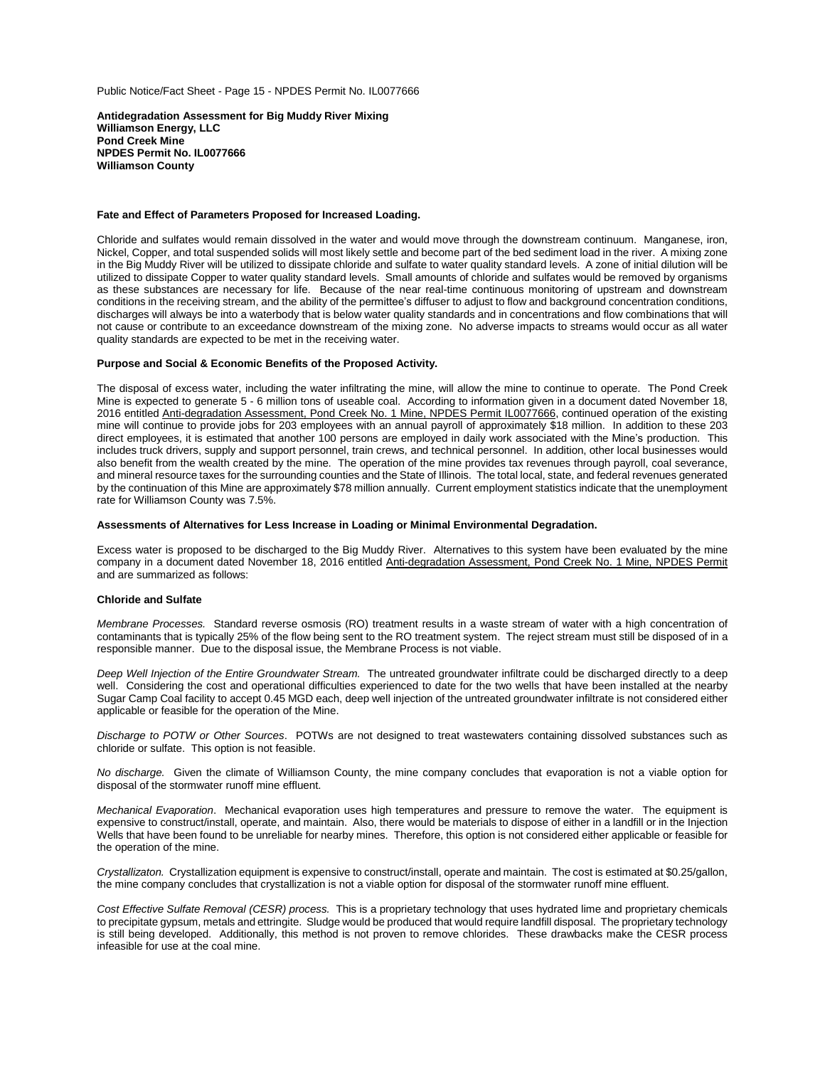**Antidegradation Assessment for Big Muddy River Mixing**
**Williamson Energy, LLC**
**Pond Creek Mine**
**NPDES Permit No. IL0077666**
**Williamson County**

**Fate and Effect of Parameters Proposed for Increased Loading.**

Chloride and sulfates would remain dissolved in the water and would move through the downstream continuum. Manganese, iron, Nickel, Copper, and total suspended solids will most likely settle and become part of the bed sediment load in the river. A mixing zone in the Big Muddy River will be utilized to dissipate chloride and sulfate to water quality standard levels. A zone of initial dilution will be utilized to dissipate Copper to water quality standard levels. Small amounts of chloride and sulfates would be removed by organisms as these substances are necessary for life. Because of the near real-time continuous monitoring of upstream and downstream conditions in the receiving stream, and the ability of the permittee's diffuser to adjust to flow and background concentration conditions, discharges will always be into a waterbody that is below water quality standards and in concentrations and flow combinations that will not cause or contribute to an exceedance downstream of the mixing zone. No adverse impacts to streams would occur as all water quality standards are expected to be met in the receiving water.

**Purpose and Social & Economic Benefits of the Proposed Activity.**

The disposal of excess water, including the water infiltrating the mine, will allow the mine to continue to operate. The Pond Creek Mine is expected to generate 5 - 6 million tons of useable coal. According to information given in a document dated November 18, 2016 entitled Anti-degradation Assessment, Pond Creek No. 1 Mine, NPDES Permit IL0077666, continued operation of the existing mine will continue to provide jobs for 203 employees with an annual payroll of approximately $18 million. In addition to these 203 direct employees, it is estimated that another 100 persons are employed in daily work associated with the Mine's production. This includes truck drivers, supply and support personnel, train crews, and technical personnel. In addition, other local businesses would also benefit from the wealth created by the mine. The operation of the mine provides tax revenues through payroll, coal severance, and mineral resource taxes for the surrounding counties and the State of Illinois. The total local, state, and federal revenues generated by the continuation of this Mine are approximately $78 million annually. Current employment statistics indicate that the unemployment rate for Williamson County was 7.5%.

**Assessments of Alternatives for Less Increase in Loading or Minimal Environmental Degradation.**

Excess water is proposed to be discharged to the Big Muddy River. Alternatives to this system have been evaluated by the mine company in a document dated November 18, 2016 entitled Anti-degradation Assessment, Pond Creek No. 1 Mine, NPDES Permit and are summarized as follows:

**Chloride and Sulfate**

*Membrane Processes.* Standard reverse osmosis (RO) treatment results in a waste stream of water with a high concentration of contaminants that is typically 25% of the flow being sent to the RO treatment system. The reject stream must still be disposed of in a responsible manner. Due to the disposal issue, the Membrane Process is not viable.

*Deep Well Injection of the Entire Groundwater Stream.* The untreated groundwater infiltrate could be discharged directly to a deep well. Considering the cost and operational difficulties experienced to date for the two wells that have been installed at the nearby Sugar Camp Coal facility to accept 0.45 MGD each, deep well injection of the untreated groundwater infiltrate is not considered either applicable or feasible for the operation of the Mine.

*Discharge to POTW or Other Sources*. POTWs are not designed to treat wastewaters containing dissolved substances such as chloride or sulfate. This option is not feasible.

*No discharge.* Given the climate of Williamson County, the mine company concludes that evaporation is not a viable option for disposal of the stormwater runoff mine effluent.

*Mechanical Evaporation*. Mechanical evaporation uses high temperatures and pressure to remove the water. The equipment is expensive to construct/install, operate, and maintain. Also, there would be materials to dispose of either in a landfill or in the Injection Wells that have been found to be unreliable for nearby mines. Therefore, this option is not considered either applicable or feasible for the operation of the mine.

*Crystallizaton.* Crystallization equipment is expensive to construct/install, operate and maintain. The cost is estimated at $0.25/gallon, the mine company concludes that crystallization is not a viable option for disposal of the stormwater runoff mine effluent.

*Cost Effective Sulfate Removal (CESR) process.* This is a proprietary technology that uses hydrated lime and proprietary chemicals to precipitate gypsum, metals and ettringite. Sludge would be produced that would require landfill disposal. The proprietary technology is still being developed. Additionally, this method is not proven to remove chlorides. These drawbacks make the CESR process infeasible for use at the coal mine.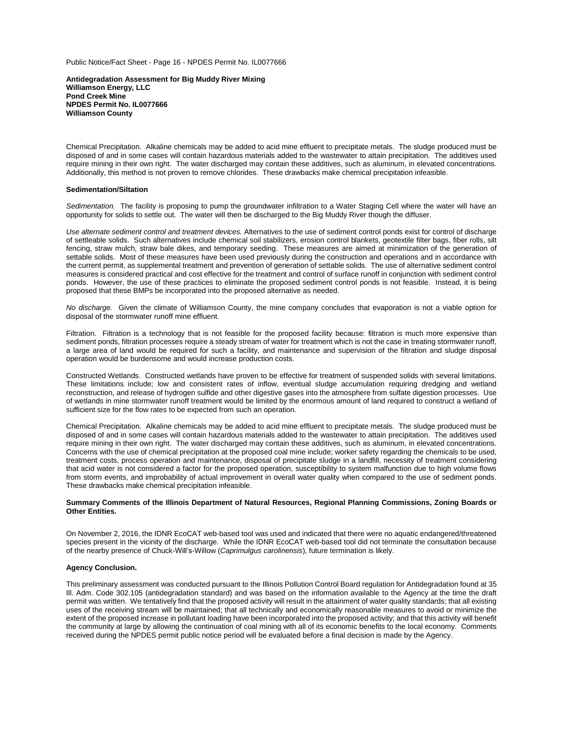**Antidegradation Assessment for Big Muddy River Mixing**
**Williamson Energy, LLC**
**Pond Creek Mine**
**NPDES Permit No. IL0077666**
**Williamson County**

Chemical Precipitation. Alkaline chemicals may be added to acid mine effluent to precipitate metals. The sludge produced must be disposed of and in some cases will contain hazardous materials added to the wastewater to attain precipitation. The additives used require mining in their own right. The water discharged may contain these additives, such as aluminum, in elevated concentrations. Additionally, this method is not proven to remove chlorides. These drawbacks make chemical precipitation infeasible.

**Sedimentation/Siltation**

*Sedimentation.* The facility is proposing to pump the groundwater infiltration to a Water Staging Cell where the water will have an opportunity for solids to settle out. The water will then be discharged to the Big Muddy River though the diffuser.

*Use alternate sediment control and treatment devices.* Alternatives to the use of sediment control ponds exist for control of discharge of settleable solids. Such alternatives include chemical soil stabilizers, erosion control blankets, geotextile filter bags, fiber rolls, silt fencing, straw mulch, straw bale dikes, and temporary seeding. These measures are aimed at minimization of the generation of settable solids. Most of these measures have been used previously during the construction and operations and in accordance with the current permit, as supplemental treatment and prevention of generation of settable solids. The use of alternative sediment control measures is considered practical and cost effective for the treatment and control of surface runoff in conjunction with sediment control ponds. However, the use of these practices to eliminate the proposed sediment control ponds is not feasible. Instead, it is being proposed that these BMPs be incorporated into the proposed alternative as needed.

*No discharge.* Given the climate of Williamson County, the mine company concludes that evaporation is not a viable option for disposal of the stormwater runoff mine effluent.

Filtration. Filtration is a technology that is not feasible for the proposed facility because: filtration is much more expensive than sediment ponds, filtration processes require a steady stream of water for treatment which is not the case in treating stormwater runoff, a large area of land would be required for such a facility, and maintenance and supervision of the filtration and sludge disposal operation would be burdensome and would increase production costs.

Constructed Wetlands. Constructed wetlands have proven to be effective for treatment of suspended solids with several limitations. These limitations include; low and consistent rates of inflow, eventual sludge accumulation requiring dredging and wetland reconstruction, and release of hydrogen sulfide and other digestive gases into the atmosphere from sulfate digestion processes. Use of wetlands in mine stormwater runoff treatment would be limited by the enormous amount of land required to construct a wetland of sufficient size for the flow rates to be expected from such an operation.

Chemical Precipitation. Alkaline chemicals may be added to acid mine effluent to precipitate metals. The sludge produced must be disposed of and in some cases will contain hazardous materials added to the wastewater to attain precipitation. The additives used require mining in their own right. The water discharged may contain these additives, such as aluminum, in elevated concentrations. Concerns with the use of chemical precipitation at the proposed coal mine include; worker safety regarding the chemicals to be used, treatment costs, process operation and maintenance, disposal of precipitate sludge in a landfill, necessity of treatment considering that acid water is not considered a factor for the proposed operation, susceptibility to system malfunction due to high volume flows from storm events, and improbability of actual improvement in overall water quality when compared to the use of sediment ponds. These drawbacks make chemical precipitation infeasible.

**Summary Comments of the Illinois Department of Natural Resources, Regional Planning Commissions, Zoning Boards or Other Entities.**

On November 2, 2016, the IDNR EcoCAT web-based tool was used and indicated that there were no aquatic endangered/threatened species present in the vicinity of the discharge. While the IDNR EcoCAT web-based tool did not terminate the consultation because of the nearby presence of Chuck-Will's-Willow (*Caprimulgus carolinensis*), future termination is likely.

**Agency Conclusion.**

This preliminary assessment was conducted pursuant to the Illinois Pollution Control Board regulation for Antidegradation found at 35 Ill. Adm. Code 302.105 (antidegradation standard) and was based on the information available to the Agency at the time the draft permit was written. We tentatively find that the proposed activity will result in the attainment of water quality standards; that all existing uses of the receiving stream will be maintained; that all technically and economically reasonable measures to avoid or minimize the extent of the proposed increase in pollutant loading have been incorporated into the proposed activity; and that this activity will benefit the community at large by allowing the continuation of coal mining with all of its economic benefits to the local economy. Comments received during the NPDES permit public notice period will be evaluated before a final decision is made by the Agency.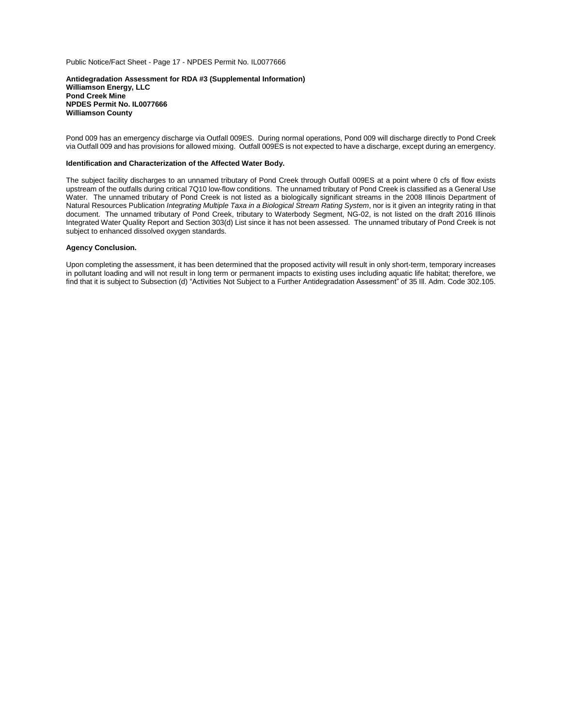**Antidegradation Assessment for RDA #3 (Supplemental Information)**
**Williamson Energy, LLC**
**Pond Creek Mine**
**NPDES Permit No. IL0077666**
**Williamson County**

Pond 009 has an emergency discharge via Outfall 009ES. During normal operations, Pond 009 will discharge directly to Pond Creek via Outfall 009 and has provisions for allowed mixing. Outfall 009ES is not expected to have a discharge, except during an emergency.

**Identification and Characterization of the Affected Water Body.**

The subject facility discharges to an unnamed tributary of Pond Creek through Outfall 009ES at a point where 0 cfs of flow exists upstream of the outfalls during critical 7Q10 low-flow conditions. The unnamed tributary of Pond Creek is classified as a General Use Water. The unnamed tributary of Pond Creek is not listed as a biologically significant streams in the 2008 Illinois Department of Natural Resources Publication *Integrating Multiple Taxa in a Biological Stream Rating System*, nor is it given an integrity rating in that document. The unnamed tributary of Pond Creek, tributary to Waterbody Segment, NG-02, is not listed on the draft 2016 Illinois Integrated Water Quality Report and Section 303(d) List since it has not been assessed. The unnamed tributary of Pond Creek is not subject to enhanced dissolved oxygen standards.

**Agency Conclusion.**

Upon completing the assessment, it has been determined that the proposed activity will result in only short-term, temporary increases in pollutant loading and will not result in long term or permanent impacts to existing uses including aquatic life habitat; therefore, we find that it is subject to Subsection (d) "Activities Not Subject to a Further Antidegradation Assessment" of 35 Ill. Adm. Code 302.105.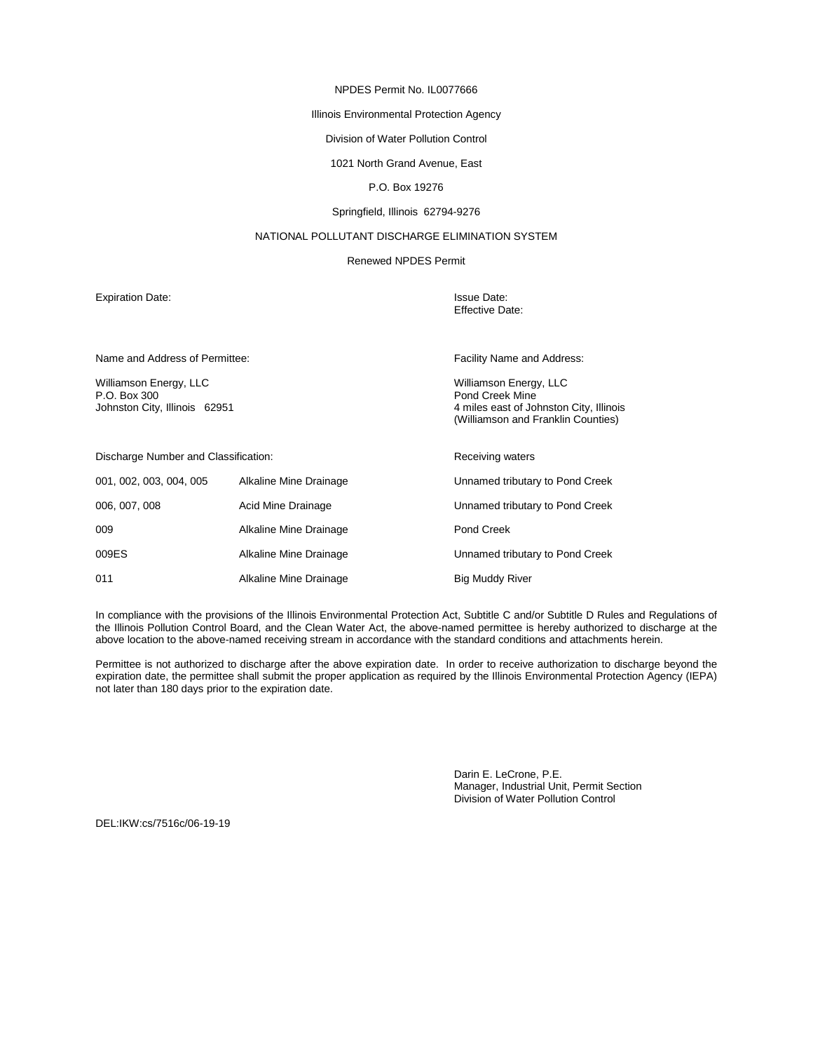NPDES Permit No. IL0077666

Illinois Environmental Protection Agency

Division of Water Pollution Control

1021 North Grand Avenue, East

P.O. Box 19276

Springfield, Illinois 62794-9276

NATIONAL POLLUTANT DISCHARGE ELIMINATION SYSTEM

Renewed NPDES Permit

Expiration Date:

Issue Date:
Effective Date:

Name and Address of Permittee:

Williamson Energy, LLC
P.O. Box 300
Johnston City, Illinois 62951

Facility Name and Address:

Williamson Energy, LLC
Pond Creek Mine
4 miles east of Johnston City, Illinois
(Williamson and Franklin Counties)

| Discharge Number and Classification: | | Receiving waters |
|---|---|---|
| 001, 002, 003, 004, 005 | Alkaline Mine Drainage | Unnamed tributary to Pond Creek |
| 006, 007, 008 | Acid Mine Drainage | Unnamed tributary to Pond Creek |
| 009 | Alkaline Mine Drainage | Pond Creek |
| 009ES | Alkaline Mine Drainage | Unnamed tributary to Pond Creek |
| 011 | Alkaline Mine Drainage | Big Muddy River |

In compliance with the provisions of the Illinois Environmental Protection Act, Subtitle C and/or Subtitle D Rules and Regulations of the Illinois Pollution Control Board, and the Clean Water Act, the above-named permittee is hereby authorized to discharge at the above location to the above-named receiving stream in accordance with the standard conditions and attachments herein.

Permittee is not authorized to discharge after the above expiration date. In order to receive authorization to discharge beyond the expiration date, the permittee shall submit the proper application as required by the Illinois Environmental Protection Agency (IEPA) not later than 180 days prior to the expiration date.

Darin E. LeCrone, P.E.
Manager, Industrial Unit, Permit Section
Division of Water Pollution Control

DEL:IKW:cs/7516c/06-19-19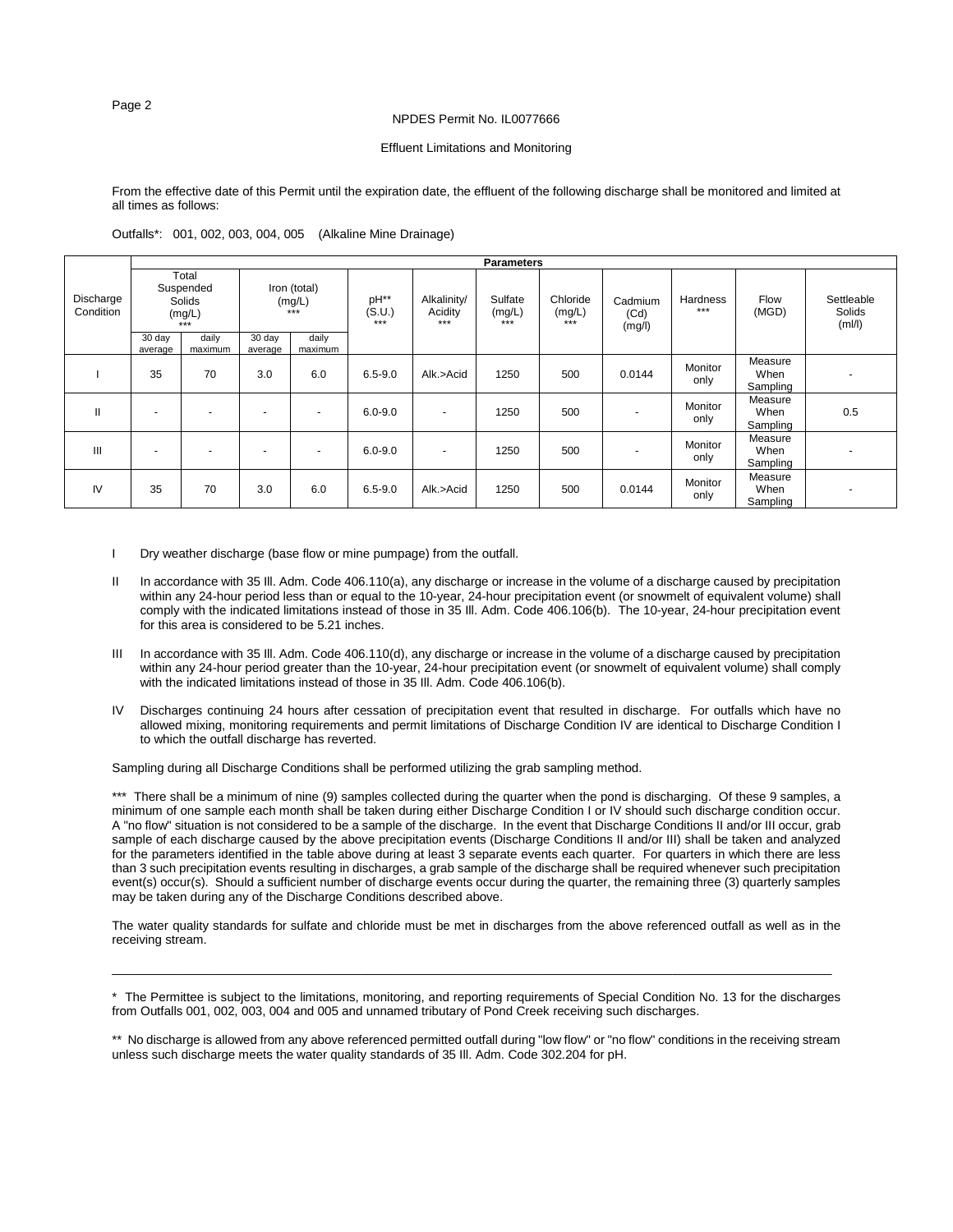NPDES Permit No. IL0077666

Effluent Limitations and Monitoring

From the effective date of this Permit until the expiration date, the effluent of the following discharge shall be monitored and limited at all times as follows:

Outfalls*: 001, 002, 003, 004, 005 (Alkaline Mine Drainage)

| Discharge Condition | Parameters | | | | | | | | | | | |
|---|---|---|---|---|---|---|---|---|---|---|---|---|
| | Total Suspended Solids (mg/L) *** | | Iron (total) (mg/L) *** | | pH** (S.U.) *** | Alkalinity/ Acidity *** | Sulfate (mg/L) *** | Chloride (mg/L) *** | Cadmium (Cd) (mg/l) | Hardness *** | Flow (MGD) | Settleable Solids (ml/l) |
| | 30 day average | daily maximum | 30 day average | daily maximum | | | | | | | | |
| I | 35 | 70 | 3.0 | 6.0 | 6.5-9.0 | Alk.>Acid | 1250 | 500 | 0.0144 | Monitor only | Measure When Sampling | - |
| II | - | - | - | - | 6.0-9.0 | - | 1250 | 500 | - | Monitor only | Measure When Sampling | 0.5 |
| III | - | - | - | - | 6.0-9.0 | - | 1250 | 500 | - | Monitor only | Measure When Sampling | - |
| IV | 35 | 70 | 3.0 | 6.0 | 6.5-9.0 | Alk.>Acid | 1250 | 500 | 0.0144 | Monitor only | Measure When Sampling | - |

I Dry weather discharge (base flow or mine pumpage) from the outfall.

II In accordance with 35 Ill. Adm. Code 406.110(a), any discharge or increase in the volume of a discharge caused by precipitation within any 24-hour period less than or equal to the 10-year, 24-hour precipitation event (or snowmelt of equivalent volume) shall comply with the indicated limitations instead of those in 35 Ill. Adm. Code 406.106(b). The 10-year, 24-hour precipitation event for this area is considered to be 5.21 inches.

III In accordance with 35 Ill. Adm. Code 406.110(d), any discharge or increase in the volume of a discharge caused by precipitation within any 24-hour period greater than the 10-year, 24-hour precipitation event (or snowmelt of equivalent volume) shall comply with the indicated limitations instead of those in 35 Ill. Adm. Code 406.106(b).

IV Discharges continuing 24 hours after cessation of precipitation event that resulted in discharge. For outfalls which have no allowed mixing, monitoring requirements and permit limitations of Discharge Condition IV are identical to Discharge Condition I to which the outfall discharge has reverted.

Sampling during all Discharge Conditions shall be performed utilizing the grab sampling method.

*** There shall be a minimum of nine (9) samples collected during the quarter when the pond is discharging. Of these 9 samples, a minimum of one sample each month shall be taken during either Discharge Condition I or IV should such discharge condition occur. A "no flow" situation is not considered to be a sample of the discharge. In the event that Discharge Conditions II and/or III occur, grab sample of each discharge caused by the above precipitation events (Discharge Conditions II and/or III) shall be taken and analyzed for the parameters identified in the table above during at least 3 separate events each quarter. For quarters in which there are less than 3 such precipitation events resulting in discharges, a grab sample of the discharge shall be required whenever such precipitation event(s) occur(s). Should a sufficient number of discharge events occur during the quarter, the remaining three (3) quarterly samples may be taken during any of the Discharge Conditions described above.

The water quality standards for sulfate and chloride must be met in discharges from the above referenced outfall as well as in the receiving stream.

---

\* The Permittee is subject to the limitations, monitoring, and reporting requirements of Special Condition No. 13 for the discharges from Outfalls 001, 002, 003, 004 and 005 and unnamed tributary of Pond Creek receiving such discharges.

** No discharge is allowed from any above referenced permitted outfall during "low flow" or "no flow" conditions in the receiving stream unless such discharge meets the water quality standards of 35 Ill. Adm. Code 302.204 for pH.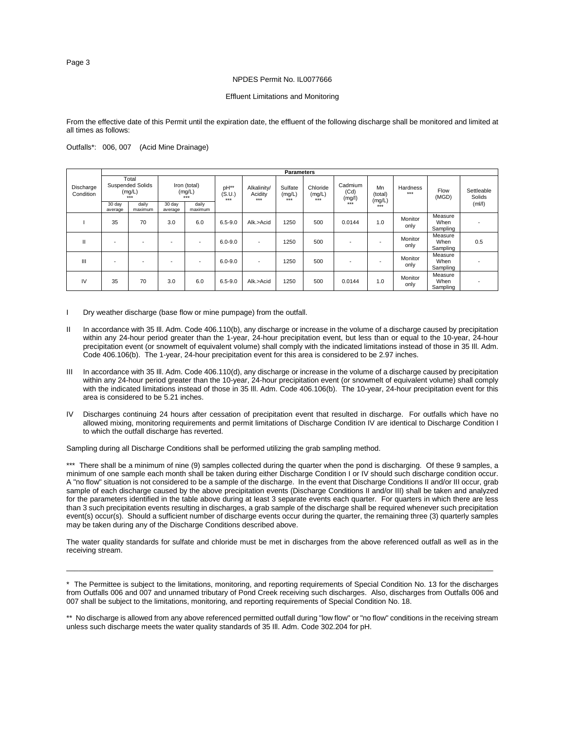NPDES Permit No. IL0077666

Effluent Limitations and Monitoring

From the effective date of this Permit until the expiration date, the effluent of the following discharge shall be monitored and limited at all times as follows:

Outfalls*: 006, 007 (Acid Mine Drainage)

| Discharge Condition | Parameters | | | | | | | | | | | | |
|---|---|---|---|---|---|---|---|---|---|---|---|---|---|
| | Total Suspended Solids (mg/L) *** | | Iron (total) (mg/L) *** | | pH** (S.U.) *** | Alkalinity/ Acidity *** | Sulfate (mg/L) *** | Chloride (mg/L) *** | Cadmium (Cd) (mg/l) *** | Mn (total) (mg/L) *** | Hardness *** | Flow (MGD) | Settleable Solids (ml/l) |
| | 30 day average | daily maximum | 30 day average | daily maximum | | | | | | | | | |
| I | 35 | 70 | 3.0 | 6.0 | 6.5-9.0 | Alk.>Acid | 1250 | 500 | 0.0144 | 1.0 | Monitor only | Measure When Sampling | - |
| II | - | - | - | - | 6.0-9.0 | - | 1250 | 500 | - | - | Monitor only | Measure When Sampling | 0.5 |
| III | - | - | - | - | 6.0-9.0 | - | 1250 | 500 | - | - | Monitor only | Measure When Sampling | - |
| IV | 35 | 70 | 3.0 | 6.0 | 6.5-9.0 | Alk.>Acid | 1250 | 500 | 0.0144 | 1.0 | Monitor only | Measure When Sampling | - |

I Dry weather discharge (base flow or mine pumpage) from the outfall.

II In accordance with 35 Ill. Adm. Code 406.110(b), any discharge or increase in the volume of a discharge caused by precipitation within any 24-hour period greater than the 1-year, 24-hour precipitation event, but less than or equal to the 10-year, 24-hour precipitation event (or snowmelt of equivalent volume) shall comply with the indicated limitations instead of those in 35 Ill. Adm. Code 406.106(b). The 1-year, 24-hour precipitation event for this area is considered to be 2.97 inches.

III In accordance with 35 Ill. Adm. Code 406.110(d), any discharge or increase in the volume of a discharge caused by precipitation within any 24-hour period greater than the 10-year, 24-hour precipitation event (or snowmelt of equivalent volume) shall comply with the indicated limitations instead of those in 35 Ill. Adm. Code 406.106(b). The 10-year, 24-hour precipitation event for this area is considered to be 5.21 inches.

IV Discharges continuing 24 hours after cessation of precipitation event that resulted in discharge. For outfalls which have no allowed mixing, monitoring requirements and permit limitations of Discharge Condition IV are identical to Discharge Condition I to which the outfall discharge has reverted.

Sampling during all Discharge Conditions shall be performed utilizing the grab sampling method.

*** There shall be a minimum of nine (9) samples collected during the quarter when the pond is discharging. Of these 9 samples, a minimum of one sample each month shall be taken during either Discharge Condition I or IV should such discharge condition occur. A "no flow" situation is not considered to be a sample of the discharge. In the event that Discharge Conditions II and/or III occur, grab sample of each discharge caused by the above precipitation events (Discharge Conditions II and/or III) shall be taken and analyzed for the parameters identified in the table above during at least 3 separate events each quarter. For quarters in which there are less than 3 such precipitation events resulting in discharges, a grab sample of the discharge shall be required whenever such precipitation event(s) occur(s). Should a sufficient number of discharge events occur during the quarter, the remaining three (3) quarterly samples may be taken during any of the Discharge Conditions described above.

The water quality standards for sulfate and chloride must be met in discharges from the above referenced outfall as well as in the receiving stream.

---

\* The Permittee is subject to the limitations, monitoring, and reporting requirements of Special Condition No. 13 for the discharges from Outfalls 006 and 007 and unnamed tributary of Pond Creek receiving such discharges. Also, discharges from Outfalls 006 and 007 shall be subject to the limitations, monitoring, and reporting requirements of Special Condition No. 18.

\** No discharge is allowed from any above referenced permitted outfall during "low flow" or "no flow" conditions in the receiving stream unless such discharge meets the water quality standards of 35 Ill. Adm. Code 302.204 for pH.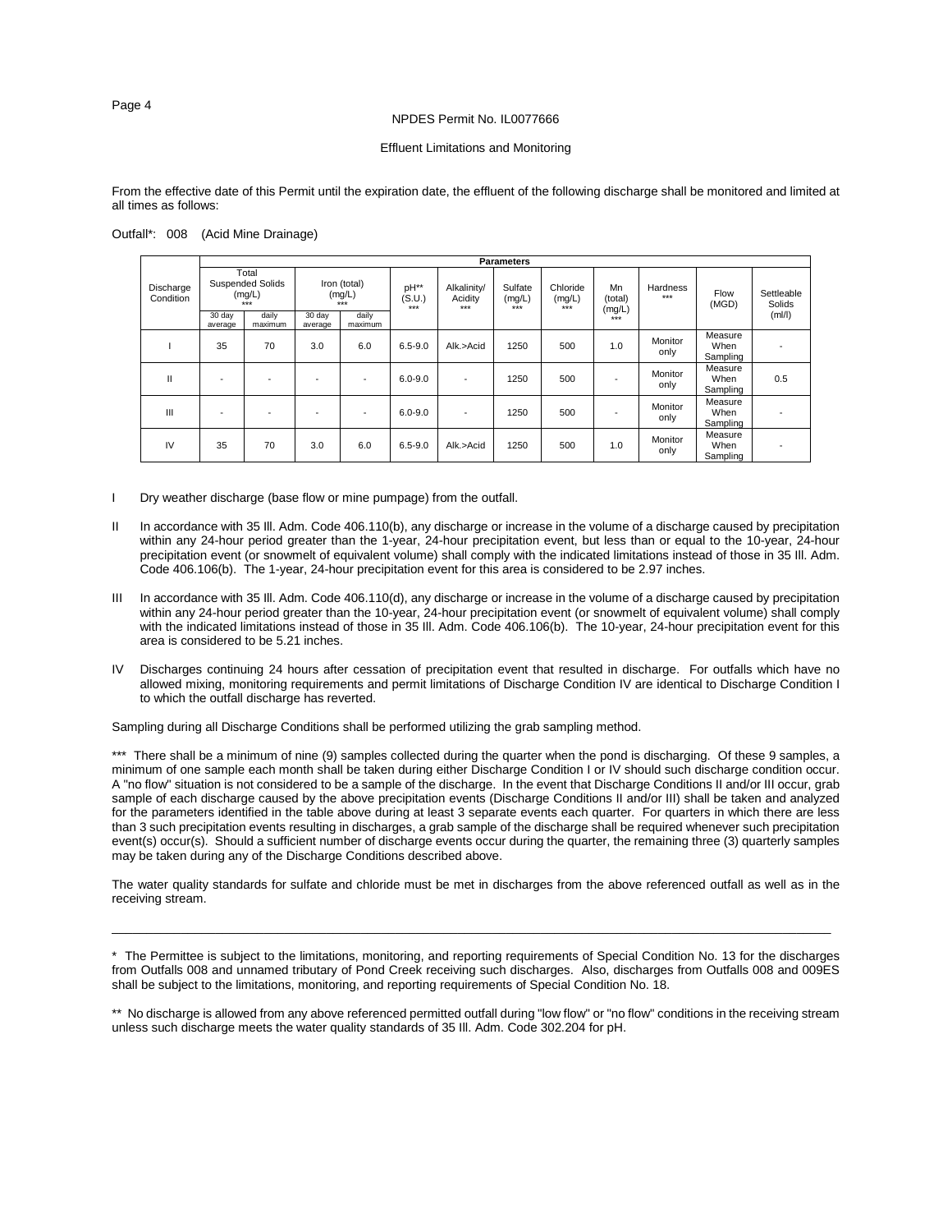NPDES Permit No. IL0077666

Effluent Limitations and Monitoring

From the effective date of this Permit until the expiration date, the effluent of the following discharge shall be monitored and limited at all times as follows:

Outfall*: 008 (Acid Mine Drainage)

| Discharge Condition | Total Suspended Solids (mg/L) *** | | Iron (total) (mg/L) *** | | pH** (S.U.) *** | Alkalinity/ Acidity *** | Sulfate (mg/L) *** | Chloride (mg/L) *** | Mn (total) (mg/L) *** | Hardness *** | Flow (MGD) | Settleable Solids (ml/l) |
|---|---|---|---|---|---|---|---|---|---|---|---|---|
| | 30 day average | daily maximum | 30 day average | daily maximum | | | | | | | | |
| I | 35 | 70 | 3.0 | 6.0 | 6.5-9.0 | Alk.>Acid | 1250 | 500 | 1.0 | Monitor only | Measure When Sampling | - |
| II | - | - | - | - | 6.0-9.0 | - | 1250 | 500 | - | Monitor only | Measure When Sampling | 0.5 |
| III | - | - | - | - | 6.0-9.0 | - | 1250 | 500 | - | Monitor only | Measure When Sampling | - |
| IV | 35 | 70 | 3.0 | 6.0 | 6.5-9.0 | Alk.>Acid | 1250 | 500 | 1.0 | Monitor only | Measure When Sampling | - |

I Dry weather discharge (base flow or mine pumpage) from the outfall.

II In accordance with 35 Ill. Adm. Code 406.110(b), any discharge or increase in the volume of a discharge caused by precipitation within any 24-hour period greater than the 1-year, 24-hour precipitation event, but less than or equal to the 10-year, 24-hour precipitation event (or snowmelt of equivalent volume) shall comply with the indicated limitations instead of those in 35 Ill. Adm. Code 406.106(b). The 1-year, 24-hour precipitation event for this area is considered to be 2.97 inches.

III In accordance with 35 Ill. Adm. Code 406.110(d), any discharge or increase in the volume of a discharge caused by precipitation within any 24-hour period greater than the 10-year, 24-hour precipitation event (or snowmelt of equivalent volume) shall comply with the indicated limitations instead of those in 35 Ill. Adm. Code 406.106(b). The 10-year, 24-hour precipitation event for this area is considered to be 5.21 inches.

IV Discharges continuing 24 hours after cessation of precipitation event that resulted in discharge. For outfalls which have no allowed mixing, monitoring requirements and permit limitations of Discharge Condition IV are identical to Discharge Condition I to which the outfall discharge has reverted.

Sampling during all Discharge Conditions shall be performed utilizing the grab sampling method.

*** There shall be a minimum of nine (9) samples collected during the quarter when the pond is discharging. Of these 9 samples, a minimum of one sample each month shall be taken during either Discharge Condition I or IV should such discharge condition occur. A "no flow" situation is not considered to be a sample of the discharge. In the event that Discharge Conditions II and/or III occur, grab sample of each discharge caused by the above precipitation events (Discharge Conditions II and/or III) shall be taken and analyzed for the parameters identified in the table above during at least 3 separate events each quarter. For quarters in which there are less than 3 such precipitation events resulting in discharges, a grab sample of the discharge shall be required whenever such precipitation event(s) occur(s). Should a sufficient number of discharge events occur during the quarter, the remaining three (3) quarterly samples may be taken during any of the Discharge Conditions described above.

The water quality standards for sulfate and chloride must be met in discharges from the above referenced outfall as well as in the receiving stream.

---

* The Permittee is subject to the limitations, monitoring, and reporting requirements of Special Condition No. 13 for the discharges from Outfalls 008 and unnamed tributary of Pond Creek receiving such discharges. Also, discharges from Outfalls 008 and 009ES shall be subject to the limitations, monitoring, and reporting requirements of Special Condition No. 18.

** No discharge is allowed from any above referenced permitted outfall during "low flow" or "no flow" conditions in the receiving stream unless such discharge meets the water quality standards of 35 Ill. Adm. Code 302.204 for pH.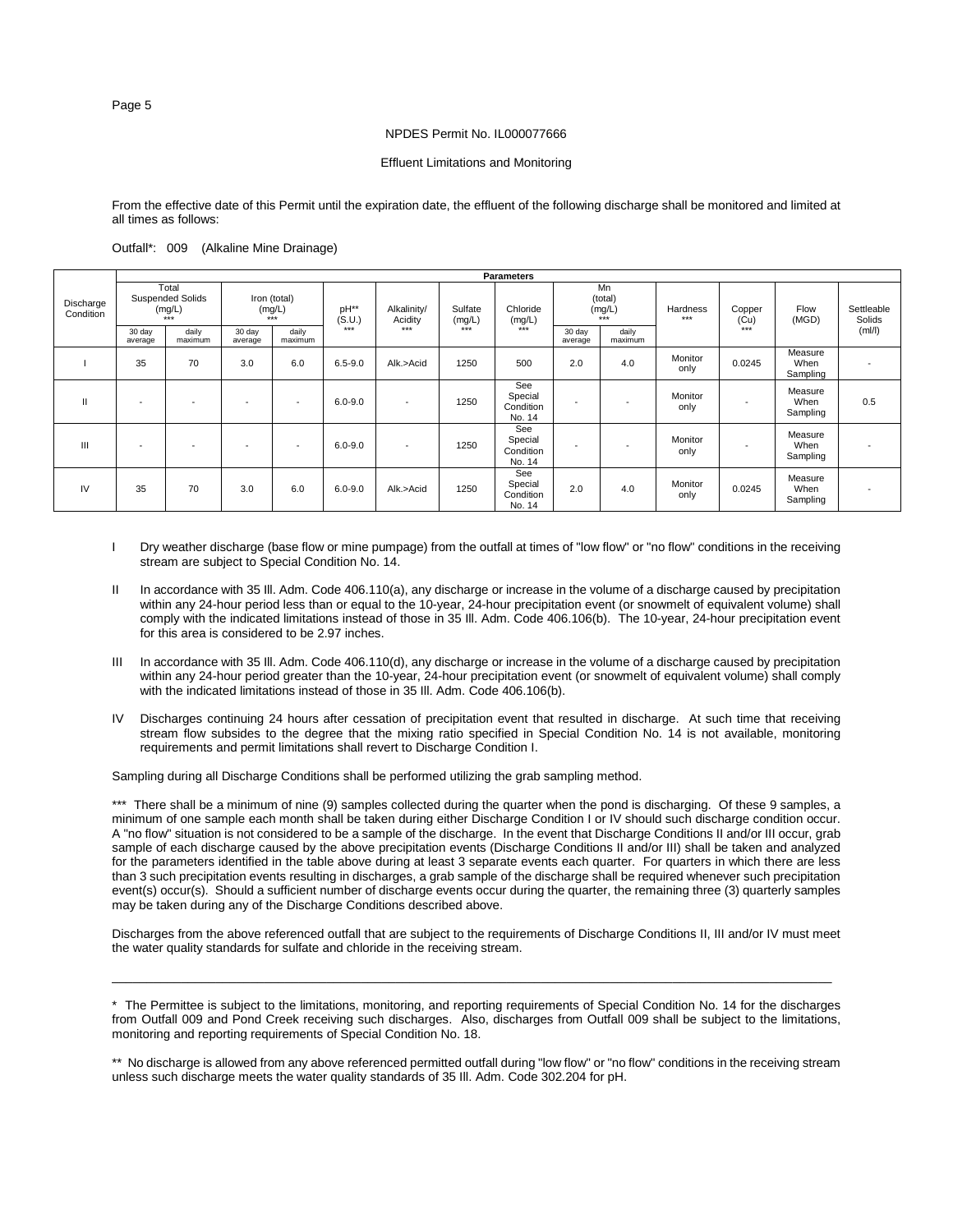NPDES Permit No. IL000077666

Effluent Limitations and Monitoring

From the effective date of this Permit until the expiration date, the effluent of the following discharge shall be monitored and limited at all times as follows:

Outfall*: 009 (Alkaline Mine Drainage)

| Discharge Condition | Parameters | | | | | | | | | | | | | | |
|---|---|---|---|---|---|---|---|---|---|---|---|---|---|---|---|
| | Total Suspended Solids (mg/L) *** | | Iron (total) (mg/L) *** | | pH** (S.U.) *** | Alkalinity/ Acidity *** | Sulfate (mg/L) *** | Chloride (mg/L) *** | Mn (total) (mg/L) *** | | Hardness *** | Copper (Cu) *** | Flow (MGD) | Settleable Solids (ml/l) |
| | 30 day average | daily maximum | 30 day average | daily maximum | | | | | 30 day average | daily maximum | | | | |
| I | 35 | 70 | 3.0 | 6.0 | 6.5-9.0 | Alk.>Acid | 1250 | 500 | 2.0 | 4.0 | Monitor only | 0.0245 | Measure When Sampling | - |
| II | - | - | - | - | 6.0-9.0 | - | 1250 | See Special Condition No. 14 | - | - | Monitor only | - | Measure When Sampling | 0.5 |
| III | - | - | - | - | 6.0-9.0 | - | 1250 | See Special Condition No. 14 | - | - | Monitor only | - | Measure When Sampling | - |
| IV | 35 | 70 | 3.0 | 6.0 | 6.0-9.0 | Alk.>Acid | 1250 | See Special Condition No. 14 | 2.0 | 4.0 | Monitor only | 0.0245 | Measure When Sampling | - |

I Dry weather discharge (base flow or mine pumpage) from the outfall at times of "low flow" or "no flow" conditions in the receiving stream are subject to Special Condition No. 14.

II In accordance with 35 Ill. Adm. Code 406.110(a), any discharge or increase in the volume of a discharge caused by precipitation within any 24-hour period less than or equal to the 10-year, 24-hour precipitation event (or snowmelt of equivalent volume) shall comply with the indicated limitations instead of those in 35 Ill. Adm. Code 406.106(b). The 10-year, 24-hour precipitation event for this area is considered to be 2.97 inches.

III In accordance with 35 Ill. Adm. Code 406.110(d), any discharge or increase in the volume of a discharge caused by precipitation within any 24-hour period greater than the 10-year, 24-hour precipitation event (or snowmelt of equivalent volume) shall comply with the indicated limitations instead of those in 35 Ill. Adm. Code 406.106(b).

IV Discharges continuing 24 hours after cessation of precipitation event that resulted in discharge. At such time that receiving stream flow subsides to the degree that the mixing ratio specified in Special Condition No. 14 is not available, monitoring requirements and permit limitations shall revert to Discharge Condition I.

Sampling during all Discharge Conditions shall be performed utilizing the grab sampling method.

*** There shall be a minimum of nine (9) samples collected during the quarter when the pond is discharging. Of these 9 samples, a minimum of one sample each month shall be taken during either Discharge Condition I or IV should such discharge condition occur. A "no flow" situation is not considered to be a sample of the discharge. In the event that Discharge Conditions II and/or III occur, grab sample of each discharge caused by the above precipitation events (Discharge Conditions II and/or III) shall be taken and analyzed for the parameters identified in the table above during at least 3 separate events each quarter. For quarters in which there are less than 3 such precipitation events resulting in discharges, a grab sample of the discharge shall be required whenever such precipitation event(s) occur(s). Should a sufficient number of discharge events occur during the quarter, the remaining three (3) quarterly samples may be taken during any of the Discharge Conditions described above.

Discharges from the above referenced outfall that are subject to the requirements of Discharge Conditions II, III and/or IV must meet the water quality standards for sulfate and chloride in the receiving stream.

---

\* The Permittee is subject to the limitations, monitoring, and reporting requirements of Special Condition No. 14 for the discharges from Outfall 009 and Pond Creek receiving such discharges. Also, discharges from Outfall 009 shall be subject to the limitations, monitoring and reporting requirements of Special Condition No. 18.

** No discharge is allowed from any above referenced permitted outfall during "low flow" or "no flow" conditions in the receiving stream unless such discharge meets the water quality standards of 35 Ill. Adm. Code 302.204 for pH.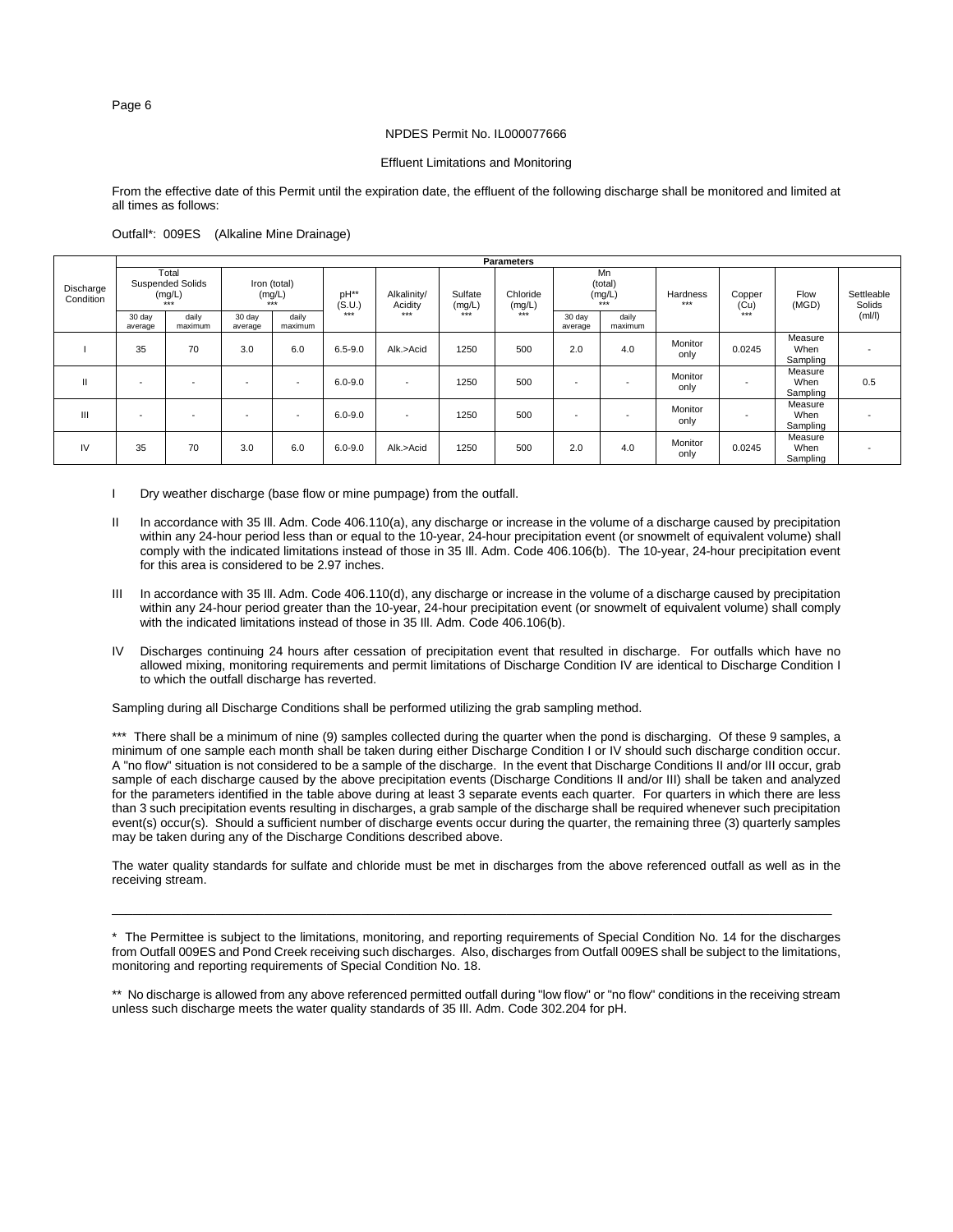NPDES Permit No. IL000077666

Effluent Limitations and Monitoring

From the effective date of this Permit until the expiration date, the effluent of the following discharge shall be monitored and limited at all times as follows:

Outfall*: 009ES (Alkaline Mine Drainage)

| Discharge Condition | Parameters | | | | | | | | | | | | | |
|---|---|---|---|---|---|---|---|---|---|---|---|---|---|---|
| | Total Suspended Solids (mg/L) *** | | Iron (total) (mg/L) *** | | pH** (S.U.) *** | Alkalinity/ Acidity *** | Sulfate (mg/L) *** | Chloride (mg/L) *** | Mn (total) (mg/L) *** | | Hardness *** | Copper (Cu) *** | Flow (MGD) | Settleable Solids (ml/l) |
| | 30 day average | daily maximum | 30 day average | daily maximum | | | | | 30 day average | daily maximum | | | | |
| I | 35 | 70 | 3.0 | 6.0 | 6.5-9.0 | Alk.>Acid | 1250 | 500 | 2.0 | 4.0 | Monitor only | 0.0245 | Measure When Sampling | - |
| II | - | - | - | - | 6.0-9.0 | - | 1250 | 500 | - | - | Monitor only | - | Measure When Sampling | 0.5 |
| III | - | - | - | - | 6.0-9.0 | - | 1250 | 500 | - | - | Monitor only | - | Measure When Sampling | - |
| IV | 35 | 70 | 3.0 | 6.0 | 6.0-9.0 | Alk.>Acid | 1250 | 500 | 2.0 | 4.0 | Monitor only | 0.0245 | Measure When Sampling | - |

I Dry weather discharge (base flow or mine pumpage) from the outfall.

II In accordance with 35 Ill. Adm. Code 406.110(a), any discharge or increase in the volume of a discharge caused by precipitation within any 24-hour period less than or equal to the 10-year, 24-hour precipitation event (or snowmelt of equivalent volume) shall comply with the indicated limitations instead of those in 35 Ill. Adm. Code 406.106(b). The 10-year, 24-hour precipitation event for this area is considered to be 2.97 inches.

III In accordance with 35 Ill. Adm. Code 406.110(d), any discharge or increase in the volume of a discharge caused by precipitation within any 24-hour period greater than the 10-year, 24-hour precipitation event (or snowmelt of equivalent volume) shall comply with the indicated limitations instead of those in 35 Ill. Adm. Code 406.106(b).

IV Discharges continuing 24 hours after cessation of precipitation event that resulted in discharge. For outfalls which have no allowed mixing, monitoring requirements and permit limitations of Discharge Condition IV are identical to Discharge Condition I to which the outfall discharge has reverted.

Sampling during all Discharge Conditions shall be performed utilizing the grab sampling method.

*** There shall be a minimum of nine (9) samples collected during the quarter when the pond is discharging. Of these 9 samples, a minimum of one sample each month shall be taken during either Discharge Condition I or IV should such discharge condition occur. A "no flow" situation is not considered to be a sample of the discharge. In the event that Discharge Conditions II and/or III occur, grab sample of each discharge caused by the above precipitation events (Discharge Conditions II and/or III) shall be taken and analyzed for the parameters identified in the table above during at least 3 separate events each quarter. For quarters in which there are less than 3 such precipitation events resulting in discharges, a grab sample of the discharge shall be required whenever such precipitation event(s) occur(s). Should a sufficient number of discharge events occur during the quarter, the remaining three (3) quarterly samples may be taken during any of the Discharge Conditions described above.

The water quality standards for sulfate and chloride must be met in discharges from the above referenced outfall as well as in the receiving stream.

---

* The Permittee is subject to the limitations, monitoring, and reporting requirements of Special Condition No. 14 for the discharges from Outfall 009ES and Pond Creek receiving such discharges. Also, discharges from Outfall 009ES shall be subject to the limitations, monitoring and reporting requirements of Special Condition No. 18.

** No discharge is allowed from any above referenced permitted outfall during "low flow" or "no flow" conditions in the receiving stream unless such discharge meets the water quality standards of 35 Ill. Adm. Code 302.204 for pH.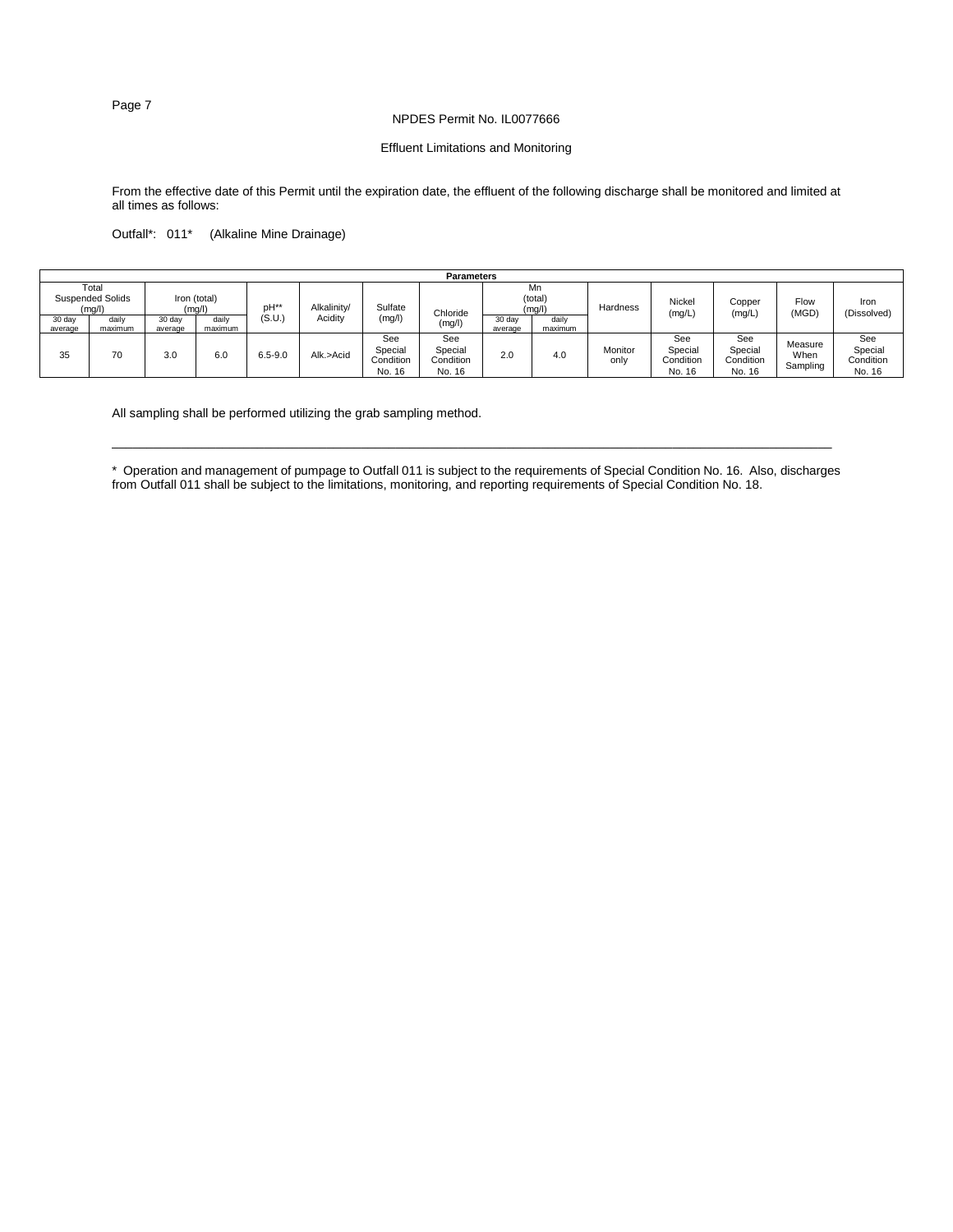NPDES Permit No. IL0077666

Effluent Limitations and Monitoring

From the effective date of this Permit until the expiration date, the effluent of the following discharge shall be monitored and limited at all times as follows:

Outfall*: 011* (Alkaline Mine Drainage)

| Parameters | | | | | | | | | | | | | | |
|---|---|---|---|---|---|---|---|---|---|---|---|---|---|---|
| Total Suspended Solids (mg/l) | | Iron (total) (mg/l) | | pH** (S.U.) | Alkalinity/ Acidity | Sulfate (mg/l) | Chloride (mg/l) | Mn (total) (mg/l) | | Hardness | Nickel (mg/L) | Copper (mg/L) | Flow (MGD) | Iron (Dissolved) |
| 30 day average | daily maximum | 30 day average | daily maximum | | | | | 30 day average | daily maximum | | | | | |
| 35 | 70 | 3.0 | 6.0 | 6.5-9.0 | Alk.>Acid | See Special Condition No. 16 | See Special Condition No. 16 | 2.0 | 4.0 | Monitor only | See Special Condition No. 16 | See Special Condition No. 16 | Measure When Sampling | See Special Condition No. 16 |

All sampling shall be performed utilizing the grab sampling method.

---

\* Operation and management of pumpage to Outfall 011 is subject to the requirements of Special Condition No. 16. Also, discharges from Outfall 011 shall be subject to the limitations, monitoring, and reporting requirements of Special Condition No. 18.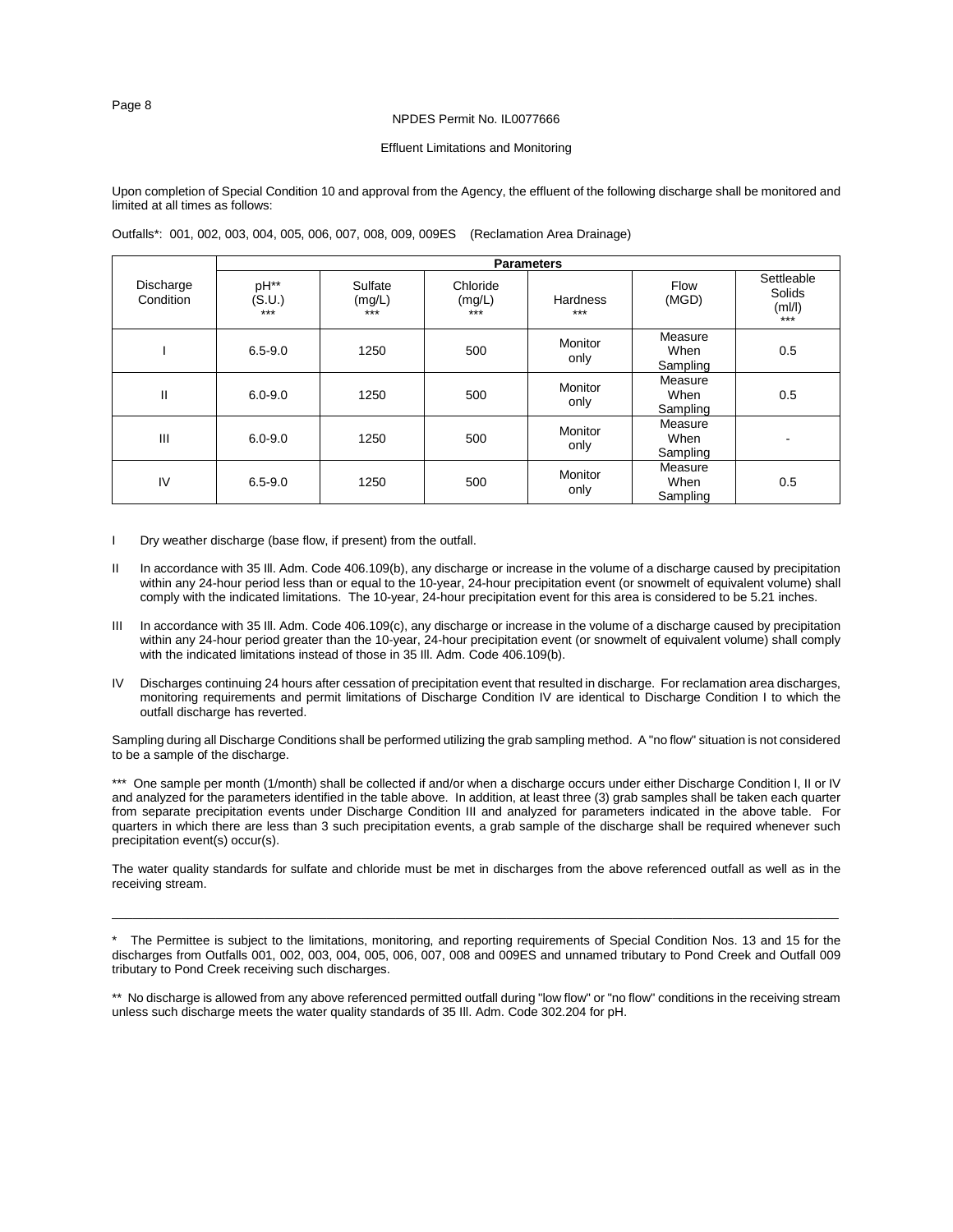NPDES Permit No. IL0077666

Effluent Limitations and Monitoring

Upon completion of Special Condition 10 and approval from the Agency, the effluent of the following discharge shall be monitored and limited at all times as follows:

Outfalls*: 001, 002, 003, 004, 005, 006, 007, 008, 009, 009ES (Reclamation Area Drainage)

| Discharge Condition | Parameters | | | | | |
|---|---|---|---|---|---|---|
| | pH** (S.U.) *** | Sulfate (mg/L) *** | Chloride (mg/L) *** | Hardness *** | Flow (MGD) | Settleable Solids (ml/l) *** |
| I | 6.5-9.0 | 1250 | 500 | Monitor only | Measure When Sampling | 0.5 |
| II | 6.0-9.0 | 1250 | 500 | Monitor only | Measure When Sampling | 0.5 |
| III | 6.0-9.0 | 1250 | 500 | Monitor only | Measure When Sampling | - |
| IV | 6.5-9.0 | 1250 | 500 | Monitor only | Measure When Sampling | 0.5 |

I Dry weather discharge (base flow, if present) from the outfall.

II In accordance with 35 Ill. Adm. Code 406.109(b), any discharge or increase in the volume of a discharge caused by precipitation within any 24-hour period less than or equal to the 10-year, 24-hour precipitation event (or snowmelt of equivalent volume) shall comply with the indicated limitations. The 10-year, 24-hour precipitation event for this area is considered to be 5.21 inches.

III In accordance with 35 Ill. Adm. Code 406.109(c), any discharge or increase in the volume of a discharge caused by precipitation within any 24-hour period greater than the 10-year, 24-hour precipitation event (or snowmelt of equivalent volume) shall comply with the indicated limitations instead of those in 35 Ill. Adm. Code 406.109(b).

IV Discharges continuing 24 hours after cessation of precipitation event that resulted in discharge. For reclamation area discharges, monitoring requirements and permit limitations of Discharge Condition IV are identical to Discharge Condition I to which the outfall discharge has reverted.

Sampling during all Discharge Conditions shall be performed utilizing the grab sampling method. A "no flow" situation is not considered to be a sample of the discharge.

*** One sample per month (1/month) shall be collected if and/or when a discharge occurs under either Discharge Condition I, II or IV and analyzed for the parameters identified in the table above. In addition, at least three (3) grab samples shall be taken each quarter from separate precipitation events under Discharge Condition III and analyzed for parameters indicated in the above table. For quarters in which there are less than 3 such precipitation events, a grab sample of the discharge shall be required whenever such precipitation event(s) occur(s).

The water quality standards for sulfate and chloride must be met in discharges from the above referenced outfall as well as in the receiving stream.

---

\* The Permittee is subject to the limitations, monitoring, and reporting requirements of Special Condition Nos. 13 and 15 for the discharges from Outfalls 001, 002, 003, 004, 005, 006, 007, 008 and 009ES and unnamed tributary to Pond Creek and Outfall 009 tributary to Pond Creek receiving such discharges.

** No discharge is allowed from any above referenced permitted outfall during "low flow" or "no flow" conditions in the receiving stream unless such discharge meets the water quality standards of 35 Ill. Adm. Code 302.204 for pH.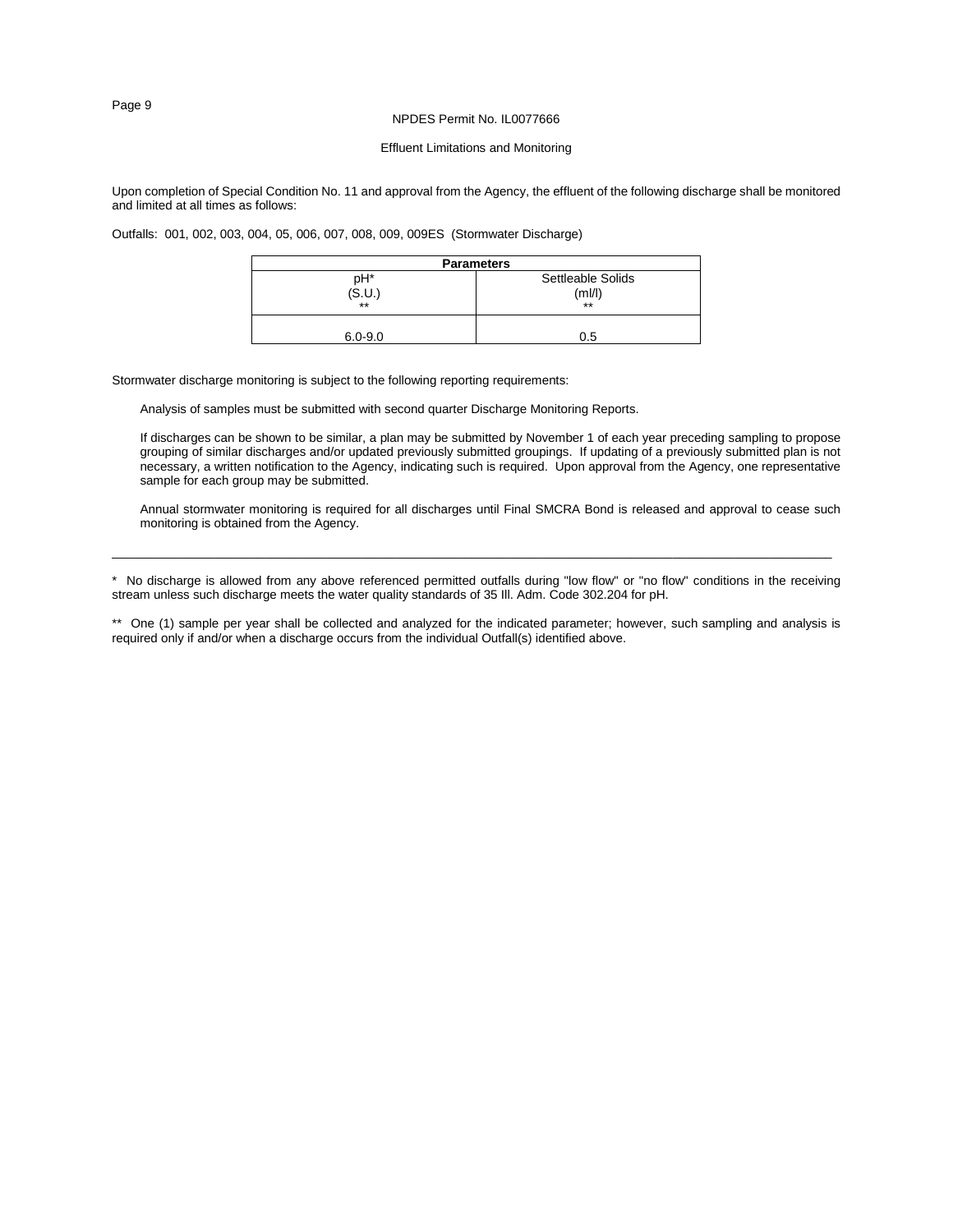NPDES Permit No. IL0077666

Effluent Limitations and Monitoring

Upon completion of Special Condition No. 11 and approval from the Agency, the effluent of the following discharge shall be monitored and limited at all times as follows:

Outfalls: 001, 002, 003, 004, 05, 006, 007, 008, 009, 009ES (Stormwater Discharge)

| Parameters | |
|---|---|
| pH* (S.U.) ** | Settleable Solids (ml/l) ** |
| 6.0-9.0 | 0.5 |

Stormwater discharge monitoring is subject to the following reporting requirements:

Analysis of samples must be submitted with second quarter Discharge Monitoring Reports.

If discharges can be shown to be similar, a plan may be submitted by November 1 of each year preceding sampling to propose grouping of similar discharges and/or updated previously submitted groupings. If updating of a previously submitted plan is not necessary, a written notification to the Agency, indicating such is required. Upon approval from the Agency, one representative sample for each group may be submitted.

Annual stormwater monitoring is required for all discharges until Final SMCRA Bond is released and approval to cease such monitoring is obtained from the Agency.

---

* No discharge is allowed from any above referenced permitted outfalls during "low flow" or "no flow" conditions in the receiving stream unless such discharge meets the water quality standards of 35 Ill. Adm. Code 302.204 for pH.

** One (1) sample per year shall be collected and analyzed for the indicated parameter; however, such sampling and analysis is required only if and/or when a discharge occurs from the individual Outfall(s) identified above.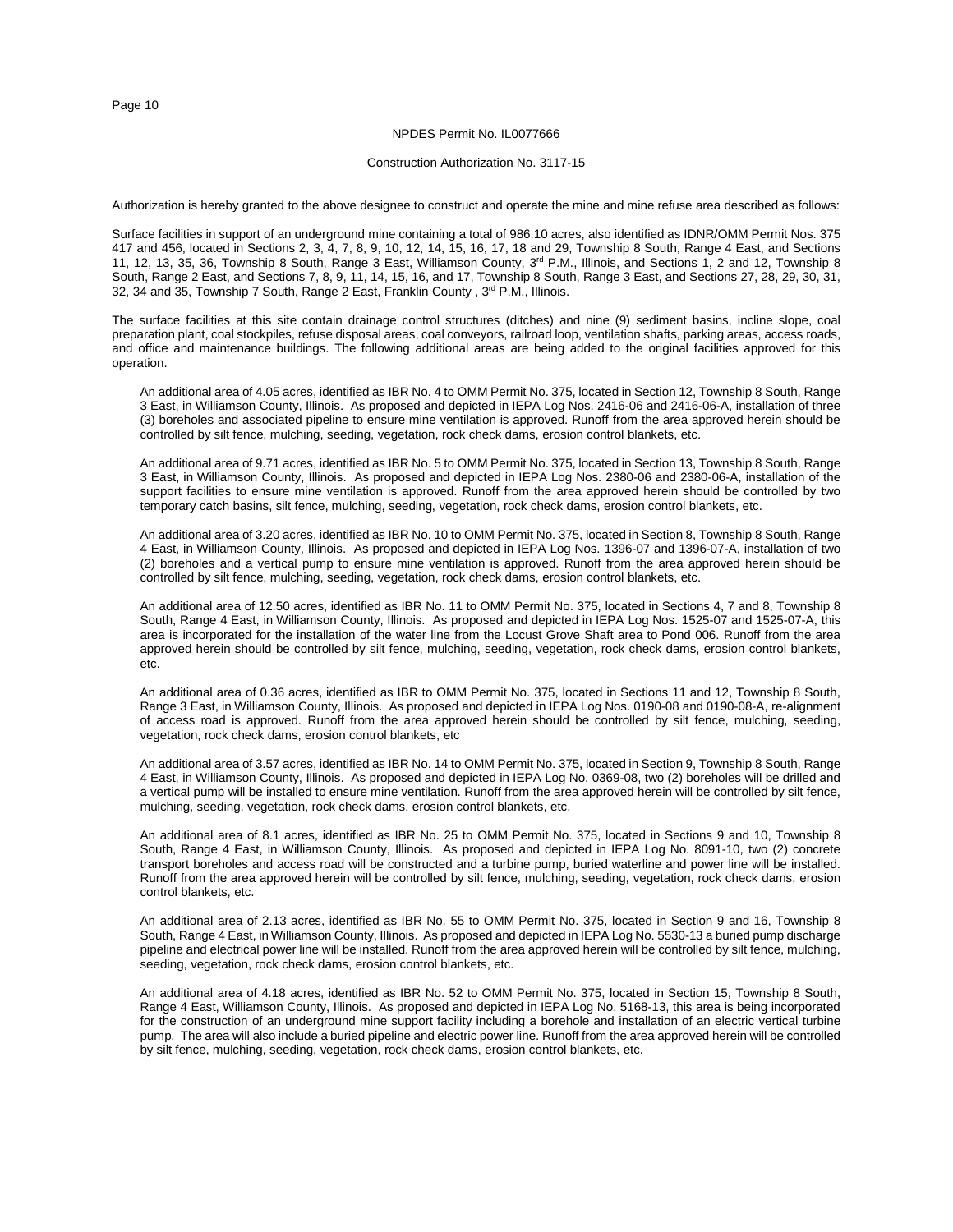NPDES Permit No. IL0077666

Construction Authorization No. 3117-15

Authorization is hereby granted to the above designee to construct and operate the mine and mine refuse area described as follows:

Surface facilities in support of an underground mine containing a total of 986.10 acres, also identified as IDNR/OMM Permit Nos. 375 417 and 456, located in Sections 2, 3, 4, 7, 8, 9, 10, 12, 14, 15, 16, 17, 18 and 29, Township 8 South, Range 4 East, and Sections 11, 12, 13, 35, 36, Township 8 South, Range 3 East, Williamson County, 3rd P.M., Illinois, and Sections 1, 2 and 12, Township 8 South, Range 2 East, and Sections 7, 8, 9, 11, 14, 15, 16, and 17, Township 8 South, Range 3 East, and Sections 27, 28, 29, 30, 31, 32, 34 and 35, Township 7 South, Range 2 East, Franklin County , 3rd P.M., Illinois.

The surface facilities at this site contain drainage control structures (ditches) and nine (9) sediment basins, incline slope, coal preparation plant, coal stockpiles, refuse disposal areas, coal conveyors, railroad loop, ventilation shafts, parking areas, access roads, and office and maintenance buildings. The following additional areas are being added to the original facilities approved for this operation.

An additional area of 4.05 acres, identified as IBR No. 4 to OMM Permit No. 375, located in Section 12, Township 8 South, Range 3 East, in Williamson County, Illinois. As proposed and depicted in IEPA Log Nos. 2416-06 and 2416-06-A, installation of three (3) boreholes and associated pipeline to ensure mine ventilation is approved. Runoff from the area approved herein should be controlled by silt fence, mulching, seeding, vegetation, rock check dams, erosion control blankets, etc.

An additional area of 9.71 acres, identified as IBR No. 5 to OMM Permit No. 375, located in Section 13, Township 8 South, Range 3 East, in Williamson County, Illinois. As proposed and depicted in IEPA Log Nos. 2380-06 and 2380-06-A, installation of the support facilities to ensure mine ventilation is approved. Runoff from the area approved herein should be controlled by two temporary catch basins, silt fence, mulching, seeding, vegetation, rock check dams, erosion control blankets, etc.

An additional area of 3.20 acres, identified as IBR No. 10 to OMM Permit No. 375, located in Section 8, Township 8 South, Range 4 East, in Williamson County, Illinois. As proposed and depicted in IEPA Log Nos. 1396-07 and 1396-07-A, installation of two (2) boreholes and a vertical pump to ensure mine ventilation is approved. Runoff from the area approved herein should be controlled by silt fence, mulching, seeding, vegetation, rock check dams, erosion control blankets, etc.

An additional area of 12.50 acres, identified as IBR No. 11 to OMM Permit No. 375, located in Sections 4, 7 and 8, Township 8 South, Range 4 East, in Williamson County, Illinois. As proposed and depicted in IEPA Log Nos. 1525-07 and 1525-07-A, this area is incorporated for the installation of the water line from the Locust Grove Shaft area to Pond 006. Runoff from the area approved herein should be controlled by silt fence, mulching, seeding, vegetation, rock check dams, erosion control blankets, etc.

An additional area of 0.36 acres, identified as IBR to OMM Permit No. 375, located in Sections 11 and 12, Township 8 South, Range 3 East, in Williamson County, Illinois. As proposed and depicted in IEPA Log Nos. 0190-08 and 0190-08-A, re-alignment of access road is approved. Runoff from the area approved herein should be controlled by silt fence, mulching, seeding, vegetation, rock check dams, erosion control blankets, etc

An additional area of 3.57 acres, identified as IBR No. 14 to OMM Permit No. 375, located in Section 9, Township 8 South, Range 4 East, in Williamson County, Illinois. As proposed and depicted in IEPA Log No. 0369-08, two (2) boreholes will be drilled and a vertical pump will be installed to ensure mine ventilation. Runoff from the area approved herein will be controlled by silt fence, mulching, seeding, vegetation, rock check dams, erosion control blankets, etc.

An additional area of 8.1 acres, identified as IBR No. 25 to OMM Permit No. 375, located in Sections 9 and 10, Township 8 South, Range 4 East, in Williamson County, Illinois. As proposed and depicted in IEPA Log No. 8091-10, two (2) concrete transport boreholes and access road will be constructed and a turbine pump, buried waterline and power line will be installed. Runoff from the area approved herein will be controlled by silt fence, mulching, seeding, vegetation, rock check dams, erosion control blankets, etc.

An additional area of 2.13 acres, identified as IBR No. 55 to OMM Permit No. 375, located in Section 9 and 16, Township 8 South, Range 4 East, in Williamson County, Illinois. As proposed and depicted in IEPA Log No. 5530-13 a buried pump discharge pipeline and electrical power line will be installed. Runoff from the area approved herein will be controlled by silt fence, mulching, seeding, vegetation, rock check dams, erosion control blankets, etc.

An additional area of 4.18 acres, identified as IBR No. 52 to OMM Permit No. 375, located in Section 15, Township 8 South, Range 4 East, Williamson County, Illinois. As proposed and depicted in IEPA Log No. 5168-13, this area is being incorporated for the construction of an underground mine support facility including a borehole and installation of an electric vertical turbine pump. The area will also include a buried pipeline and electric power line. Runoff from the area approved herein will be controlled by silt fence, mulching, seeding, vegetation, rock check dams, erosion control blankets, etc.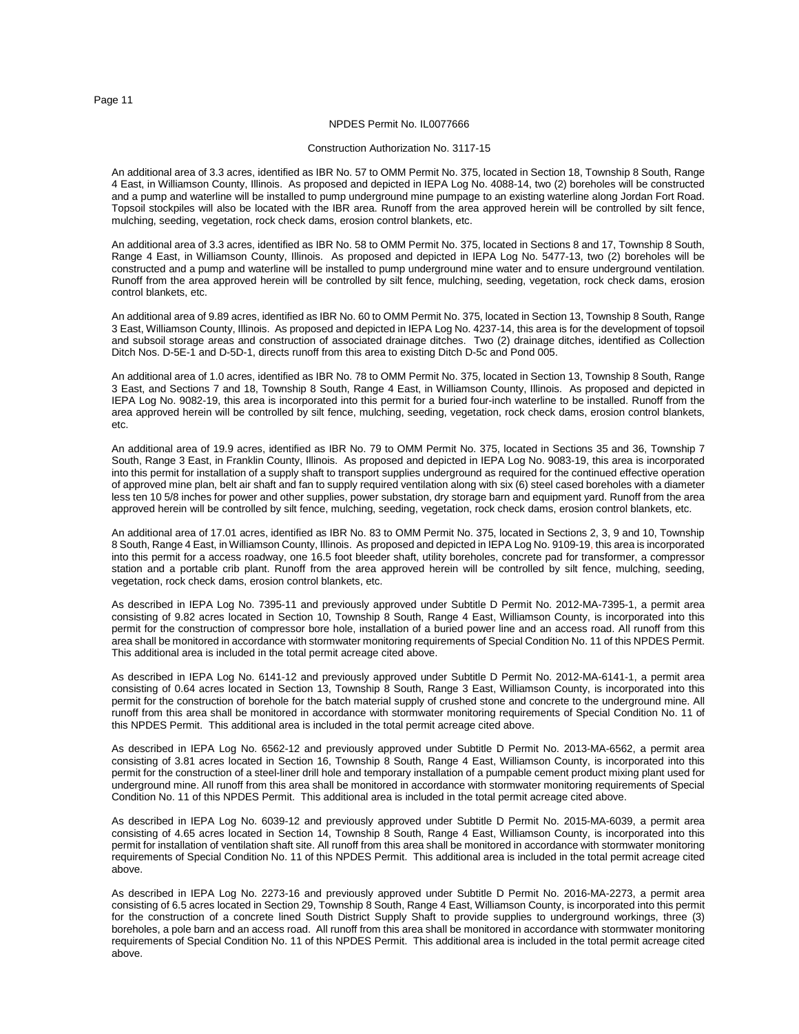NPDES Permit No. IL0077666

Construction Authorization No. 3117-15

An additional area of 3.3 acres, identified as IBR No. 57 to OMM Permit No. 375, located in Section 18, Township 8 South, Range 4 East, in Williamson County, Illinois. As proposed and depicted in IEPA Log No. 4088-14, two (2) boreholes will be constructed and a pump and waterline will be installed to pump underground mine pumpage to an existing waterline along Jordan Fort Road. Topsoil stockpiles will also be located with the IBR area. Runoff from the area approved herein will be controlled by silt fence, mulching, seeding, vegetation, rock check dams, erosion control blankets, etc.

An additional area of 3.3 acres, identified as IBR No. 58 to OMM Permit No. 375, located in Sections 8 and 17, Township 8 South, Range 4 East, in Williamson County, Illinois. As proposed and depicted in IEPA Log No. 5477-13, two (2) boreholes will be constructed and a pump and waterline will be installed to pump underground mine water and to ensure underground ventilation. Runoff from the area approved herein will be controlled by silt fence, mulching, seeding, vegetation, rock check dams, erosion control blankets, etc.

An additional area of 9.89 acres, identified as IBR No. 60 to OMM Permit No. 375, located in Section 13, Township 8 South, Range 3 East, Williamson County, Illinois. As proposed and depicted in IEPA Log No. 4237-14, this area is for the development of topsoil and subsoil storage areas and construction of associated drainage ditches. Two (2) drainage ditches, identified as Collection Ditch Nos. D-5E-1 and D-5D-1, directs runoff from this area to existing Ditch D-5c and Pond 005.

An additional area of 1.0 acres, identified as IBR No. 78 to OMM Permit No. 375, located in Section 13, Township 8 South, Range 3 East, and Sections 7 and 18, Township 8 South, Range 4 East, in Williamson County, Illinois. As proposed and depicted in IEPA Log No. 9082-19, this area is incorporated into this permit for a buried four-inch waterline to be installed. Runoff from the area approved herein will be controlled by silt fence, mulching, seeding, vegetation, rock check dams, erosion control blankets, etc.

An additional area of 19.9 acres, identified as IBR No. 79 to OMM Permit No. 375, located in Sections 35 and 36, Township 7 South, Range 3 East, in Franklin County, Illinois. As proposed and depicted in IEPA Log No. 9083-19, this area is incorporated into this permit for installation of a supply shaft to transport supplies underground as required for the continued effective operation of approved mine plan, belt air shaft and fan to supply required ventilation along with six (6) steel cased boreholes with a diameter less ten 10 5/8 inches for power and other supplies, power substation, dry storage barn and equipment yard. Runoff from the area approved herein will be controlled by silt fence, mulching, seeding, vegetation, rock check dams, erosion control blankets, etc.

An additional area of 17.01 acres, identified as IBR No. 83 to OMM Permit No. 375, located in Sections 2, 3, 9 and 10, Township 8 South, Range 4 East, in Williamson County, Illinois. As proposed and depicted in IEPA Log No. 9109-19, this area is incorporated into this permit for a access roadway, one 16.5 foot bleeder shaft, utility boreholes, concrete pad for transformer, a compressor station and a portable crib plant. Runoff from the area approved herein will be controlled by silt fence, mulching, seeding, vegetation, rock check dams, erosion control blankets, etc.

As described in IEPA Log No. 7395-11 and previously approved under Subtitle D Permit No. 2012-MA-7395-1, a permit area consisting of 9.82 acres located in Section 10, Township 8 South, Range 4 East, Williamson County, is incorporated into this permit for the construction of compressor bore hole, installation of a buried power line and an access road. All runoff from this area shall be monitored in accordance with stormwater monitoring requirements of Special Condition No. 11 of this NPDES Permit. This additional area is included in the total permit acreage cited above.

As described in IEPA Log No. 6141-12 and previously approved under Subtitle D Permit No. 2012-MA-6141-1, a permit area consisting of 0.64 acres located in Section 13, Township 8 South, Range 3 East, Williamson County, is incorporated into this permit for the construction of borehole for the batch material supply of crushed stone and concrete to the underground mine. All runoff from this area shall be monitored in accordance with stormwater monitoring requirements of Special Condition No. 11 of this NPDES Permit. This additional area is included in the total permit acreage cited above.

As described in IEPA Log No. 6562-12 and previously approved under Subtitle D Permit No. 2013-MA-6562, a permit area consisting of 3.81 acres located in Section 16, Township 8 South, Range 4 East, Williamson County, is incorporated into this permit for the construction of a steel-liner drill hole and temporary installation of a pumpable cement product mixing plant used for underground mine. All runoff from this area shall be monitored in accordance with stormwater monitoring requirements of Special Condition No. 11 of this NPDES Permit. This additional area is included in the total permit acreage cited above.

As described in IEPA Log No. 6039-12 and previously approved under Subtitle D Permit No. 2015-MA-6039, a permit area consisting of 4.65 acres located in Section 14, Township 8 South, Range 4 East, Williamson County, is incorporated into this permit for installation of ventilation shaft site. All runoff from this area shall be monitored in accordance with stormwater monitoring requirements of Special Condition No. 11 of this NPDES Permit. This additional area is included in the total permit acreage cited above.

As described in IEPA Log No. 2273-16 and previously approved under Subtitle D Permit No. 2016-MA-2273, a permit area consisting of 6.5 acres located in Section 29, Township 8 South, Range 4 East, Williamson County, is incorporated into this permit for the construction of a concrete lined South District Supply Shaft to provide supplies to underground workings, three (3) boreholes, a pole barn and an access road. All runoff from this area shall be monitored in accordance with stormwater monitoring requirements of Special Condition No. 11 of this NPDES Permit. This additional area is included in the total permit acreage cited above.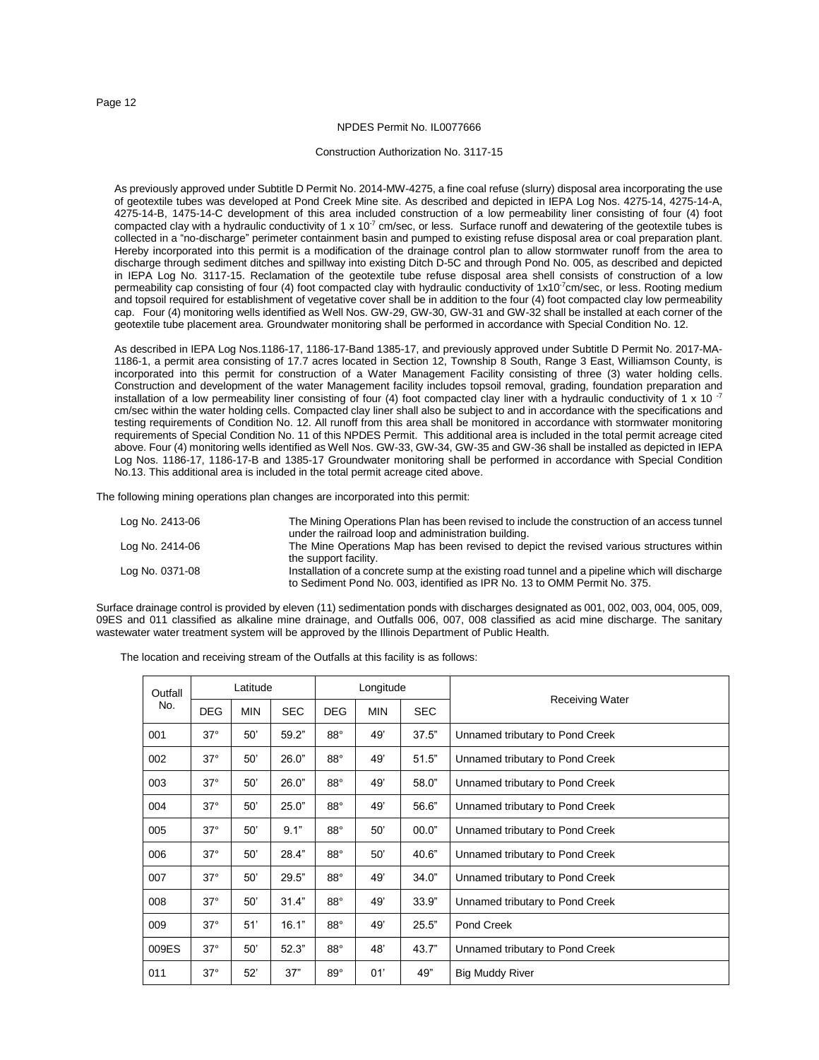NPDES Permit No. IL0077666

Construction Authorization No. 3117-15

As previously approved under Subtitle D Permit No. 2014-MW-4275, a fine coal refuse (slurry) disposal area incorporating the use of geotextile tubes was developed at Pond Creek Mine site. As described and depicted in IEPA Log Nos. 4275-14, 4275-14-A, 4275-14-B, 1475-14-C development of this area included construction of a low permeability liner consisting of four (4) foot compacted clay with a hydraulic conductivity of 1 x $10^{-7}$ cm/sec, or less. Surface runoff and dewatering of the geotextile tubes is collected in a "no-discharge" perimeter containment basin and pumped to existing refuse disposal area or coal preparation plant. Hereby incorporated into this permit is a modification of the drainage control plan to allow stormwater runoff from the area to discharge through sediment ditches and spillway into existing Ditch D-5C and through Pond No. 005, as described and depicted in IEPA Log No. 3117-15. Reclamation of the geotextile tube refuse disposal area shell consists of construction of a low permeability cap consisting of four (4) foot compacted clay with hydraulic conductivity of 1x$10^{-7}$cm/sec, or less. Rooting medium and topsoil required for establishment of vegetative cover shall be in addition to the four (4) foot compacted clay low permeability cap. Four (4) monitoring wells identified as Well Nos. GW-29, GW-30, GW-31 and GW-32 shall be installed at each corner of the geotextile tube placement area. Groundwater monitoring shall be performed in accordance with Special Condition No. 12.

As described in IEPA Log Nos.1186-17, 1186-17-Band 1385-17, and previously approved under Subtitle D Permit No. 2017-MA-1186-1, a permit area consisting of 17.7 acres located in Section 12, Township 8 South, Range 3 East, Williamson County, is incorporated into this permit for construction of a Water Management Facility consisting of three (3) water holding cells. Construction and development of the water Management facility includes topsoil removal, grading, foundation preparation and installation of a low permeability liner consisting of four (4) foot compacted clay liner with a hydraulic conductivity of 1 x $10^{-7}$ cm/sec within the water holding cells. Compacted clay liner shall also be subject to and in accordance with the specifications and testing requirements of Condition No. 12. All runoff from this area shall be monitored in accordance with stormwater monitoring requirements of Special Condition No. 11 of this NPDES Permit. This additional area is included in the total permit acreage cited above. Four (4) monitoring wells identified as Well Nos. GW-33, GW-34, GW-35 and GW-36 shall be installed as depicted in IEPA Log Nos. 1186-17, 1186-17-B and 1385-17 Groundwater monitoring shall be performed in accordance with Special Condition No.13. This additional area is included in the total permit acreage cited above.

The following mining operations plan changes are incorporated into this permit:

| | |
|---|---|
| Log No. 2413-06 | The Mining Operations Plan has been revised to include the construction of an access tunnel under the railroad loop and administration building. |
| Log No. 2414-06 | The Mine Operations Map has been revised to depict the revised various structures within the support facility. |
| Log No. 0371-08 | Installation of a concrete sump at the existing road tunnel and a pipeline which will discharge to Sediment Pond No. 003, identified as IPR No. 13 to OMM Permit No. 375. |

Surface drainage control is provided by eleven (11) sedimentation ponds with discharges designated as 001, 002, 003, 004, 005, 009, 09ES and 011 classified as alkaline mine drainage, and Outfalls 006, 007, 008 classified as acid mine discharge. The sanitary wastewater water treatment system will be approved by the Illinois Department of Public Health.

The location and receiving stream of the Outfalls at this facility is as follows:

| Outfall No. | Latitude | | | Longitude | | | Receiving Water |
|---|---|---|---|---|---|---|---|
| | DEG | MIN | SEC | DEG | MIN | SEC | |
| 001 | 37° | 50' | 59.2" | 88° | 49' | 37.5" | Unnamed tributary to Pond Creek |
| 002 | 37° | 50' | 26.0" | 88° | 49' | 51.5" | Unnamed tributary to Pond Creek |
| 003 | 37° | 50' | 26.0" | 88° | 49' | 58.0" | Unnamed tributary to Pond Creek |
| 004 | 37° | 50' | 25.0" | 88° | 49' | 56.6" | Unnamed tributary to Pond Creek |
| 005 | 37° | 50' | 9.1" | 88° | 50' | 00.0" | Unnamed tributary to Pond Creek |
| 006 | 37° | 50' | 28.4" | 88° | 50' | 40.6" | Unnamed tributary to Pond Creek |
| 007 | 37° | 50' | 29.5" | 88° | 49' | 34.0" | Unnamed tributary to Pond Creek |
| 008 | 37° | 50' | 31.4" | 88° | 49' | 33.9" | Unnamed tributary to Pond Creek |
| 009 | 37° | 51' | 16.1" | 88° | 49' | 25.5" | Pond Creek |
| 009ES | 37° | 50' | 52.3" | 88° | 48' | 43.7" | Unnamed tributary to Pond Creek |
| 011 | 37° | 52' | 37" | 89° | 01' | 49" | Big Muddy River |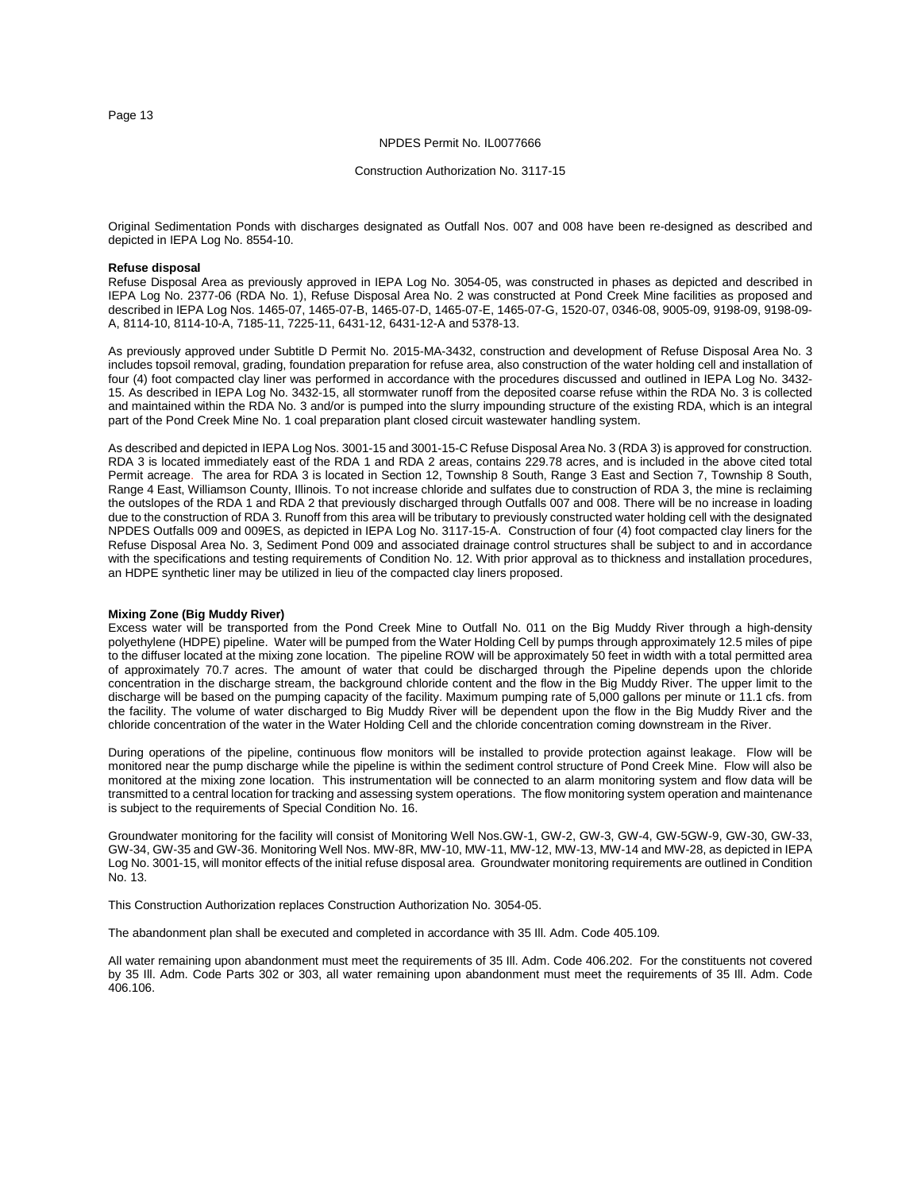NPDES Permit No. IL0077666

Construction Authorization No. 3117-15

Original Sedimentation Ponds with discharges designated as Outfall Nos. 007 and 008 have been re-designed as described and depicted in IEPA Log No. 8554-10.

**Refuse disposal**

Refuse Disposal Area as previously approved in IEPA Log No. 3054-05, was constructed in phases as depicted and described in IEPA Log No. 2377-06 (RDA No. 1), Refuse Disposal Area No. 2 was constructed at Pond Creek Mine facilities as proposed and described in IEPA Log Nos. 1465-07, 1465-07-B, 1465-07-D, 1465-07-E, 1465-07-G, 1520-07, 0346-08, 9005-09, 9198-09, 9198-09-A, 8114-10, 8114-10-A, 7185-11, 7225-11, 6431-12, 6431-12-A and 5378-13.

As previously approved under Subtitle D Permit No. 2015-MA-3432, construction and development of Refuse Disposal Area No. 3 includes topsoil removal, grading, foundation preparation for refuse area, also construction of the water holding cell and installation of four (4) foot compacted clay liner was performed in accordance with the procedures discussed and outlined in IEPA Log No. 3432-15. As described in IEPA Log No. 3432-15, all stormwater runoff from the deposited coarse refuse within the RDA No. 3 is collected and maintained within the RDA No. 3 and/or is pumped into the slurry impounding structure of the existing RDA, which is an integral part of the Pond Creek Mine No. 1 coal preparation plant closed circuit wastewater handling system.

As described and depicted in IEPA Log Nos. 3001-15 and 3001-15-C Refuse Disposal Area No. 3 (RDA 3) is approved for construction. RDA 3 is located immediately east of the RDA 1 and RDA 2 areas, contains 229.78 acres, and is included in the above cited total Permit acreage. The area for RDA 3 is located in Section 12, Township 8 South, Range 3 East and Section 7, Township 8 South, Range 4 East, Williamson County, Illinois. To not increase chloride and sulfates due to construction of RDA 3, the mine is reclaiming the outslopes of the RDA 1 and RDA 2 that previously discharged through Outfalls 007 and 008. There will be no increase in loading due to the construction of RDA 3. Runoff from this area will be tributary to previously constructed water holding cell with the designated NPDES Outfalls 009 and 009ES, as depicted in IEPA Log No. 3117-15-A. Construction of four (4) foot compacted clay liners for the Refuse Disposal Area No. 3, Sediment Pond 009 and associated drainage control structures shall be subject to and in accordance with the specifications and testing requirements of Condition No. 12. With prior approval as to thickness and installation procedures, an HDPE synthetic liner may be utilized in lieu of the compacted clay liners proposed.

**Mixing Zone (Big Muddy River)**

Excess water will be transported from the Pond Creek Mine to Outfall No. 011 on the Big Muddy River through a high-density polyethylene (HDPE) pipeline. Water will be pumped from the Water Holding Cell by pumps through approximately 12.5 miles of pipe to the diffuser located at the mixing zone location. The pipeline ROW will be approximately 50 feet in width with a total permitted area of approximately 70.7 acres. The amount of water that could be discharged through the Pipeline depends upon the chloride concentration in the discharge stream, the background chloride content and the flow in the Big Muddy River. The upper limit to the discharge will be based on the pumping capacity of the facility. Maximum pumping rate of 5,000 gallons per minute or 11.1 cfs. from the facility. The volume of water discharged to Big Muddy River will be dependent upon the flow in the Big Muddy River and the chloride concentration of the water in the Water Holding Cell and the chloride concentration coming downstream in the River.

During operations of the pipeline, continuous flow monitors will be installed to provide protection against leakage. Flow will be monitored near the pump discharge while the pipeline is within the sediment control structure of Pond Creek Mine. Flow will also be monitored at the mixing zone location. This instrumentation will be connected to an alarm monitoring system and flow data will be transmitted to a central location for tracking and assessing system operations. The flow monitoring system operation and maintenance is subject to the requirements of Special Condition No. 16.

Groundwater monitoring for the facility will consist of Monitoring Well Nos.GW-1, GW-2, GW-3, GW-4, GW-5GW-9, GW-30, GW-33, GW-34, GW-35 and GW-36. Monitoring Well Nos. MW-8R, MW-10, MW-11, MW-12, MW-13, MW-14 and MW-28, as depicted in IEPA Log No. 3001-15, will monitor effects of the initial refuse disposal area. Groundwater monitoring requirements are outlined in Condition No. 13.

This Construction Authorization replaces Construction Authorization No. 3054-05.

The abandonment plan shall be executed and completed in accordance with 35 Ill. Adm. Code 405.109.

All water remaining upon abandonment must meet the requirements of 35 Ill. Adm. Code 406.202. For the constituents not covered by 35 Ill. Adm. Code Parts 302 or 303, all water remaining upon abandonment must meet the requirements of 35 Ill. Adm. Code 406.106.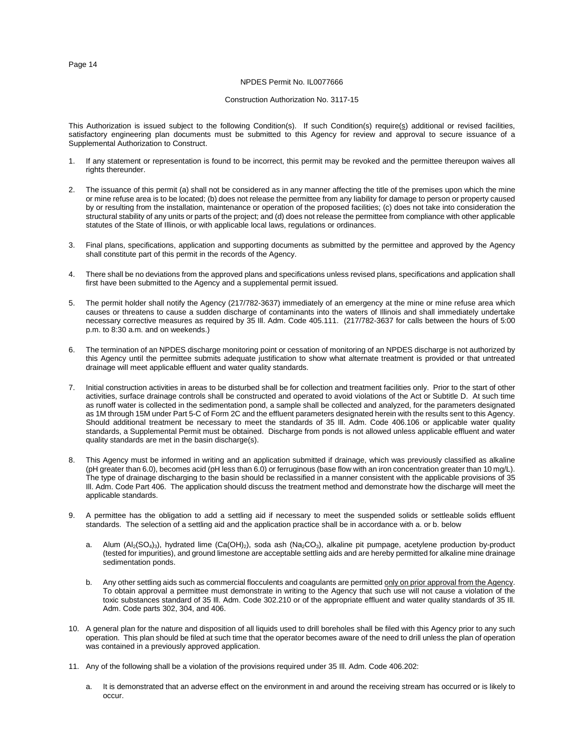NPDES Permit No. IL0077666

Construction Authorization No. 3117-15

This Authorization is issued subject to the following Condition(s). If such Condition(s) require(s) additional or revised facilities, satisfactory engineering plan documents must be submitted to this Agency for review and approval to secure issuance of a Supplemental Authorization to Construct.

1. If any statement or representation is found to be incorrect, this permit may be revoked and the permittee thereupon waives all rights thereunder.

2. The issuance of this permit (a) shall not be considered as in any manner affecting the title of the premises upon which the mine or mine refuse area is to be located; (b) does not release the permittee from any liability for damage to person or property caused by or resulting from the installation, maintenance or operation of the proposed facilities; (c) does not take into consideration the structural stability of any units or parts of the project; and (d) does not release the permittee from compliance with other applicable statutes of the State of Illinois, or with applicable local laws, regulations or ordinances.

3. Final plans, specifications, application and supporting documents as submitted by the permittee and approved by the Agency shall constitute part of this permit in the records of the Agency.

4. There shall be no deviations from the approved plans and specifications unless revised plans, specifications and application shall first have been submitted to the Agency and a supplemental permit issued.

5. The permit holder shall notify the Agency (217/782-3637) immediately of an emergency at the mine or mine refuse area which causes or threatens to cause a sudden discharge of contaminants into the waters of Illinois and shall immediately undertake necessary corrective measures as required by 35 Ill. Adm. Code 405.111. (217/782-3637 for calls between the hours of 5:00 p.m. to 8:30 a.m. and on weekends.)

6. The termination of an NPDES discharge monitoring point or cessation of monitoring of an NPDES discharge is not authorized by this Agency until the permittee submits adequate justification to show what alternate treatment is provided or that untreated drainage will meet applicable effluent and water quality standards.

7. Initial construction activities in areas to be disturbed shall be for collection and treatment facilities only. Prior to the start of other activities, surface drainage controls shall be constructed and operated to avoid violations of the Act or Subtitle D. At such time as runoff water is collected in the sedimentation pond, a sample shall be collected and analyzed, for the parameters designated as 1M through 15M under Part 5-C of Form 2C and the effluent parameters designated herein with the results sent to this Agency. Should additional treatment be necessary to meet the standards of 35 Ill. Adm. Code 406.106 or applicable water quality standards, a Supplemental Permit must be obtained. Discharge from ponds is not allowed unless applicable effluent and water quality standards are met in the basin discharge(s).

8. This Agency must be informed in writing and an application submitted if drainage, which was previously classified as alkaline (pH greater than 6.0), becomes acid (pH less than 6.0) or ferruginous (base flow with an iron concentration greater than 10 mg/L). The type of drainage discharging to the basin should be reclassified in a manner consistent with the applicable provisions of 35 Ill. Adm. Code Part 406. The application should discuss the treatment method and demonstrate how the discharge will meet the applicable standards.

9. A permittee has the obligation to add a settling aid if necessary to meet the suspended solids or settleable solids effluent standards. The selection of a settling aid and the application practice shall be in accordance with a. or b. below

   a. Alum ($Al_2(SO_4)_3$), hydrated lime ($Ca(OH)_2$), soda ash ($Na_2CO_3$), alkaline pit pumpage, acetylene production by-product (tested for impurities), and ground limestone are acceptable settling aids and are hereby permitted for alkaline mine drainage sedimentation ponds.

   b. Any other settling aids such as commercial flocculents and coagulants are permitted <u>only on prior approval from the Agency</u>. To obtain approval a permittee must demonstrate in writing to the Agency that such use will not cause a violation of the toxic substances standard of 35 Ill. Adm. Code 302.210 or of the appropriate effluent and water quality standards of 35 Ill. Adm. Code parts 302, 304, and 406.

10. A general plan for the nature and disposition of all liquids used to drill boreholes shall be filed with this Agency prior to any such operation. This plan should be filed at such time that the operator becomes aware of the need to drill unless the plan of operation was contained in a previously approved application.

11. Any of the following shall be a violation of the provisions required under 35 Ill. Adm. Code 406.202:

    a. It is demonstrated that an adverse effect on the environment in and around the receiving stream has occurred or is likely to occur.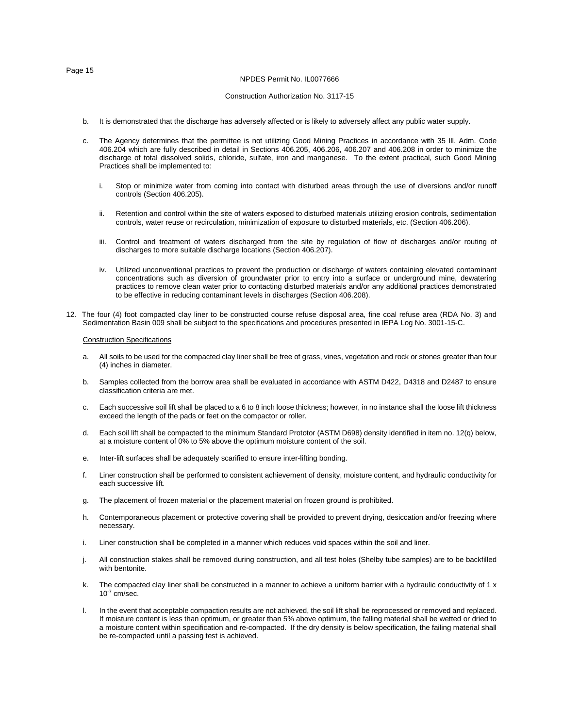b. It is demonstrated that the discharge has adversely affected or is likely to adversely affect any public water supply.

c. The Agency determines that the permittee is not utilizing Good Mining Practices in accordance with 35 Ill. Adm. Code 406.204 which are fully described in detail in Sections 406.205, 406.206, 406.207 and 406.208 in order to minimize the discharge of total dissolved solids, chloride, sulfate, iron and manganese. To the extent practical, such Good Mining Practices shall be implemented to:

   i. Stop or minimize water from coming into contact with disturbed areas through the use of diversions and/or runoff controls (Section 406.205).

   ii. Retention and control within the site of waters exposed to disturbed materials utilizing erosion controls, sedimentation controls, water reuse or recirculation, minimization of exposure to disturbed materials, etc. (Section 406.206).

   iii. Control and treatment of waters discharged from the site by regulation of flow of discharges and/or routing of discharges to more suitable discharge locations (Section 406.207).

   iv. Utilized unconventional practices to prevent the production or discharge of waters containing elevated contaminant concentrations such as diversion of groundwater prior to entry into a surface or underground mine, dewatering practices to remove clean water prior to contacting disturbed materials and/or any additional practices demonstrated to be effective in reducing contaminant levels in discharges (Section 406.208).

12. The four (4) foot compacted clay liner to be constructed course refuse disposal area, fine coal refuse area (RDA No. 3) and Sedimentation Basin 009 shall be subject to the specifications and procedures presented in IEPA Log No. 3001-15-C.

<u>Construction Specifications</u>

a. All soils to be used for the compacted clay liner shall be free of grass, vines, vegetation and rock or stones greater than four (4) inches in diameter.

b. Samples collected from the borrow area shall be evaluated in accordance with ASTM D422, D4318 and D2487 to ensure classification criteria are met.

c. Each successive soil lift shall be placed to a 6 to 8 inch loose thickness; however, in no instance shall the loose lift thickness exceed the length of the pads or feet on the compactor or roller.

d. Each soil lift shall be compacted to the minimum Standard Prototor (ASTM D698) density identified in item no. 12(q) below, at a moisture content of 0% to 5% above the optimum moisture content of the soil.

e. Inter-lift surfaces shall be adequately scarified to ensure inter-lifting bonding.

f. Liner construction shall be performed to consistent achievement of density, moisture content, and hydraulic conductivity for each successive lift.

g. The placement of frozen material or the placement material on frozen ground is prohibited.

h. Contemporaneous placement or protective covering shall be provided to prevent drying, desiccation and/or freezing where necessary.

i. Liner construction shall be completed in a manner which reduces void spaces within the soil and liner.

j. All construction stakes shall be removed during construction, and all test holes (Shelby tube samples) are to be backfilled with bentonite.

k. The compacted clay liner shall be constructed in a manner to achieve a uniform barrier with a hydraulic conductivity of $1 \times 10^{-7}$ cm/sec.

l. In the event that acceptable compaction results are not achieved, the soil lift shall be reprocessed or removed and replaced. If moisture content is less than optimum, or greater than 5% above optimum, the falling material shall be wetted or dried to a moisture content within specification and re-compacted. If the dry density is below specification, the failing material shall be re-compacted until a passing test is achieved.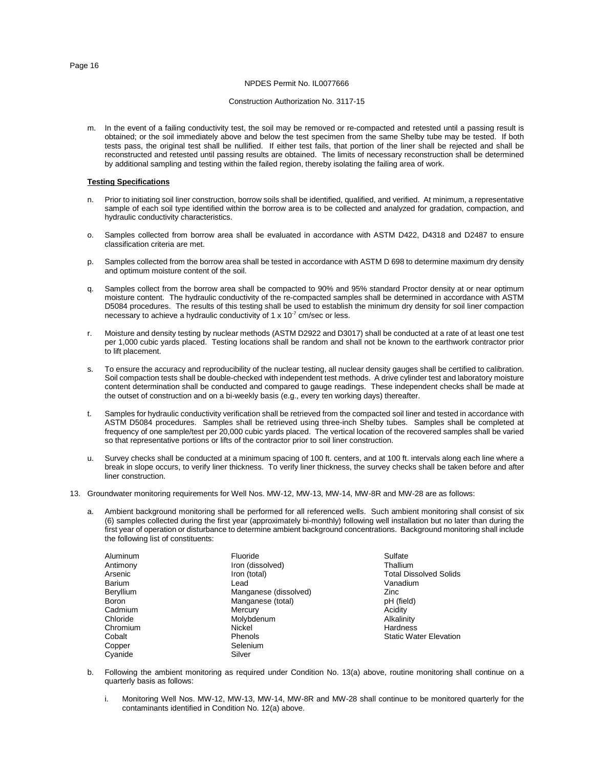NPDES Permit No. IL0077666

Construction Authorization No. 3117-15

m. In the event of a failing conductivity test, the soil may be removed or re-compacted and retested until a passing result is obtained; or the soil immediately above and below the test specimen from the same Shelby tube may be tested. If both tests pass, the original test shall be nullified. If either test fails, that portion of the liner shall be rejected and shall be reconstructed and retested until passing results are obtained. The limits of necessary reconstruction shall be determined by additional sampling and testing within the failed region, thereby isolating the failing area of work.

**Testing Specifications**

n. Prior to initiating soil liner construction, borrow soils shall be identified, qualified, and verified. At minimum, a representative sample of each soil type identified within the borrow area is to be collected and analyzed for gradation, compaction, and hydraulic conductivity characteristics.

o. Samples collected from borrow area shall be evaluated in accordance with ASTM D422, D4318 and D2487 to ensure classification criteria are met.

p. Samples collected from the borrow area shall be tested in accordance with ASTM D 698 to determine maximum dry density and optimum moisture content of the soil.

q. Samples collect from the borrow area shall be compacted to 90% and 95% standard Proctor density at or near optimum moisture content. The hydraulic conductivity of the re-compacted samples shall be determined in accordance with ASTM D5084 procedures. The results of this testing shall be used to establish the minimum dry density for soil liner compaction necessary to achieve a hydraulic conductivity of $1 \times 10^{-7}$ cm/sec or less.

r. Moisture and density testing by nuclear methods (ASTM D2922 and D3017) shall be conducted at a rate of at least one test per 1,000 cubic yards placed. Testing locations shall be random and shall not be known to the earthwork contractor prior to lift placement.

s. To ensure the accuracy and reproducibility of the nuclear testing, all nuclear density gauges shall be certified to calibration. Soil compaction tests shall be double-checked with independent test methods. A drive cylinder test and laboratory moisture content determination shall be conducted and compared to gauge readings. These independent checks shall be made at the outset of construction and on a bi-weekly basis (e.g., every ten working days) thereafter.

t. Samples for hydraulic conductivity verification shall be retrieved from the compacted soil liner and tested in accordance with ASTM D5084 procedures. Samples shall be retrieved using three-inch Shelby tubes. Samples shall be completed at frequency of one sample/test per 20,000 cubic yards placed. The vertical location of the recovered samples shall be varied so that representative portions or lifts of the contractor prior to soil liner construction.

u. Survey checks shall be conducted at a minimum spacing of 100 ft. centers, and at 100 ft. intervals along each line where a break in slope occurs, to verify liner thickness. To verify liner thickness, the survey checks shall be taken before and after liner construction.

13. Groundwater monitoring requirements for Well Nos. MW-12, MW-13, MW-14, MW-8R and MW-28 are as follows:

   a. Ambient background monitoring shall be performed for all referenced wells. Such ambient monitoring shall consist of six (6) samples collected during the first year (approximately bi-monthly) following well installation but no later than during the first year of operation or disturbance to determine ambient background concentrations. Background monitoring shall include the following list of constituents:

| | | |
|---|---|---|
| Aluminum | Fluoride | Sulfate |
| Antimony | Iron (dissolved) | Thallium |
| Arsenic | Iron (total) | Total Dissolved Solids |
| Barium | Lead | Vanadium |
| Beryllium | Manganese (dissolved) | Zinc |
| Boron | Manganese (total) | pH (field) |
| Cadmium | Mercury | Acidity |
| Chloride | Molybdenum | Alkalinity |
| Chromium | Nickel | Hardness |
| Cobalt | Phenols | Static Water Elevation |
| Copper | Selenium | |
| Cyanide | Silver | |

   b. Following the ambient monitoring as required under Condition No. 13(a) above, routine monitoring shall continue on a quarterly basis as follows:

      i. Monitoring Well Nos. MW-12, MW-13, MW-14, MW-8R and MW-28 shall continue to be monitored quarterly for the contaminants identified in Condition No. 12(a) above.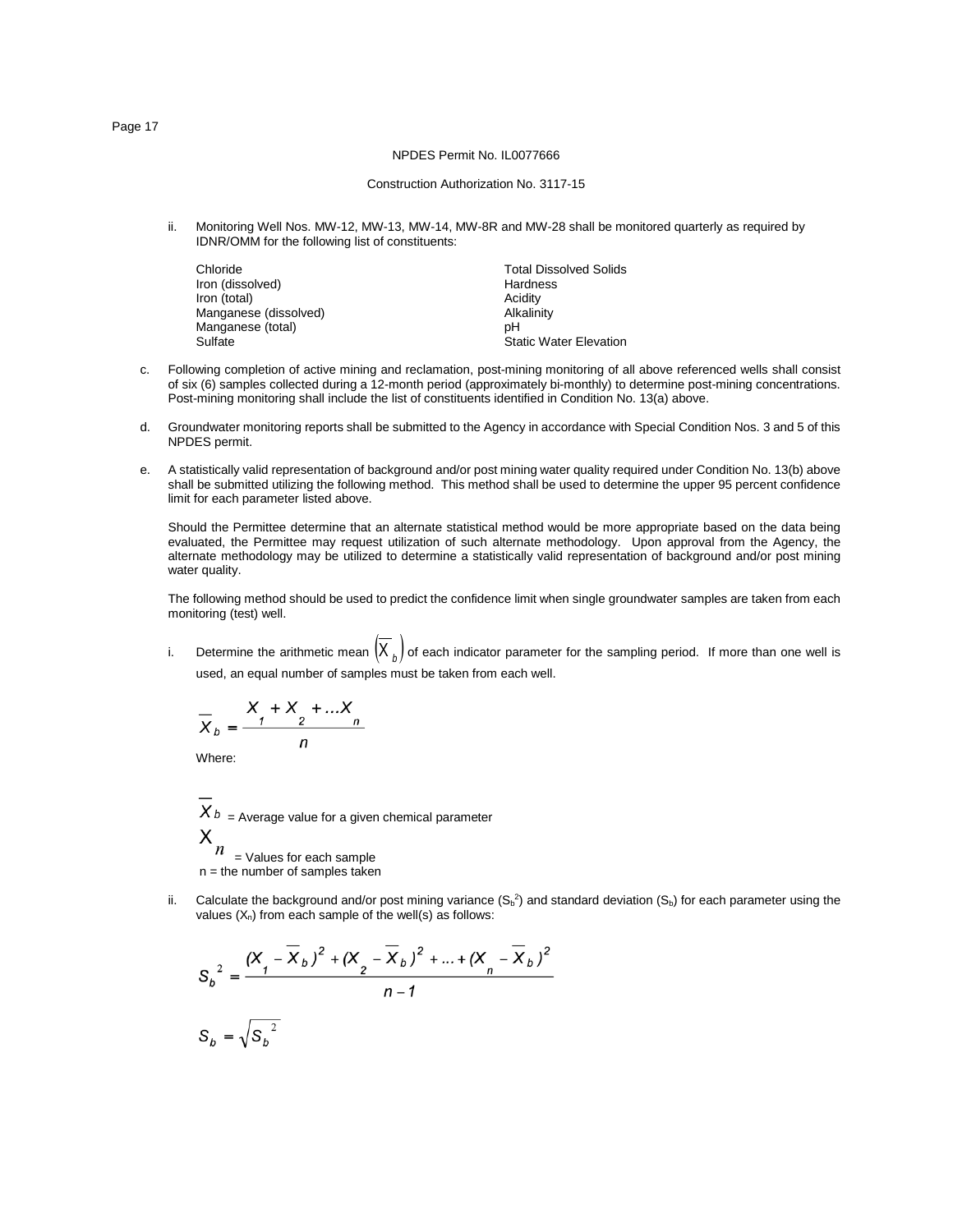NPDES Permit No. IL0077666

Construction Authorization No. 3117-15

ii. Monitoring Well Nos. MW-12, MW-13, MW-14, MW-8R and MW-28 shall be monitored quarterly as required by IDNR/OMM for the following list of constituents:

| | |
|---|---|
| Chloride | Total Dissolved Solids |
| Iron (dissolved) | Hardness |
| Iron (total) | Acidity |
| Manganese (dissolved) | Alkalinity |
| Manganese (total) | pH |
| Sulfate | Static Water Elevation |

c. Following completion of active mining and reclamation, post-mining monitoring of all above referenced wells shall consist of six (6) samples collected during a 12-month period (approximately bi-monthly) to determine post-mining concentrations. Post-mining monitoring shall include the list of constituents identified in Condition No. 13(a) above.

d. Groundwater monitoring reports shall be submitted to the Agency in accordance with Special Condition Nos. 3 and 5 of this NPDES permit.

e. A statistically valid representation of background and/or post mining water quality required under Condition No. 13(b) above shall be submitted utilizing the following method. This method shall be used to determine the upper 95 percent confidence limit for each parameter listed above.

Should the Permittee determine that an alternate statistical method would be more appropriate based on the data being evaluated, the Permittee may request utilization of such alternate methodology. Upon approval from the Agency, the alternate methodology may be utilized to determine a statistically valid representation of background and/or post mining water quality.

The following method should be used to predict the confidence limit when single groundwater samples are taken from each monitoring (test) well.

i. Determine the arithmetic mean $\left(\overline{X}_b\right)$ of each indicator parameter for the sampling period. If more than one well is used, an equal number of samples must be taken from each well.

$$\overline{X}_b = \frac{X_1 + X_2 + \ldots X_n}{n}$$

Where:

$\overline{X}_b$ = Average value for a given chemical parameter

$X_n$ = Values for each sample

n = the number of samples taken

ii. Calculate the background and/or post mining variance ($S_b^2$) and standard deviation ($S_b$) for each parameter using the values ($X_n$) from each sample of the well(s) as follows:

$$S_b^{\,2} = \frac{(X_1 - \overline{X}_b)^2 + (X_2 - \overline{X}_b)^2 + \ldots + (X_n - \overline{X}_b)^2}{n-1}$$

$$S_b = \sqrt{S_b^{\,2}}$$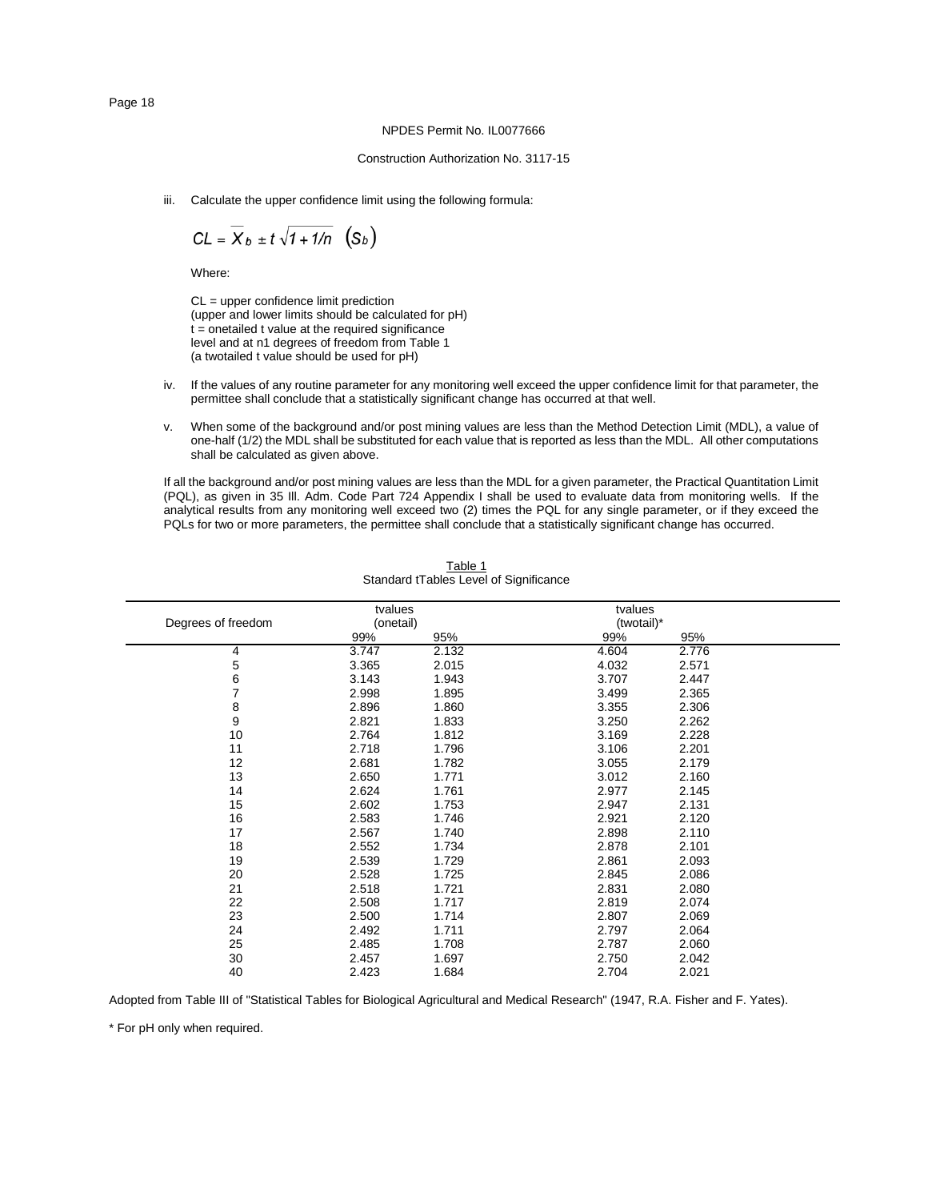NPDES Permit No. IL0077666

Construction Authorization No. 3117-15

iii. Calculate the upper confidence limit using the following formula:

$$CL = \overline{X}_b \pm t \sqrt{1 + 1/n} \; (S_b)$$

Where:

CL = upper confidence limit prediction
(upper and lower limits should be calculated for pH)
t = onetailed t value at the required significance level and at n1 degrees of freedom from Table 1
(a twotailed t value should be used for pH)

iv. If the values of any routine parameter for any monitoring well exceed the upper confidence limit for that parameter, the permittee shall conclude that a statistically significant change has occurred at that well.

v. When some of the background and/or post mining values are less than the Method Detection Limit (MDL), a value of one-half (1/2) the MDL shall be substituted for each value that is reported as less than the MDL. All other computations shall be calculated as given above.

If all the background and/or post mining values are less than the MDL for a given parameter, the Practical Quantitation Limit (PQL), as given in 35 Ill. Adm. Code Part 724 Appendix I shall be used to evaluate data from monitoring wells. If the analytical results from any monitoring well exceed two (2) times the PQL for any single parameter, or if they exceed the PQLs for two or more parameters, the permittee shall conclude that a statistically significant change has occurred.

Table 1
Standard tTables Level of Significance

| Degrees of freedom | tvalues (onetail) | | tvalues (twotail)* | |
|---|---|---|---|---|
| | 99% | 95% | 99% | 95% |
| 4 | 3.747 | 2.132 | 4.604 | 2.776 |
| 5 | 3.365 | 2.015 | 4.032 | 2.571 |
| 6 | 3.143 | 1.943 | 3.707 | 2.447 |
| 7 | 2.998 | 1.895 | 3.499 | 2.365 |
| 8 | 2.896 | 1.860 | 3.355 | 2.306 |
| 9 | 2.821 | 1.833 | 3.250 | 2.262 |
| 10 | 2.764 | 1.812 | 3.169 | 2.228 |
| 11 | 2.718 | 1.796 | 3.106 | 2.201 |
| 12 | 2.681 | 1.782 | 3.055 | 2.179 |
| 13 | 2.650 | 1.771 | 3.012 | 2.160 |
| 14 | 2.624 | 1.761 | 2.977 | 2.145 |
| 15 | 2.602 | 1.753 | 2.947 | 2.131 |
| 16 | 2.583 | 1.746 | 2.921 | 2.120 |
| 17 | 2.567 | 1.740 | 2.898 | 2.110 |
| 18 | 2.552 | 1.734 | 2.878 | 2.101 |
| 19 | 2.539 | 1.729 | 2.861 | 2.093 |
| 20 | 2.528 | 1.725 | 2.845 | 2.086 |
| 21 | 2.518 | 1.721 | 2.831 | 2.080 |
| 22 | 2.508 | 1.717 | 2.819 | 2.074 |
| 23 | 2.500 | 1.714 | 2.807 | 2.069 |
| 24 | 2.492 | 1.711 | 2.797 | 2.064 |
| 25 | 2.485 | 1.708 | 2.787 | 2.060 |
| 30 | 2.457 | 1.697 | 2.750 | 2.042 |
| 40 | 2.423 | 1.684 | 2.704 | 2.021 |

Adopted from Table III of "Statistical Tables for Biological Agricultural and Medical Research" (1947, R.A. Fisher and F. Yates).

* For pH only when required.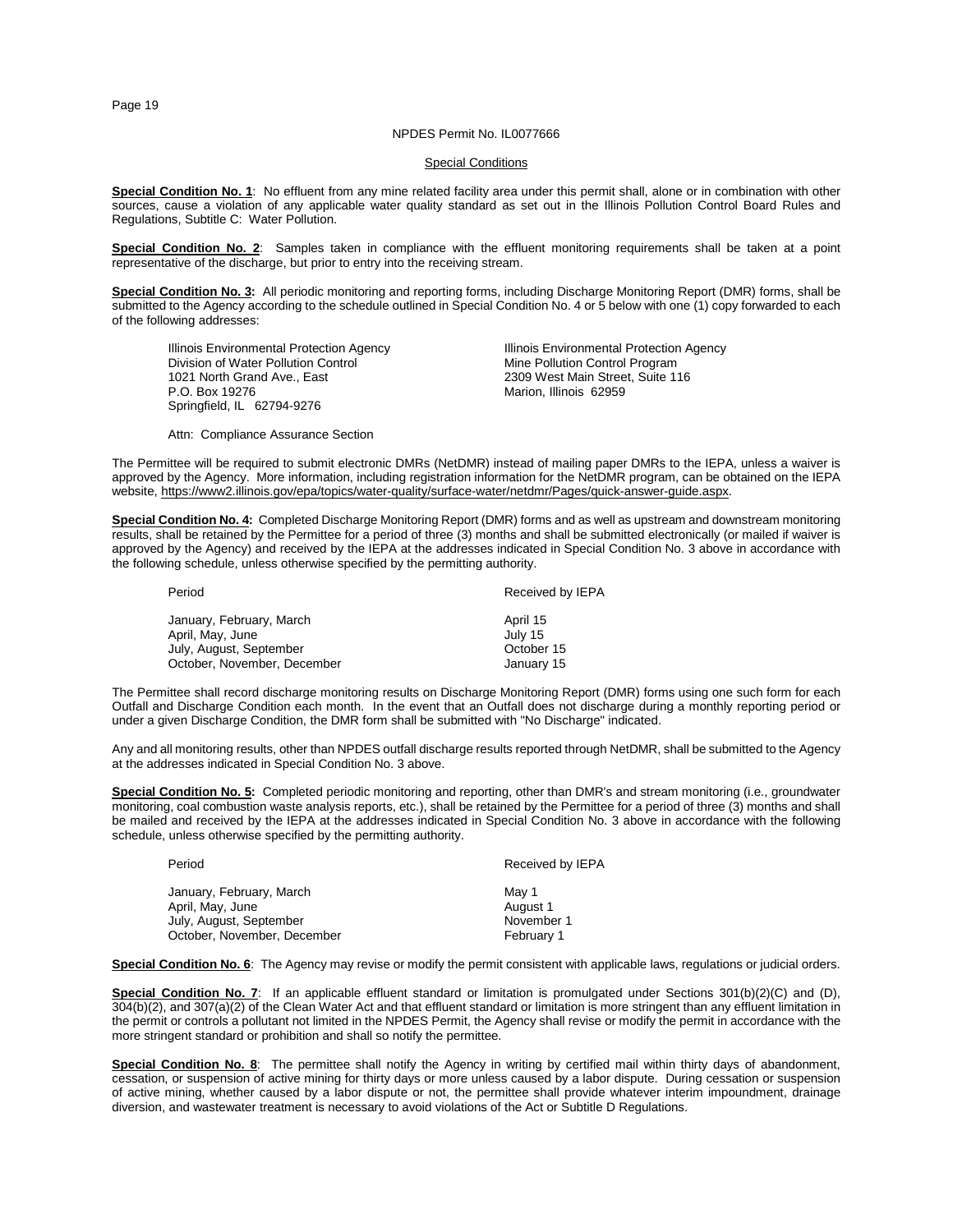NPDES Permit No. IL0077666

Special Conditions

**Special Condition No. 1**: No effluent from any mine related facility area under this permit shall, alone or in combination with other sources, cause a violation of any applicable water quality standard as set out in the Illinois Pollution Control Board Rules and Regulations, Subtitle C: Water Pollution.

**Special Condition No. 2**: Samples taken in compliance with the effluent monitoring requirements shall be taken at a point representative of the discharge, but prior to entry into the receiving stream.

**Special Condition No. 3:** All periodic monitoring and reporting forms, including Discharge Monitoring Report (DMR) forms, shall be submitted to the Agency according to the schedule outlined in Special Condition No. 4 or 5 below with one (1) copy forwarded to each of the following addresses:

Illinois Environmental Protection Agency
Division of Water Pollution Control
1021 North Grand Ave., East
P.O. Box 19276
Springfield, IL 62794-9276

Attn: Compliance Assurance Section

Illinois Environmental Protection Agency
Mine Pollution Control Program
2309 West Main Street, Suite 116
Marion, Illinois 62959

The Permittee will be required to submit electronic DMRs (NetDMR) instead of mailing paper DMRs to the IEPA, unless a waiver is approved by the Agency. More information, including registration information for the NetDMR program, can be obtained on the IEPA website, https://www2.illinois.gov/epa/topics/water-quality/surface-water/netdmr/Pages/quick-answer-guide.aspx.

**Special Condition No. 4:** Completed Discharge Monitoring Report (DMR) forms and as well as upstream and downstream monitoring results, shall be retained by the Permittee for a period of three (3) months and shall be submitted electronically (or mailed if waiver is approved by the Agency) and received by the IEPA at the addresses indicated in Special Condition No. 3 above in accordance with the following schedule, unless otherwise specified by the permitting authority.

| Period | Received by IEPA |
|---|---|
| January, February, March | April 15 |
| April, May, June | July 15 |
| July, August, September | October 15 |
| October, November, December | January 15 |

The Permittee shall record discharge monitoring results on Discharge Monitoring Report (DMR) forms using one such form for each Outfall and Discharge Condition each month. In the event that an Outfall does not discharge during a monthly reporting period or under a given Discharge Condition, the DMR form shall be submitted with "No Discharge" indicated.

Any and all monitoring results, other than NPDES outfall discharge results reported through NetDMR, shall be submitted to the Agency at the addresses indicated in Special Condition No. 3 above.

**Special Condition No. 5:** Completed periodic monitoring and reporting, other than DMR's and stream monitoring (i.e., groundwater monitoring, coal combustion waste analysis reports, etc.), shall be retained by the Permittee for a period of three (3) months and shall be mailed and received by the IEPA at the addresses indicated in Special Condition No. 3 above in accordance with the following schedule, unless otherwise specified by the permitting authority.

| Period | Received by IEPA |
|---|---|
| January, February, March | May 1 |
| April, May, June | August 1 |
| July, August, September | November 1 |
| October, November, December | February 1 |

**Special Condition No. 6**: The Agency may revise or modify the permit consistent with applicable laws, regulations or judicial orders.

**Special Condition No. 7**: If an applicable effluent standard or limitation is promulgated under Sections 301(b)(2)(C) and (D), 304(b)(2), and 307(a)(2) of the Clean Water Act and that effluent standard or limitation is more stringent than any effluent limitation in the permit or controls a pollutant not limited in the NPDES Permit, the Agency shall revise or modify the permit in accordance with the more stringent standard or prohibition and shall so notify the permittee.

**Special Condition No. 8**: The permittee shall notify the Agency in writing by certified mail within thirty days of abandonment, cessation, or suspension of active mining for thirty days or more unless caused by a labor dispute. During cessation or suspension of active mining, whether caused by a labor dispute or not, the permittee shall provide whatever interim impoundment, drainage diversion, and wastewater treatment is necessary to avoid violations of the Act or Subtitle D Regulations.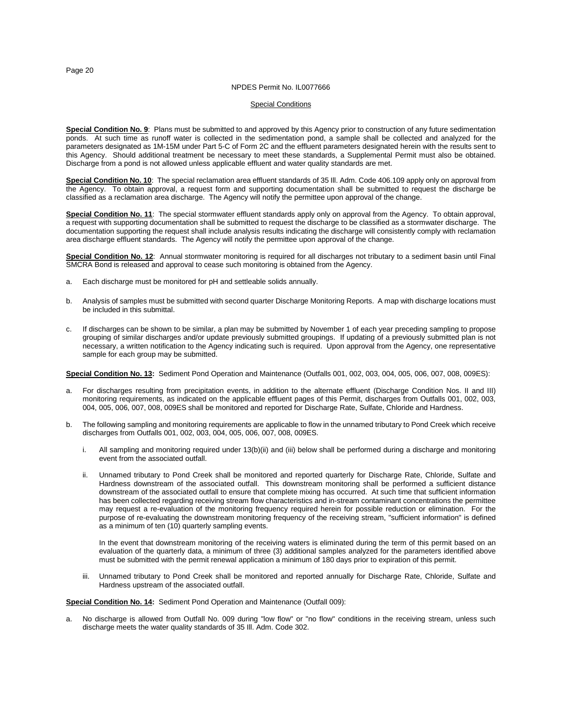NPDES Permit No. IL0077666

Special Conditions

**Special Condition No. 9**: Plans must be submitted to and approved by this Agency prior to construction of any future sedimentation ponds. At such time as runoff water is collected in the sedimentation pond, a sample shall be collected and analyzed for the parameters designated as 1M-15M under Part 5-C of Form 2C and the effluent parameters designated herein with the results sent to this Agency. Should additional treatment be necessary to meet these standards, a Supplemental Permit must also be obtained. Discharge from a pond is not allowed unless applicable effluent and water quality standards are met.

**Special Condition No. 10**: The special reclamation area effluent standards of 35 Ill. Adm. Code 406.109 apply only on approval from the Agency. To obtain approval, a request form and supporting documentation shall be submitted to request the discharge be classified as a reclamation area discharge. The Agency will notify the permittee upon approval of the change.

**Special Condition No. 11**: The special stormwater effluent standards apply only on approval from the Agency. To obtain approval, a request with supporting documentation shall be submitted to request the discharge to be classified as a stormwater discharge. The documentation supporting the request shall include analysis results indicating the discharge will consistently comply with reclamation area discharge effluent standards. The Agency will notify the permittee upon approval of the change.

**Special Condition No. 12**: Annual stormwater monitoring is required for all discharges not tributary to a sediment basin until Final SMCRA Bond is released and approval to cease such monitoring is obtained from the Agency.

a. Each discharge must be monitored for pH and settleable solids annually.

b. Analysis of samples must be submitted with second quarter Discharge Monitoring Reports. A map with discharge locations must be included in this submittal.

c. If discharges can be shown to be similar, a plan may be submitted by November 1 of each year preceding sampling to propose grouping of similar discharges and/or update previously submitted groupings. If updating of a previously submitted plan is not necessary, a written notification to the Agency indicating such is required. Upon approval from the Agency, one representative sample for each group may be submitted.

**Special Condition No. 13:** Sediment Pond Operation and Maintenance (Outfalls 001, 002, 003, 004, 005, 006, 007, 008, 009ES):

a. For discharges resulting from precipitation events, in addition to the alternate effluent (Discharge Condition Nos. II and III) monitoring requirements, as indicated on the applicable effluent pages of this Permit, discharges from Outfalls 001, 002, 003, 004, 005, 006, 007, 008, 009ES shall be monitored and reported for Discharge Rate, Sulfate, Chloride and Hardness.

b. The following sampling and monitoring requirements are applicable to flow in the unnamed tributary to Pond Creek which receive discharges from Outfalls 001, 002, 003, 004, 005, 006, 007, 008, 009ES.

   i. All sampling and monitoring required under 13(b)(ii) and (iii) below shall be performed during a discharge and monitoring event from the associated outfall.

   ii. Unnamed tributary to Pond Creek shall be monitored and reported quarterly for Discharge Rate, Chloride, Sulfate and Hardness downstream of the associated outfall. This downstream monitoring shall be performed a sufficient distance downstream of the associated outfall to ensure that complete mixing has occurred. At such time that sufficient information has been collected regarding receiving stream flow characteristics and in-stream contaminant concentrations the permittee may request a re-evaluation of the monitoring frequency required herein for possible reduction or elimination. For the purpose of re-evaluating the downstream monitoring frequency of the receiving stream, "sufficient information" is defined as a minimum of ten (10) quarterly sampling events.

   In the event that downstream monitoring of the receiving waters is eliminated during the term of this permit based on an evaluation of the quarterly data, a minimum of three (3) additional samples analyzed for the parameters identified above must be submitted with the permit renewal application a minimum of 180 days prior to expiration of this permit.

   iii. Unnamed tributary to Pond Creek shall be monitored and reported annually for Discharge Rate, Chloride, Sulfate and Hardness upstream of the associated outfall.

**Special Condition No. 14:** Sediment Pond Operation and Maintenance (Outfall 009):

a. No discharge is allowed from Outfall No. 009 during "low flow" or "no flow" conditions in the receiving stream, unless such discharge meets the water quality standards of 35 Ill. Adm. Code 302.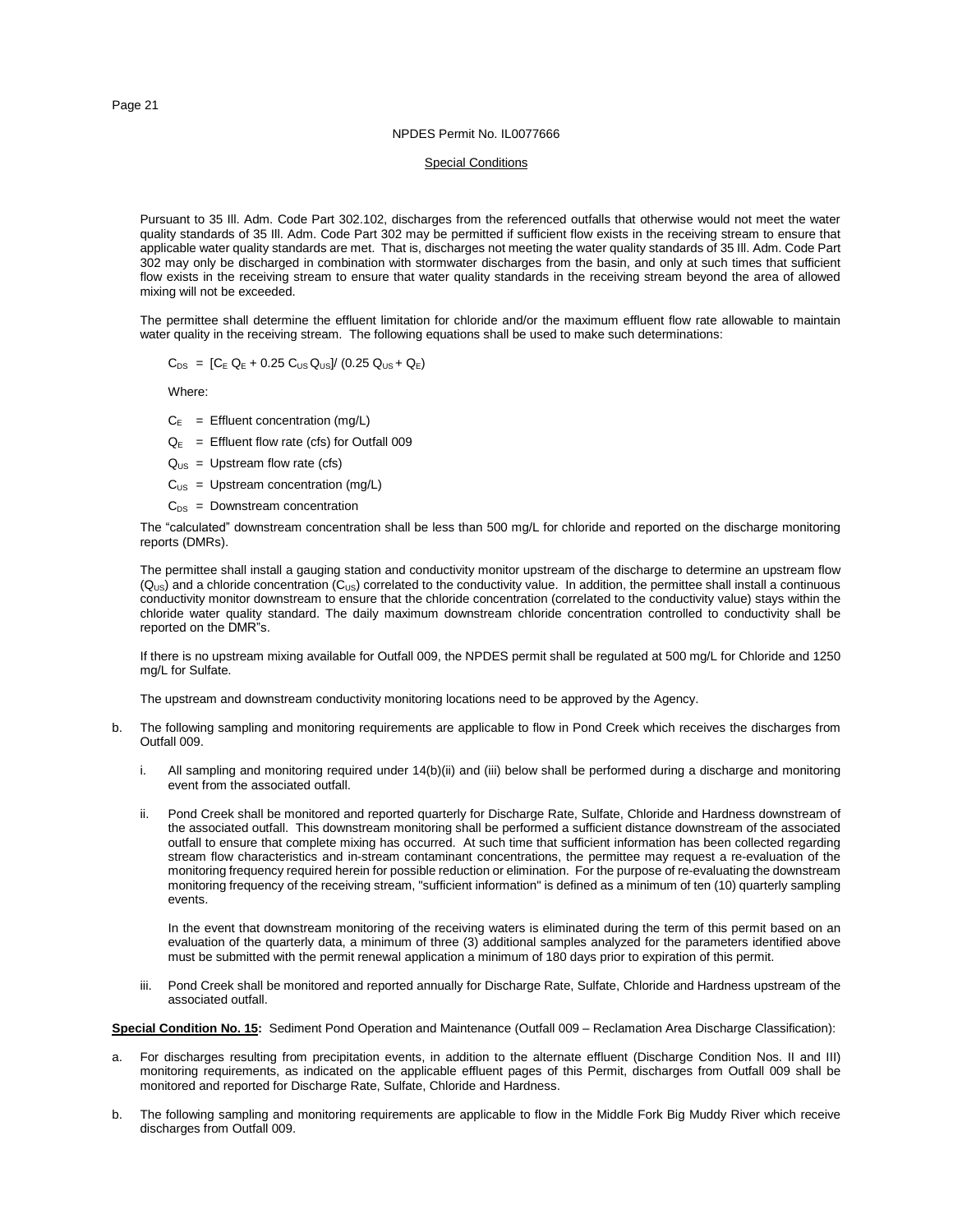NPDES Permit No. IL0077666

Special Conditions

Pursuant to 35 Ill. Adm. Code Part 302.102, discharges from the referenced outfalls that otherwise would not meet the water quality standards of 35 Ill. Adm. Code Part 302 may be permitted if sufficient flow exists in the receiving stream to ensure that applicable water quality standards are met. That is, discharges not meeting the water quality standards of 35 Ill. Adm. Code Part 302 may only be discharged in combination with stormwater discharges from the basin, and only at such times that sufficient flow exists in the receiving stream to ensure that water quality standards in the receiving stream beyond the area of allowed mixing will not be exceeded.

The permittee shall determine the effluent limitation for chloride and/or the maximum effluent flow rate allowable to maintain water quality in the receiving stream. The following equations shall be used to make such determinations:

$$C_{DS} = [C_E\, Q_E + 0.25\, C_{US}\, Q_{US}] / (0.25\, Q_{US} + Q_E)$$

Where:

$C_E$ = Effluent concentration (mg/L)

$Q_E$ = Effluent flow rate (cfs) for Outfall 009

$Q_{US}$ = Upstream flow rate (cfs)

$C_{US}$ = Upstream concentration (mg/L)

$C_{DS}$ = Downstream concentration

The "calculated" downstream concentration shall be less than 500 mg/L for chloride and reported on the discharge monitoring reports (DMRs).

The permittee shall install a gauging station and conductivity monitor upstream of the discharge to determine an upstream flow ($Q_{US}$) and a chloride concentration ($C_{US}$) correlated to the conductivity value. In addition, the permittee shall install a continuous conductivity monitor downstream to ensure that the chloride concentration (correlated to the conductivity value) stays within the chloride water quality standard. The daily maximum downstream chloride concentration controlled to conductivity shall be reported on the DMR"s.

If there is no upstream mixing available for Outfall 009, the NPDES permit shall be regulated at 500 mg/L for Chloride and 1250 mg/L for Sulfate.

The upstream and downstream conductivity monitoring locations need to be approved by the Agency.

b. The following sampling and monitoring requirements are applicable to flow in Pond Creek which receives the discharges from Outfall 009.

   i. All sampling and monitoring required under 14(b)(ii) and (iii) below shall be performed during a discharge and monitoring event from the associated outfall.

   ii. Pond Creek shall be monitored and reported quarterly for Discharge Rate, Sulfate, Chloride and Hardness downstream of the associated outfall. This downstream monitoring shall be performed a sufficient distance downstream of the associated outfall to ensure that complete mixing has occurred. At such time that sufficient information has been collected regarding stream flow characteristics and in-stream contaminant concentrations, the permittee may request a re-evaluation of the monitoring frequency required herein for possible reduction or elimination. For the purpose of re-evaluating the downstream monitoring frequency of the receiving stream, "sufficient information" is defined as a minimum of ten (10) quarterly sampling events.

   In the event that downstream monitoring of the receiving waters is eliminated during the term of this permit based on an evaluation of the quarterly data, a minimum of three (3) additional samples analyzed for the parameters identified above must be submitted with the permit renewal application a minimum of 180 days prior to expiration of this permit.

   iii. Pond Creek shall be monitored and reported annually for Discharge Rate, Sulfate, Chloride and Hardness upstream of the associated outfall.

**Special Condition No. 15:** Sediment Pond Operation and Maintenance (Outfall 009 – Reclamation Area Discharge Classification):

a. For discharges resulting from precipitation events, in addition to the alternate effluent (Discharge Condition Nos. II and III) monitoring requirements, as indicated on the applicable effluent pages of this Permit, discharges from Outfall 009 shall be monitored and reported for Discharge Rate, Sulfate, Chloride and Hardness.

b. The following sampling and monitoring requirements are applicable to flow in the Middle Fork Big Muddy River which receive discharges from Outfall 009.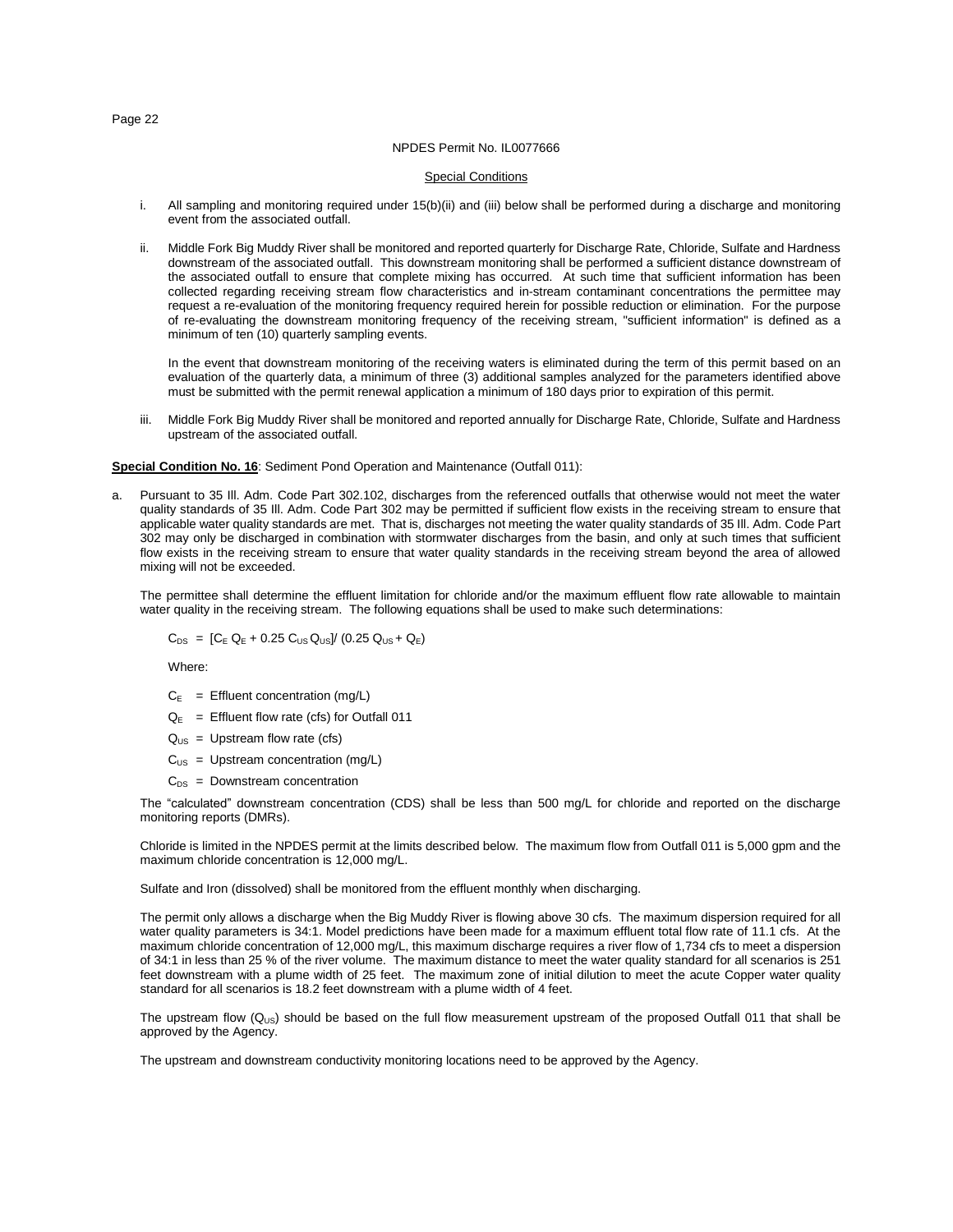NPDES Permit No. IL0077666

Special Conditions

i. All sampling and monitoring required under 15(b)(ii) and (iii) below shall be performed during a discharge and monitoring event from the associated outfall.

ii. Middle Fork Big Muddy River shall be monitored and reported quarterly for Discharge Rate, Chloride, Sulfate and Hardness downstream of the associated outfall. This downstream monitoring shall be performed a sufficient distance downstream of the associated outfall to ensure that complete mixing has occurred. At such time that sufficient information has been collected regarding receiving stream flow characteristics and in-stream contaminant concentrations the permittee may request a re-evaluation of the monitoring frequency required herein for possible reduction or elimination. For the purpose of re-evaluating the downstream monitoring frequency of the receiving stream, "sufficient information" is defined as a minimum of ten (10) quarterly sampling events.

   In the event that downstream monitoring of the receiving waters is eliminated during the term of this permit based on an evaluation of the quarterly data, a minimum of three (3) additional samples analyzed for the parameters identified above must be submitted with the permit renewal application a minimum of 180 days prior to expiration of this permit.

iii. Middle Fork Big Muddy River shall be monitored and reported annually for Discharge Rate, Chloride, Sulfate and Hardness upstream of the associated outfall.

**Special Condition No. 16**: Sediment Pond Operation and Maintenance (Outfall 011):

a. Pursuant to 35 Ill. Adm. Code Part 302.102, discharges from the referenced outfalls that otherwise would not meet the water quality standards of 35 Ill. Adm. Code Part 302 may be permitted if sufficient flow exists in the receiving stream to ensure that applicable water quality standards are met. That is, discharges not meeting the water quality standards of 35 Ill. Adm. Code Part 302 may only be discharged in combination with stormwater discharges from the basin, and only at such times that sufficient flow exists in the receiving stream to ensure that water quality standards in the receiving stream beyond the area of allowed mixing will not be exceeded.

   The permittee shall determine the effluent limitation for chloride and/or the maximum effluent flow rate allowable to maintain water quality in the receiving stream. The following equations shall be used to make such determinations:

   $$C_{DS} = [C_E Q_E + 0.25\, C_{US} Q_{US}] / (0.25\, Q_{US} + Q_E)$$

   Where:

   $C_E$ = Effluent concentration (mg/L)

   $Q_E$ = Effluent flow rate (cfs) for Outfall 011

   $Q_{US}$ = Upstream flow rate (cfs)

   $C_{US}$ = Upstream concentration (mg/L)

   $C_{DS}$ = Downstream concentration

   The "calculated" downstream concentration (CDS) shall be less than 500 mg/L for chloride and reported on the discharge monitoring reports (DMRs).

   Chloride is limited in the NPDES permit at the limits described below. The maximum flow from Outfall 011 is 5,000 gpm and the maximum chloride concentration is 12,000 mg/L.

   Sulfate and Iron (dissolved) shall be monitored from the effluent monthly when discharging.

   The permit only allows a discharge when the Big Muddy River is flowing above 30 cfs. The maximum dispersion required for all water quality parameters is 34:1. Model predictions have been made for a maximum effluent total flow rate of 11.1 cfs. At the maximum chloride concentration of 12,000 mg/L, this maximum discharge requires a river flow of 1,734 cfs to meet a dispersion of 34:1 in less than 25 % of the river volume. The maximum distance to meet the water quality standard for all scenarios is 251 feet downstream with a plume width of 25 feet. The maximum zone of initial dilution to meet the acute Copper water quality standard for all scenarios is 18.2 feet downstream with a plume width of 4 feet.

   The upstream flow ($Q_{US}$) should be based on the full flow measurement upstream of the proposed Outfall 011 that shall be approved by the Agency.

   The upstream and downstream conductivity monitoring locations need to be approved by the Agency.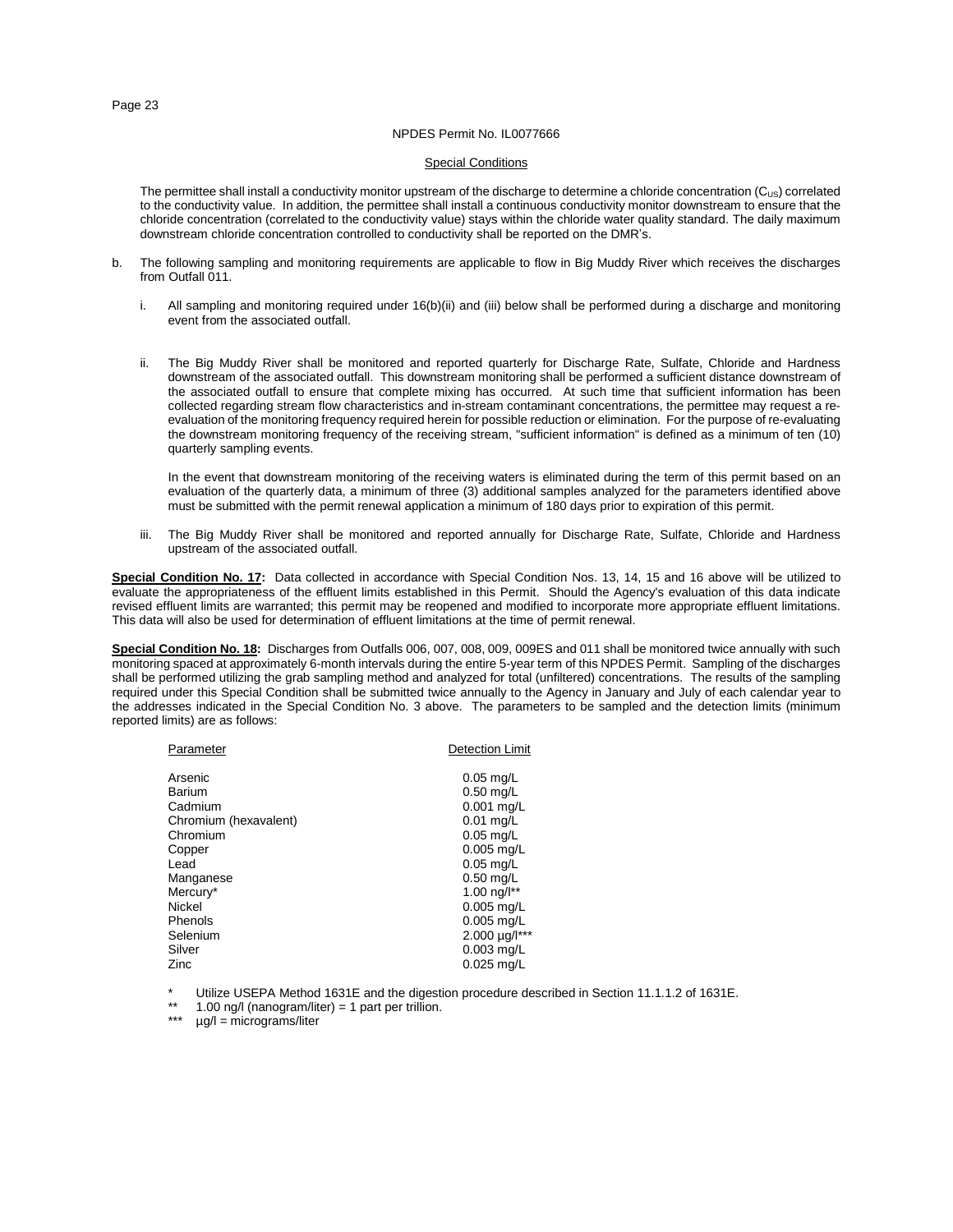NPDES Permit No. IL0077666

Special Conditions

The permittee shall install a conductivity monitor upstream of the discharge to determine a chloride concentration ($C_{US}$) correlated to the conductivity value. In addition, the permittee shall install a continuous conductivity monitor downstream to ensure that the chloride concentration (correlated to the conductivity value) stays within the chloride water quality standard. The daily maximum downstream chloride concentration controlled to conductivity shall be reported on the DMR's.

b. The following sampling and monitoring requirements are applicable to flow in Big Muddy River which receives the discharges from Outfall 011.

   i. All sampling and monitoring required under 16(b)(ii) and (iii) below shall be performed during a discharge and monitoring event from the associated outfall.

   ii. The Big Muddy River shall be monitored and reported quarterly for Discharge Rate, Sulfate, Chloride and Hardness downstream of the associated outfall. This downstream monitoring shall be performed a sufficient distance downstream of the associated outfall to ensure that complete mixing has occurred. At such time that sufficient information has been collected regarding stream flow characteristics and in-stream contaminant concentrations, the permittee may request a re-evaluation of the monitoring frequency required herein for possible reduction or elimination. For the purpose of re-evaluating the downstream monitoring frequency of the receiving stream, "sufficient information" is defined as a minimum of ten (10) quarterly sampling events.

   In the event that downstream monitoring of the receiving waters is eliminated during the term of this permit based on an evaluation of the quarterly data, a minimum of three (3) additional samples analyzed for the parameters identified above must be submitted with the permit renewal application a minimum of 180 days prior to expiration of this permit.

   iii. The Big Muddy River shall be monitored and reported annually for Discharge Rate, Sulfate, Chloride and Hardness upstream of the associated outfall.

**Special Condition No. 17:** Data collected in accordance with Special Condition Nos. 13, 14, 15 and 16 above will be utilized to evaluate the appropriateness of the effluent limits established in this Permit. Should the Agency's evaluation of this data indicate revised effluent limits are warranted; this permit may be reopened and modified to incorporate more appropriate effluent limitations. This data will also be used for determination of effluent limitations at the time of permit renewal.

**Special Condition No. 18:** Discharges from Outfalls 006, 007, 008, 009, 009ES and 011 shall be monitored twice annually with such monitoring spaced at approximately 6-month intervals during the entire 5-year term of this NPDES Permit. Sampling of the discharges shall be performed utilizing the grab sampling method and analyzed for total (unfiltered) concentrations. The results of the sampling required under this Special Condition shall be submitted twice annually to the Agency in January and July of each calendar year to the addresses indicated in the Special Condition No. 3 above. The parameters to be sampled and the detection limits (minimum reported limits) are as follows:

| Parameter | Detection Limit |
|---|---|
| Arsenic | 0.05 mg/L |
| Barium | 0.50 mg/L |
| Cadmium | 0.001 mg/L |
| Chromium (hexavalent) | 0.01 mg/L |
| Chromium | 0.05 mg/L |
| Copper | 0.005 mg/L |
| Lead | 0.05 mg/L |
| Manganese | 0.50 mg/L |
| Mercury* | 1.00 ng/l** |
| Nickel | 0.005 mg/L |
| Phenols | 0.005 mg/L |
| Selenium | 2.000 µg/l*** |
| Silver | 0.003 mg/L |
| Zinc | 0.025 mg/L |

\* Utilize USEPA Method 1631E and the digestion procedure described in Section 11.1.1.2 of 1631E.

** 1.00 ng/l (nanogram/liter) = 1 part per trillion.

*** µg/l = micrograms/liter